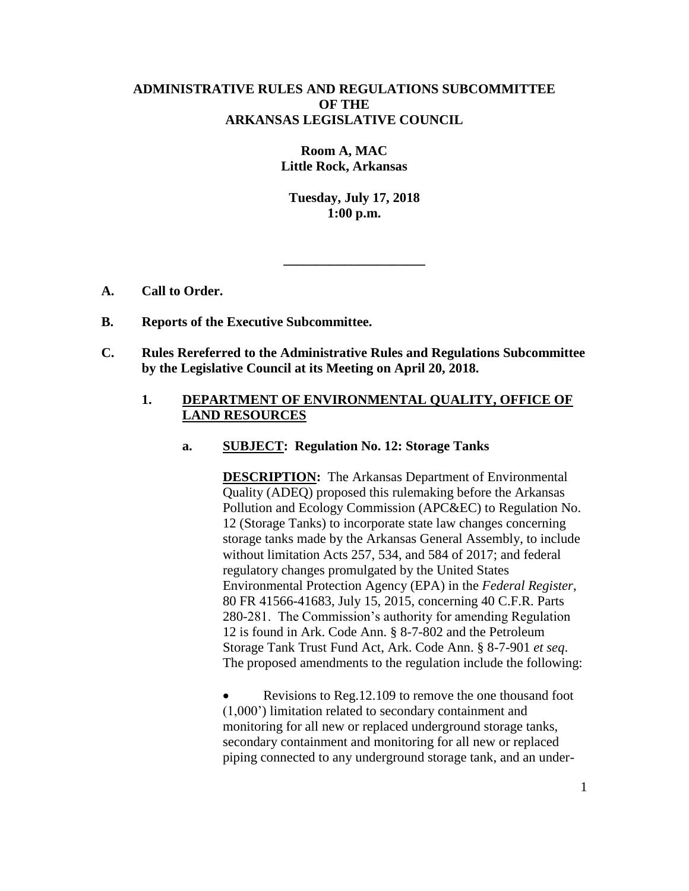**ADMINISTRATIVE RULES AND REGULATIONS SUBCOMMITTEE OF THE ARKANSAS LEGISLATIVE COUNCIL**

**Room A, MAC**
**Little Rock, Arkansas**

**Tuesday, July 17, 2018**
**1:00 p.m.**

---

**A. Call to Order.**

**B. Reports of the Executive Subcommittee.**

**C. Rules Rereferred to the Administrative Rules and Regulations Subcommittee by the Legislative Council at its Meeting on April 20, 2018.**

**1. <u>DEPARTMENT OF ENVIRONMENTAL QUALITY, OFFICE OF LAND RESOURCES</u>**

**a. <u>SUBJECT</u>: Regulation No. 12: Storage Tanks**

**<u>DESCRIPTION</u>:** The Arkansas Department of Environmental Quality (ADEQ) proposed this rulemaking before the Arkansas Pollution and Ecology Commission (APC&EC) to Regulation No. 12 (Storage Tanks) to incorporate state law changes concerning storage tanks made by the Arkansas General Assembly, to include without limitation Acts 257, 534, and 584 of 2017; and federal regulatory changes promulgated by the United States Environmental Protection Agency (EPA) in the *Federal Register*, 80 FR 41566-41683, July 15, 2015, concerning 40 C.F.R. Parts 280-281. The Commission's authority for amending Regulation 12 is found in Ark. Code Ann. § 8-7-802 and the Petroleum Storage Tank Trust Fund Act, Ark. Code Ann. § 8-7-901 *et seq.* The proposed amendments to the regulation include the following:

- Revisions to Reg.12.109 to remove the one thousand foot (1,000') limitation related to secondary containment and monitoring for all new or replaced underground storage tanks, secondary containment and monitoring for all new or replaced piping connected to any underground storage tank, and an under-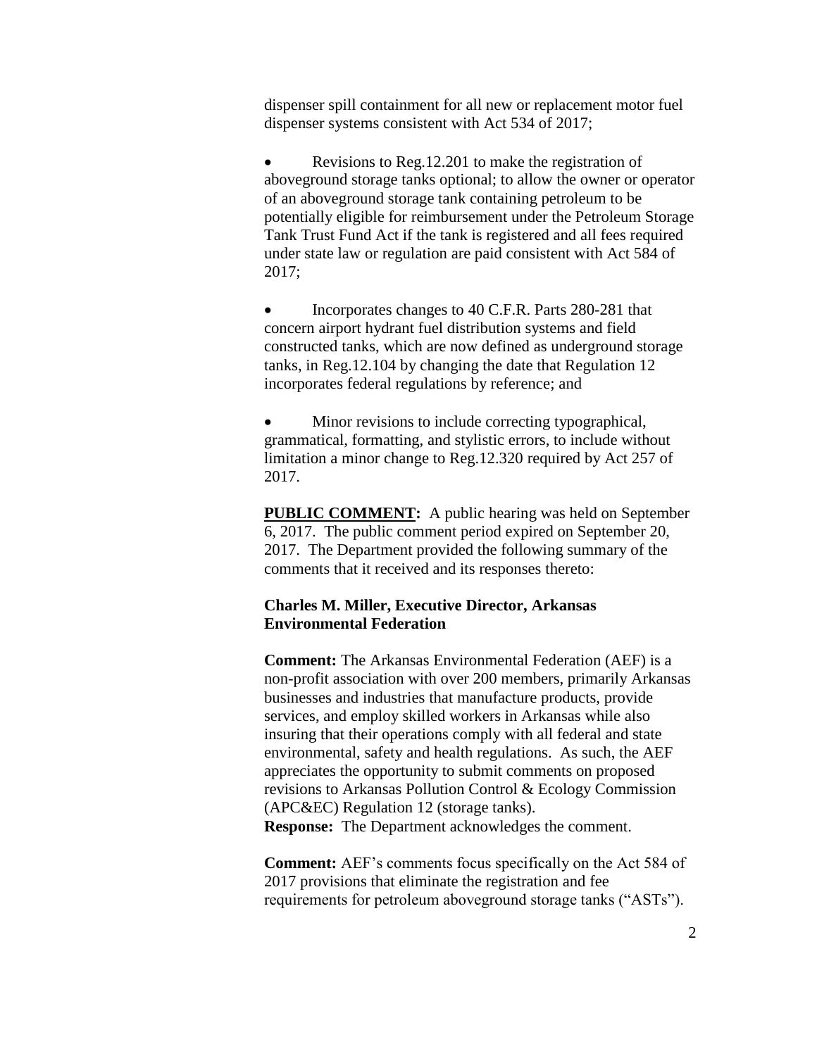dispenser spill containment for all new or replacement motor fuel dispenser systems consistent with Act 534 of 2017;

- Revisions to Reg.12.201 to make the registration of aboveground storage tanks optional; to allow the owner or operator of an aboveground storage tank containing petroleum to be potentially eligible for reimbursement under the Petroleum Storage Tank Trust Fund Act if the tank is registered and all fees required under state law or regulation are paid consistent with Act 584 of 2017;

- Incorporates changes to 40 C.F.R. Parts 280-281 that concern airport hydrant fuel distribution systems and field constructed tanks, which are now defined as underground storage tanks, in Reg.12.104 by changing the date that Regulation 12 incorporates federal regulations by reference; and

- Minor revisions to include correcting typographical, grammatical, formatting, and stylistic errors, to include without limitation a minor change to Reg.12.320 required by Act 257 of 2017.

**PUBLIC COMMENT:** A public hearing was held on September 6, 2017. The public comment period expired on September 20, 2017. The Department provided the following summary of the comments that it received and its responses thereto:

**Charles M. Miller, Executive Director, Arkansas Environmental Federation**

**Comment:** The Arkansas Environmental Federation (AEF) is a non-profit association with over 200 members, primarily Arkansas businesses and industries that manufacture products, provide services, and employ skilled workers in Arkansas while also insuring that their operations comply with all federal and state environmental, safety and health regulations. As such, the AEF appreciates the opportunity to submit comments on proposed revisions to Arkansas Pollution Control & Ecology Commission (APC&EC) Regulation 12 (storage tanks).
**Response:** The Department acknowledges the comment.

**Comment:** AEF's comments focus specifically on the Act 584 of 2017 provisions that eliminate the registration and fee requirements for petroleum aboveground storage tanks ("ASTs").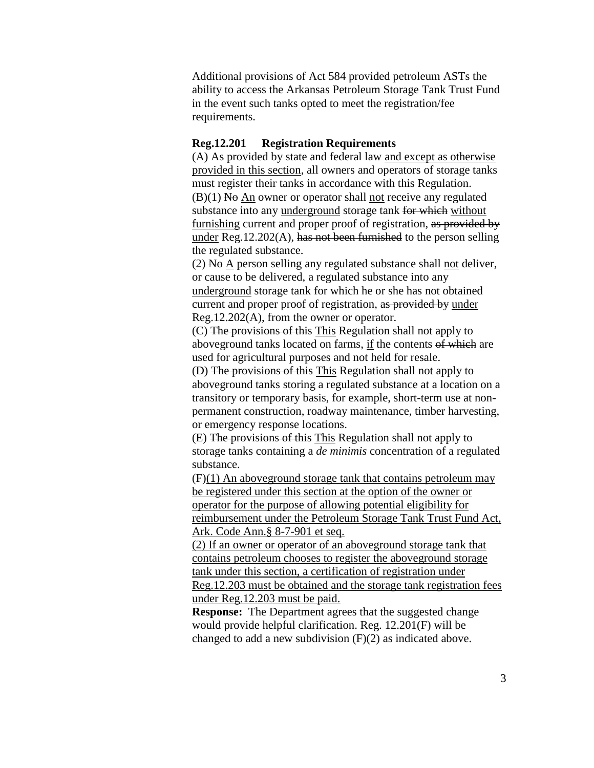Additional provisions of Act 584 provided petroleum ASTs the ability to access the Arkansas Petroleum Storage Tank Trust Fund in the event such tanks opted to meet the registration/fee requirements.

**Reg.12.201 Registration Requirements**

(A) As provided by state and federal law <u>and except as otherwise provided in this section</u>, all owners and operators of storage tanks must register their tanks in accordance with this Regulation.

(B)(1) ~~No~~ <u>An</u> owner or operator shall <u>not</u> receive any regulated substance into any <u>underground</u> storage tank ~~for which~~ <u>without furnishing</u> current and proper proof of registration, ~~as provided by~~ <u>under</u> Reg.12.202(A), ~~has not been furnished~~ to the person selling the regulated substance.

(2) ~~No~~ <u>A</u> person selling any regulated substance shall <u>not</u> deliver, or cause to be delivered, a regulated substance into any <u>underground</u> storage tank for which he or she has not obtained current and proper proof of registration, ~~as provided by~~ <u>under</u> Reg.12.202(A), from the owner or operator.

(C) ~~The provisions of this~~ <u>This</u> Regulation shall not apply to aboveground tanks located on farms, <u>if</u> the contents ~~of which~~ are used for agricultural purposes and not held for resale.

(D) ~~The provisions of this~~ <u>This</u> Regulation shall not apply to aboveground tanks storing a regulated substance at a location on a transitory or temporary basis, for example, short-term use at non-permanent construction, roadway maintenance, timber harvesting, or emergency response locations.

(E) ~~The provisions of this~~ <u>This</u> Regulation shall not apply to storage tanks containing a *de minimis* concentration of a regulated substance.

(F)<u>(1) An aboveground storage tank that contains petroleum may be registered under this section at the option of the owner or operator for the purpose of allowing potential eligibility for reimbursement under the Petroleum Storage Tank Trust Fund Act, Ark. Code Ann.§ 8-7-901 et seq.</u>

<u>(2) If an owner or operator of an aboveground storage tank that contains petroleum chooses to register the aboveground storage tank under this section, a certification of registration under Reg.12.203 must be obtained and the storage tank registration fees under Reg.12.203 must be paid.</u>

**Response:** The Department agrees that the suggested change would provide helpful clarification. Reg. 12.201(F) will be changed to add a new subdivision (F)(2) as indicated above.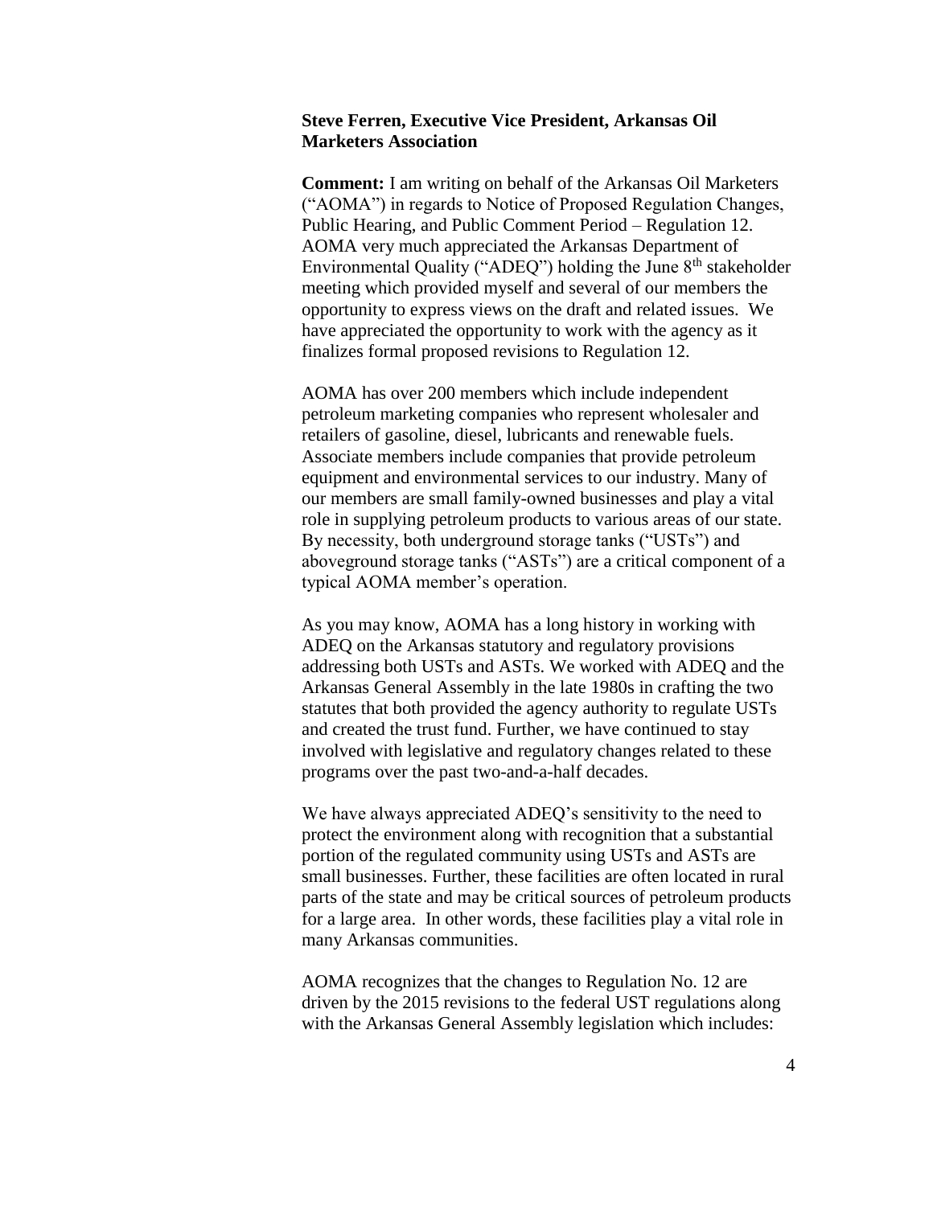**Steve Ferren, Executive Vice President, Arkansas Oil Marketers Association**

**Comment:** I am writing on behalf of the Arkansas Oil Marketers ("AOMA") in regards to Notice of Proposed Regulation Changes, Public Hearing, and Public Comment Period – Regulation 12. AOMA very much appreciated the Arkansas Department of Environmental Quality ("ADEQ") holding the June 8th stakeholder meeting which provided myself and several of our members the opportunity to express views on the draft and related issues. We have appreciated the opportunity to work with the agency as it finalizes formal proposed revisions to Regulation 12.

AOMA has over 200 members which include independent petroleum marketing companies who represent wholesaler and retailers of gasoline, diesel, lubricants and renewable fuels. Associate members include companies that provide petroleum equipment and environmental services to our industry. Many of our members are small family-owned businesses and play a vital role in supplying petroleum products to various areas of our state. By necessity, both underground storage tanks ("USTs") and aboveground storage tanks ("ASTs") are a critical component of a typical AOMA member's operation.

As you may know, AOMA has a long history in working with ADEQ on the Arkansas statutory and regulatory provisions addressing both USTs and ASTs. We worked with ADEQ and the Arkansas General Assembly in the late 1980s in crafting the two statutes that both provided the agency authority to regulate USTs and created the trust fund. Further, we have continued to stay involved with legislative and regulatory changes related to these programs over the past two-and-a-half decades.

We have always appreciated ADEQ's sensitivity to the need to protect the environment along with recognition that a substantial portion of the regulated community using USTs and ASTs are small businesses. Further, these facilities are often located in rural parts of the state and may be critical sources of petroleum products for a large area. In other words, these facilities play a vital role in many Arkansas communities.

AOMA recognizes that the changes to Regulation No. 12 are driven by the 2015 revisions to the federal UST regulations along with the Arkansas General Assembly legislation which includes: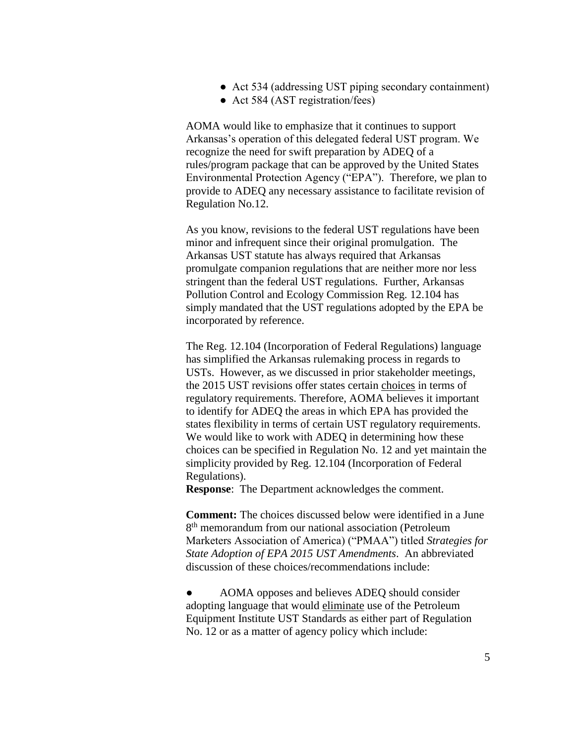- Act 534 (addressing UST piping secondary containment)
- Act 584 (AST registration/fees)

AOMA would like to emphasize that it continues to support Arkansas's operation of this delegated federal UST program. We recognize the need for swift preparation by ADEQ of a rules/program package that can be approved by the United States Environmental Protection Agency ("EPA"). Therefore, we plan to provide to ADEQ any necessary assistance to facilitate revision of Regulation No.12.

As you know, revisions to the federal UST regulations have been minor and infrequent since their original promulgation. The Arkansas UST statute has always required that Arkansas promulgate companion regulations that are neither more nor less stringent than the federal UST regulations. Further, Arkansas Pollution Control and Ecology Commission Reg. 12.104 has simply mandated that the UST regulations adopted by the EPA be incorporated by reference.

The Reg. 12.104 (Incorporation of Federal Regulations) language has simplified the Arkansas rulemaking process in regards to USTs. However, as we discussed in prior stakeholder meetings, the 2015 UST revisions offer states certain <u>choices</u> in terms of regulatory requirements. Therefore, AOMA believes it important to identify for ADEQ the areas in which EPA has provided the states flexibility in terms of certain UST regulatory requirements. We would like to work with ADEQ in determining how these choices can be specified in Regulation No. 12 and yet maintain the simplicity provided by Reg. 12.104 (Incorporation of Federal Regulations).

**Response**: The Department acknowledges the comment.

**Comment:** The choices discussed below were identified in a June 8th memorandum from our national association (Petroleum Marketers Association of America) ("PMAA") titled *Strategies for State Adoption of EPA 2015 UST Amendments*. An abbreviated discussion of these choices/recommendations include:

- AOMA opposes and believes ADEQ should consider adopting language that would <u>eliminate</u> use of the Petroleum Equipment Institute UST Standards as either part of Regulation No. 12 or as a matter of agency policy which include: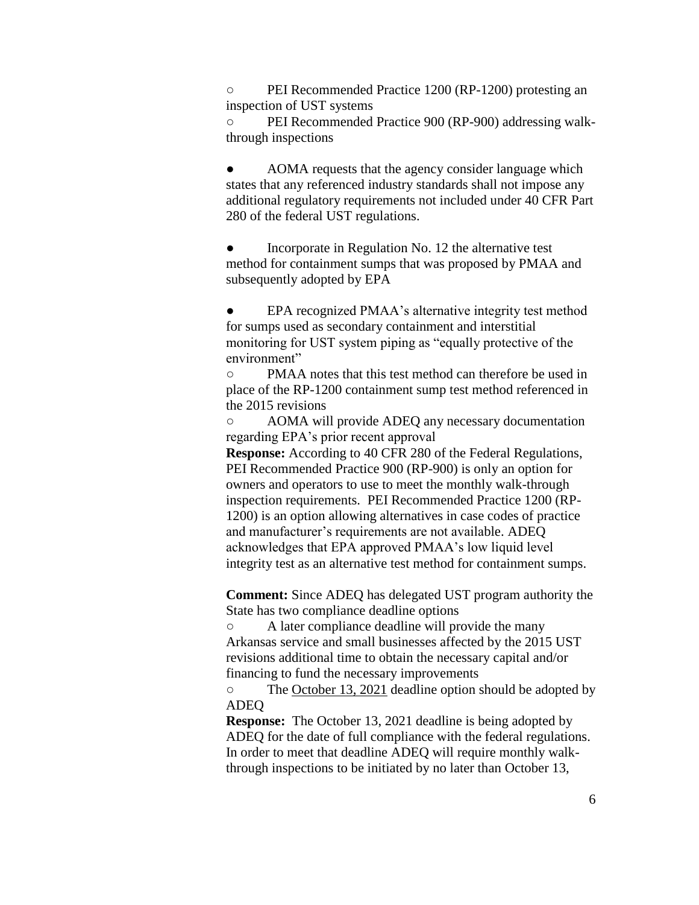- PEI Recommended Practice 1200 (RP-1200) protesting an inspection of UST systems
- PEI Recommended Practice 900 (RP-900) addressing walk-through inspections

- AOMA requests that the agency consider language which states that any referenced industry standards shall not impose any additional regulatory requirements not included under 40 CFR Part 280 of the federal UST regulations.

- Incorporate in Regulation No. 12 the alternative test method for containment sumps that was proposed by PMAA and subsequently adopted by EPA

- EPA recognized PMAA's alternative integrity test method for sumps used as secondary containment and interstitial monitoring for UST system piping as "equally protective of the environment"
  - PMAA notes that this test method can therefore be used in place of the RP-1200 containment sump test method referenced in the 2015 revisions
  - AOMA will provide ADEQ any necessary documentation regarding EPA's prior recent approval

**Response:** According to 40 CFR 280 of the Federal Regulations, PEI Recommended Practice 900 (RP-900) is only an option for owners and operators to use to meet the monthly walk-through inspection requirements. PEI Recommended Practice 1200 (RP-1200) is an option allowing alternatives in case codes of practice and manufacturer's requirements are not available. ADEQ acknowledges that EPA approved PMAA's low liquid level integrity test as an alternative test method for containment sumps.

**Comment:** Since ADEQ has delegated UST program authority the State has two compliance deadline options

- A later compliance deadline will provide the many Arkansas service and small businesses affected by the 2015 UST revisions additional time to obtain the necessary capital and/or financing to fund the necessary improvements
- The <u>October 13, 2021</u> deadline option should be adopted by ADEQ

**Response:** The October 13, 2021 deadline is being adopted by ADEQ for the date of full compliance with the federal regulations. In order to meet that deadline ADEQ will require monthly walk-through inspections to be initiated by no later than October 13,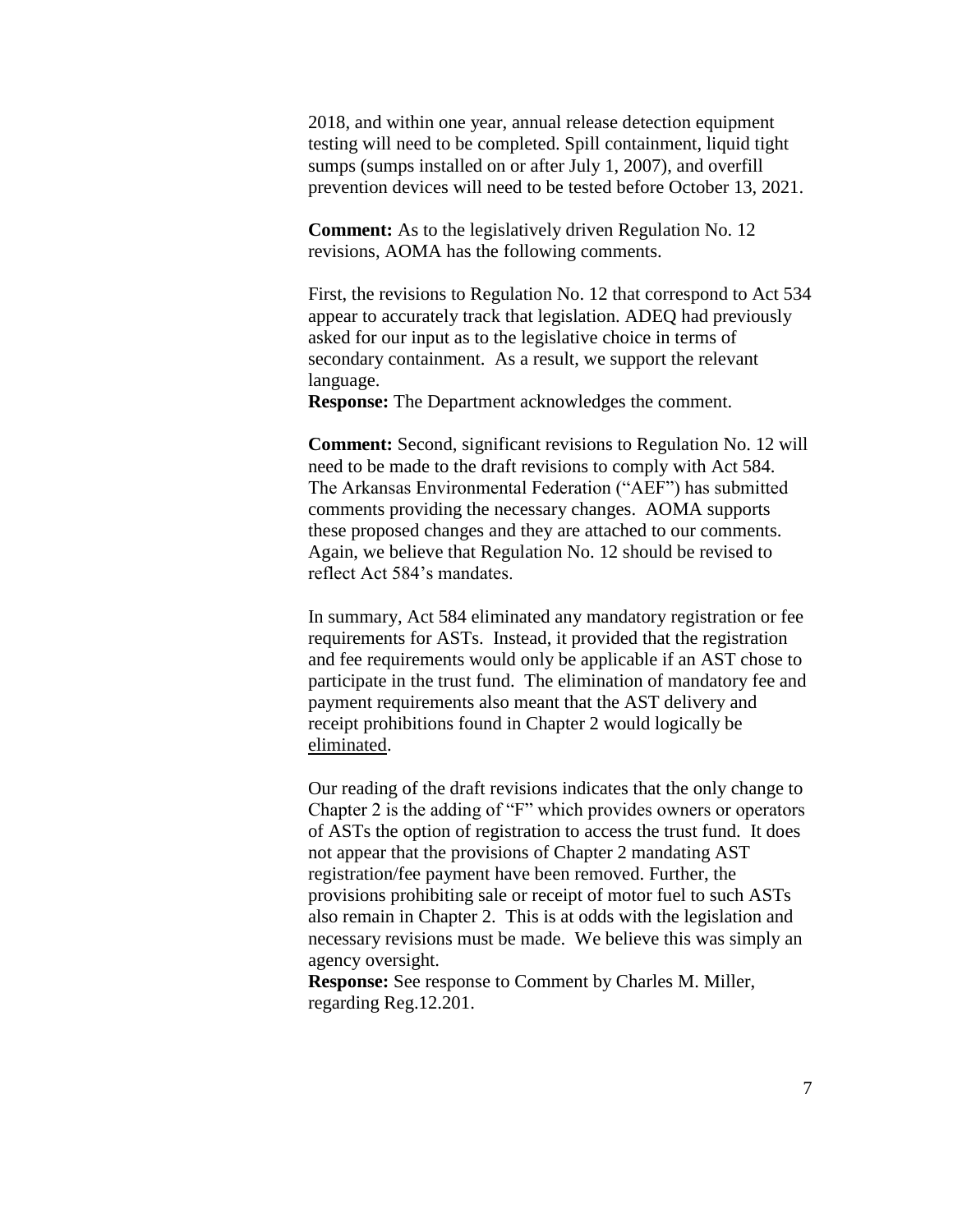2018, and within one year, annual release detection equipment testing will need to be completed. Spill containment, liquid tight sumps (sumps installed on or after July 1, 2007), and overfill prevention devices will need to be tested before October 13, 2021.

**Comment:** As to the legislatively driven Regulation No. 12 revisions, AOMA has the following comments.

First, the revisions to Regulation No. 12 that correspond to Act 534 appear to accurately track that legislation. ADEQ had previously asked for our input as to the legislative choice in terms of secondary containment. As a result, we support the relevant language.

**Response:** The Department acknowledges the comment.

**Comment:** Second, significant revisions to Regulation No. 12 will need to be made to the draft revisions to comply with Act 584. The Arkansas Environmental Federation ("AEF") has submitted comments providing the necessary changes. AOMA supports these proposed changes and they are attached to our comments. Again, we believe that Regulation No. 12 should be revised to reflect Act 584's mandates.

In summary, Act 584 eliminated any mandatory registration or fee requirements for ASTs. Instead, it provided that the registration and fee requirements would only be applicable if an AST chose to participate in the trust fund. The elimination of mandatory fee and payment requirements also meant that the AST delivery and receipt prohibitions found in Chapter 2 would logically be eliminated.

Our reading of the draft revisions indicates that the only change to Chapter 2 is the adding of "F" which provides owners or operators of ASTs the option of registration to access the trust fund. It does not appear that the provisions of Chapter 2 mandating AST registration/fee payment have been removed. Further, the provisions prohibiting sale or receipt of motor fuel to such ASTs also remain in Chapter 2. This is at odds with the legislation and necessary revisions must be made. We believe this was simply an agency oversight.

**Response:** See response to Comment by Charles M. Miller, regarding Reg.12.201.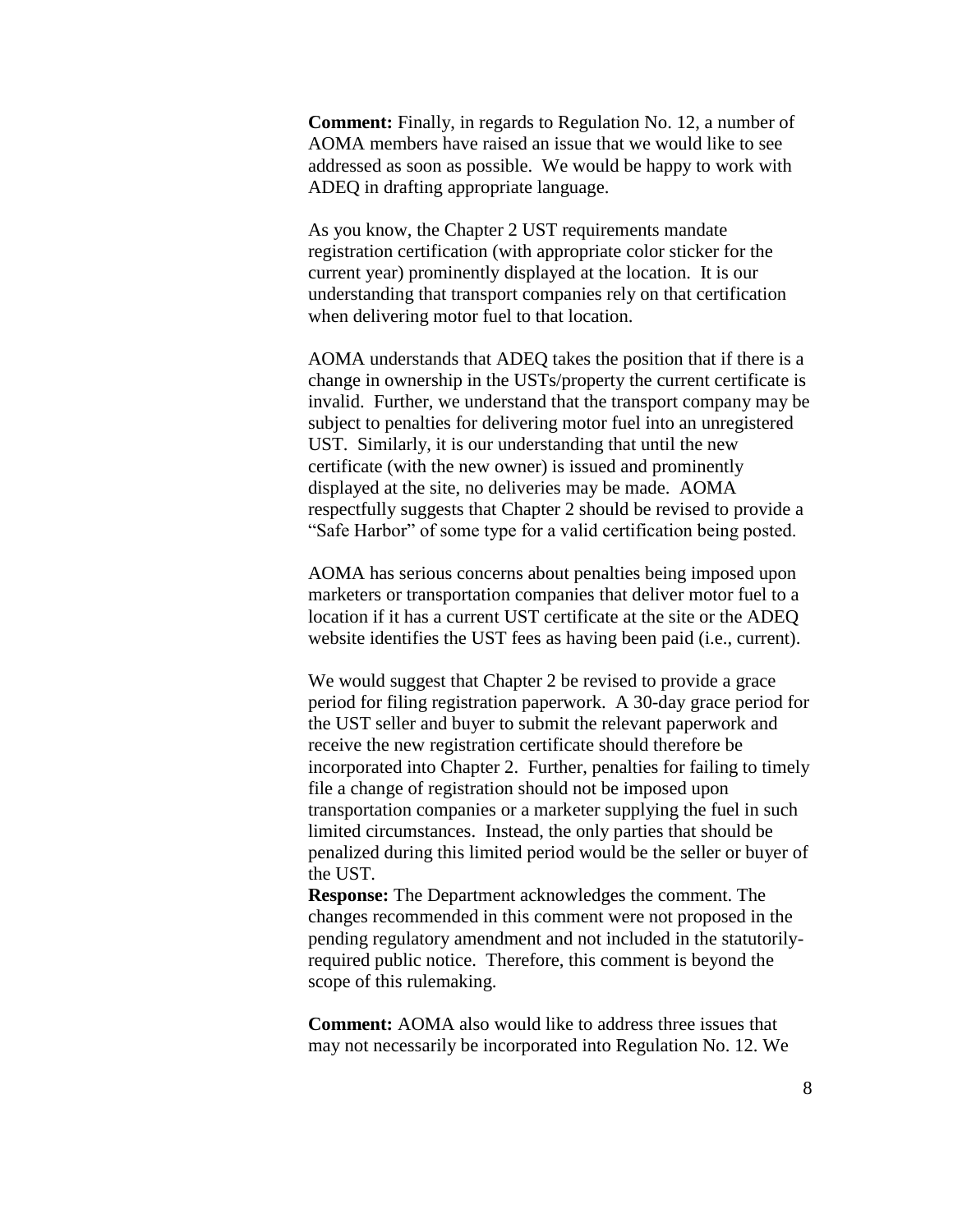**Comment:** Finally, in regards to Regulation No. 12, a number of AOMA members have raised an issue that we would like to see addressed as soon as possible. We would be happy to work with ADEQ in drafting appropriate language.

As you know, the Chapter 2 UST requirements mandate registration certification (with appropriate color sticker for the current year) prominently displayed at the location. It is our understanding that transport companies rely on that certification when delivering motor fuel to that location.

AOMA understands that ADEQ takes the position that if there is a change in ownership in the USTs/property the current certificate is invalid. Further, we understand that the transport company may be subject to penalties for delivering motor fuel into an unregistered UST. Similarly, it is our understanding that until the new certificate (with the new owner) is issued and prominently displayed at the site, no deliveries may be made. AOMA respectfully suggests that Chapter 2 should be revised to provide a "Safe Harbor" of some type for a valid certification being posted.

AOMA has serious concerns about penalties being imposed upon marketers or transportation companies that deliver motor fuel to a location if it has a current UST certificate at the site or the ADEQ website identifies the UST fees as having been paid (i.e., current).

We would suggest that Chapter 2 be revised to provide a grace period for filing registration paperwork. A 30-day grace period for the UST seller and buyer to submit the relevant paperwork and receive the new registration certificate should therefore be incorporated into Chapter 2. Further, penalties for failing to timely file a change of registration should not be imposed upon transportation companies or a marketer supplying the fuel in such limited circumstances. Instead, the only parties that should be penalized during this limited period would be the seller or buyer of the UST.

**Response:** The Department acknowledges the comment. The changes recommended in this comment were not proposed in the pending regulatory amendment and not included in the statutorily-required public notice. Therefore, this comment is beyond the scope of this rulemaking.

**Comment:** AOMA also would like to address three issues that may not necessarily be incorporated into Regulation No. 12. We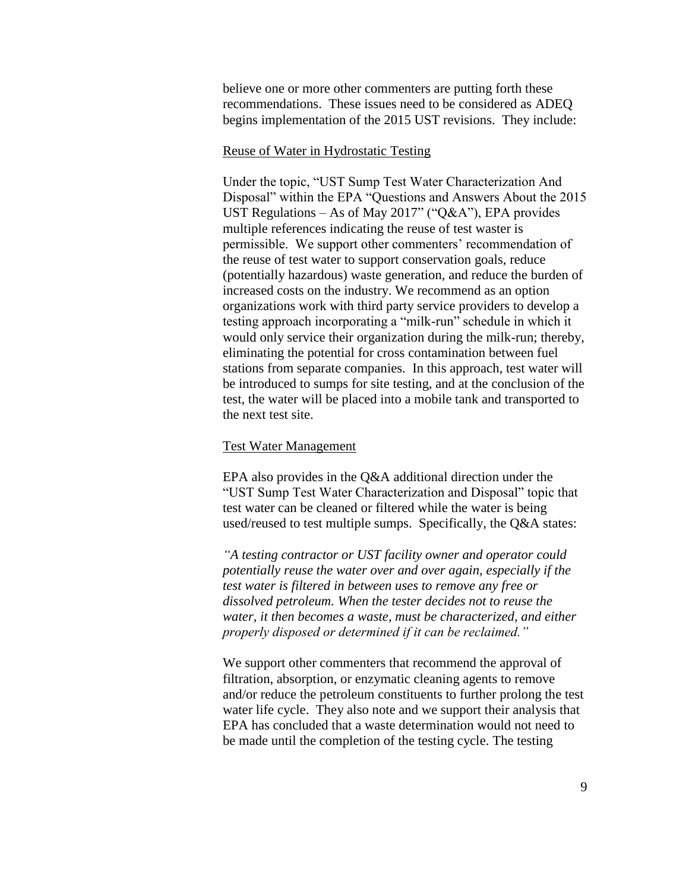believe one or more other commenters are putting forth these recommendations. These issues need to be considered as ADEQ begins implementation of the 2015 UST revisions. They include:

Reuse of Water in Hydrostatic Testing

Under the topic, "UST Sump Test Water Characterization And Disposal" within the EPA "Questions and Answers About the 2015 UST Regulations – As of May 2017" ("Q&A"), EPA provides multiple references indicating the reuse of test waster is permissible. We support other commenters' recommendation of the reuse of test water to support conservation goals, reduce (potentially hazardous) waste generation, and reduce the burden of increased costs on the industry. We recommend as an option organizations work with third party service providers to develop a testing approach incorporating a "milk-run" schedule in which it would only service their organization during the milk-run; thereby, eliminating the potential for cross contamination between fuel stations from separate companies. In this approach, test water will be introduced to sumps for site testing, and at the conclusion of the test, the water will be placed into a mobile tank and transported to the next test site.

Test Water Management

EPA also provides in the Q&A additional direction under the "UST Sump Test Water Characterization and Disposal" topic that test water can be cleaned or filtered while the water is being used/reused to test multiple sumps. Specifically, the Q&A states:

*"A testing contractor or UST facility owner and operator could potentially reuse the water over and over again, especially if the test water is filtered in between uses to remove any free or dissolved petroleum. When the tester decides not to reuse the water, it then becomes a waste, must be characterized, and either properly disposed or determined if it can be reclaimed."*

We support other commenters that recommend the approval of filtration, absorption, or enzymatic cleaning agents to remove and/or reduce the petroleum constituents to further prolong the test water life cycle. They also note and we support their analysis that EPA has concluded that a waste determination would not need to be made until the completion of the testing cycle. The testing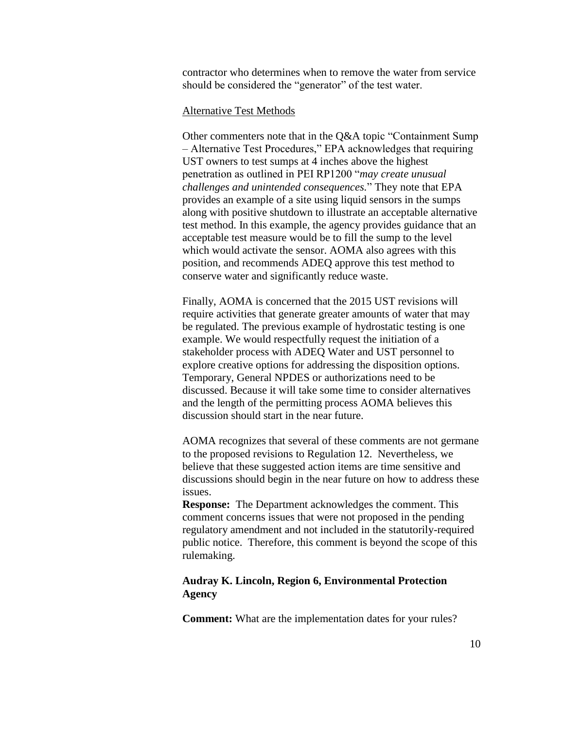contractor who determines when to remove the water from service should be considered the "generator" of the test water.

<u>Alternative Test Methods</u>

Other commenters note that in the Q&A topic "Containment Sump – Alternative Test Procedures," EPA acknowledges that requiring UST owners to test sumps at 4 inches above the highest penetration as outlined in PEI RP1200 "*may create unusual challenges and unintended consequences.*" They note that EPA provides an example of a site using liquid sensors in the sumps along with positive shutdown to illustrate an acceptable alternative test method. In this example, the agency provides guidance that an acceptable test measure would be to fill the sump to the level which would activate the sensor. AOMA also agrees with this position, and recommends ADEQ approve this test method to conserve water and significantly reduce waste.

Finally, AOMA is concerned that the 2015 UST revisions will require activities that generate greater amounts of water that may be regulated. The previous example of hydrostatic testing is one example. We would respectfully request the initiation of a stakeholder process with ADEQ Water and UST personnel to explore creative options for addressing the disposition options. Temporary, General NPDES or authorizations need to be discussed. Because it will take some time to consider alternatives and the length of the permitting process AOMA believes this discussion should start in the near future.

AOMA recognizes that several of these comments are not germane to the proposed revisions to Regulation 12. Nevertheless, we believe that these suggested action items are time sensitive and discussions should begin in the near future on how to address these issues.

**Response:** The Department acknowledges the comment. This comment concerns issues that were not proposed in the pending regulatory amendment and not included in the statutorily-required public notice. Therefore, this comment is beyond the scope of this rulemaking.

**Audray K. Lincoln, Region 6, Environmental Protection Agency**

**Comment:** What are the implementation dates for your rules?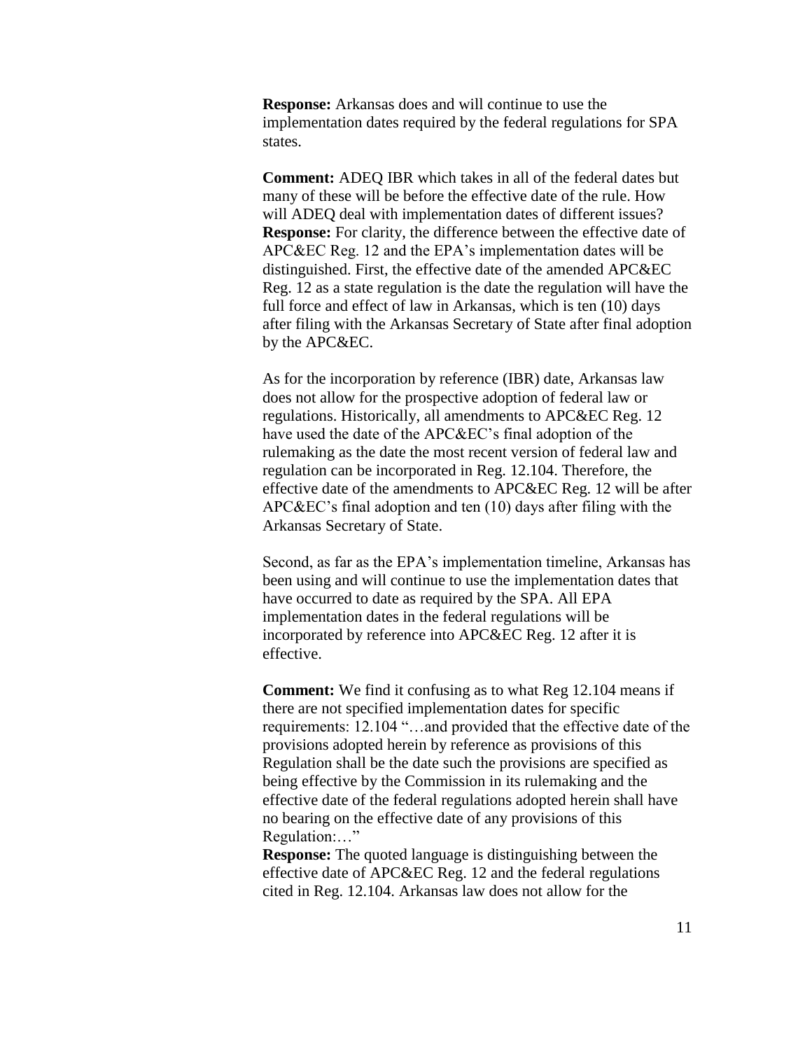**Response:** Arkansas does and will continue to use the implementation dates required by the federal regulations for SPA states.

**Comment:** ADEQ IBR which takes in all of the federal dates but many of these will be before the effective date of the rule. How will ADEQ deal with implementation dates of different issues?
**Response:** For clarity, the difference between the effective date of APC&EC Reg. 12 and the EPA's implementation dates will be distinguished. First, the effective date of the amended APC&EC Reg. 12 as a state regulation is the date the regulation will have the full force and effect of law in Arkansas, which is ten (10) days after filing with the Arkansas Secretary of State after final adoption by the APC&EC.

As for the incorporation by reference (IBR) date, Arkansas law does not allow for the prospective adoption of federal law or regulations. Historically, all amendments to APC&EC Reg. 12 have used the date of the APC&EC's final adoption of the rulemaking as the date the most recent version of federal law and regulation can be incorporated in Reg. 12.104. Therefore, the effective date of the amendments to APC&EC Reg. 12 will be after APC&EC's final adoption and ten (10) days after filing with the Arkansas Secretary of State.

Second, as far as the EPA's implementation timeline, Arkansas has been using and will continue to use the implementation dates that have occurred to date as required by the SPA. All EPA implementation dates in the federal regulations will be incorporated by reference into APC&EC Reg. 12 after it is effective.

**Comment:** We find it confusing as to what Reg 12.104 means if there are not specified implementation dates for specific requirements: 12.104 "…and provided that the effective date of the provisions adopted herein by reference as provisions of this Regulation shall be the date such the provisions are specified as being effective by the Commission in its rulemaking and the effective date of the federal regulations adopted herein shall have no bearing on the effective date of any provisions of this Regulation:…"
**Response:** The quoted language is distinguishing between the effective date of APC&EC Reg. 12 and the federal regulations cited in Reg. 12.104. Arkansas law does not allow for the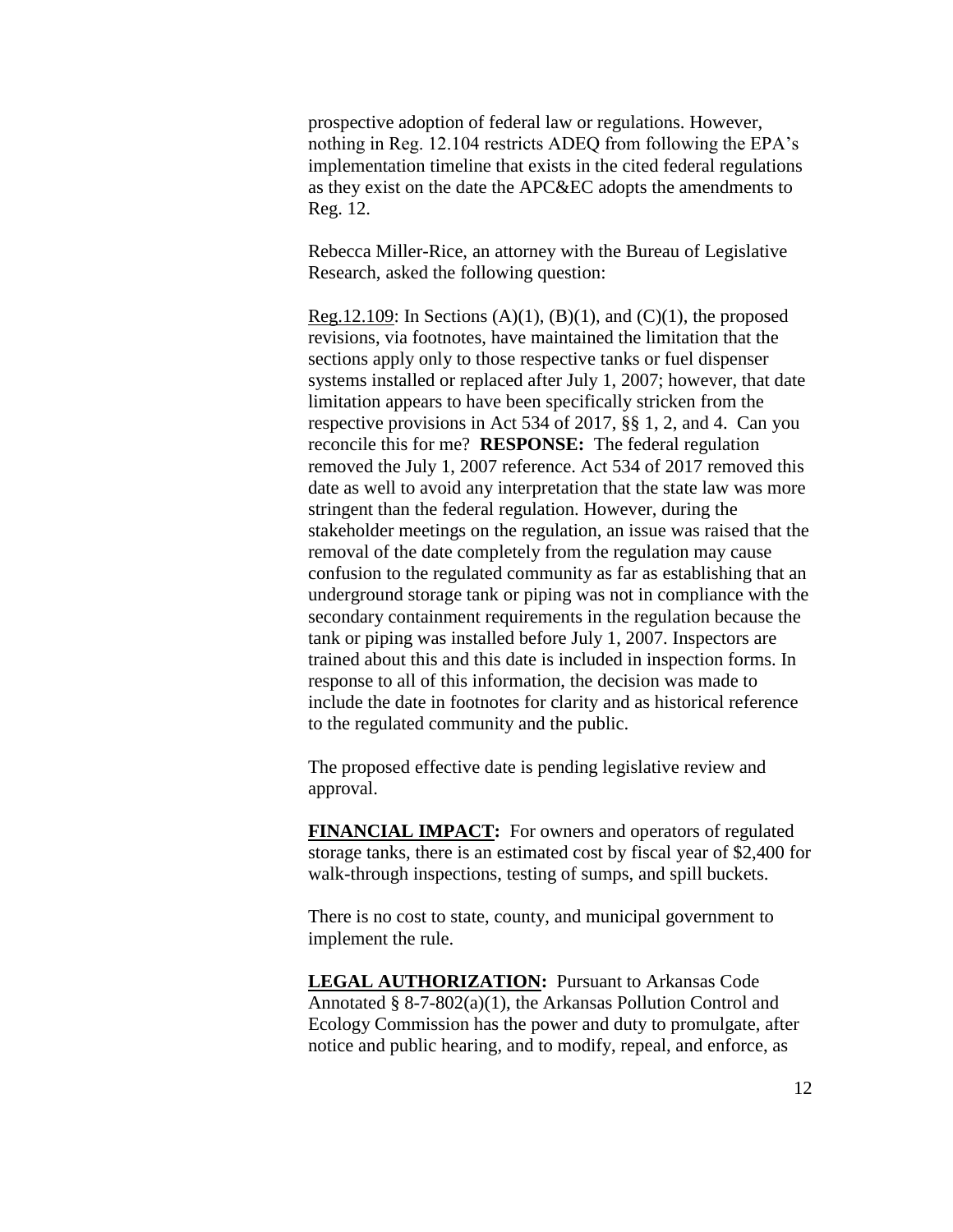prospective adoption of federal law or regulations. However, nothing in Reg. 12.104 restricts ADEQ from following the EPA's implementation timeline that exists in the cited federal regulations as they exist on the date the APC&EC adopts the amendments to Reg. 12.

Rebecca Miller-Rice, an attorney with the Bureau of Legislative Research, asked the following question:

Reg.12.109: In Sections (A)(1), (B)(1), and (C)(1), the proposed revisions, via footnotes, have maintained the limitation that the sections apply only to those respective tanks or fuel dispenser systems installed or replaced after July 1, 2007; however, that date limitation appears to have been specifically stricken from the respective provisions in Act 534 of 2017, §§ 1, 2, and 4. Can you reconcile this for me? **RESPONSE:** The federal regulation removed the July 1, 2007 reference. Act 534 of 2017 removed this date as well to avoid any interpretation that the state law was more stringent than the federal regulation. However, during the stakeholder meetings on the regulation, an issue was raised that the removal of the date completely from the regulation may cause confusion to the regulated community as far as establishing that an underground storage tank or piping was not in compliance with the secondary containment requirements in the regulation because the tank or piping was installed before July 1, 2007. Inspectors are trained about this and this date is included in inspection forms. In response to all of this information, the decision was made to include the date in footnotes for clarity and as historical reference to the regulated community and the public.

The proposed effective date is pending legislative review and approval.

**FINANCIAL IMPACT:** For owners and operators of regulated storage tanks, there is an estimated cost by fiscal year of $2,400 for walk-through inspections, testing of sumps, and spill buckets.

There is no cost to state, county, and municipal government to implement the rule.

**LEGAL AUTHORIZATION:** Pursuant to Arkansas Code Annotated § 8-7-802(a)(1), the Arkansas Pollution Control and Ecology Commission has the power and duty to promulgate, after notice and public hearing, and to modify, repeal, and enforce, as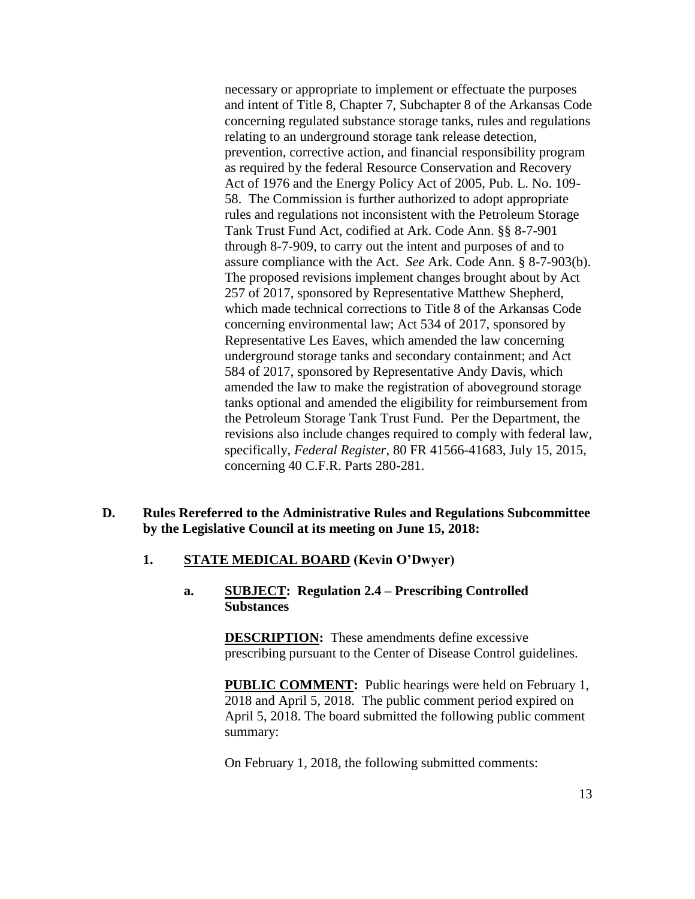necessary or appropriate to implement or effectuate the purposes and intent of Title 8, Chapter 7, Subchapter 8 of the Arkansas Code concerning regulated substance storage tanks, rules and regulations relating to an underground storage tank release detection, prevention, corrective action, and financial responsibility program as required by the federal Resource Conservation and Recovery Act of 1976 and the Energy Policy Act of 2005, Pub. L. No. 109-58. The Commission is further authorized to adopt appropriate rules and regulations not inconsistent with the Petroleum Storage Tank Trust Fund Act, codified at Ark. Code Ann. §§ 8-7-901 through 8-7-909, to carry out the intent and purposes of and to assure compliance with the Act. *See* Ark. Code Ann. § 8-7-903(b). The proposed revisions implement changes brought about by Act 257 of 2017, sponsored by Representative Matthew Shepherd, which made technical corrections to Title 8 of the Arkansas Code concerning environmental law; Act 534 of 2017, sponsored by Representative Les Eaves, which amended the law concerning underground storage tanks and secondary containment; and Act 584 of 2017, sponsored by Representative Andy Davis, which amended the law to make the registration of aboveground storage tanks optional and amended the eligibility for reimbursement from the Petroleum Storage Tank Trust Fund. Per the Department, the revisions also include changes required to comply with federal law, specifically, *Federal Register*, 80 FR 41566-41683, July 15, 2015, concerning 40 C.F.R. Parts 280-281.

**D. Rules Rereferred to the Administrative Rules and Regulations Subcommittee by the Legislative Council at its meeting on June 15, 2018:**

**1. STATE MEDICAL BOARD (Kevin O'Dwyer)**

**a. SUBJECT: Regulation 2.4 – Prescribing Controlled Substances**

**DESCRIPTION:** These amendments define excessive prescribing pursuant to the Center of Disease Control guidelines.

**PUBLIC COMMENT:** Public hearings were held on February 1, 2018 and April 5, 2018. The public comment period expired on April 5, 2018. The board submitted the following public comment summary:

On February 1, 2018, the following submitted comments: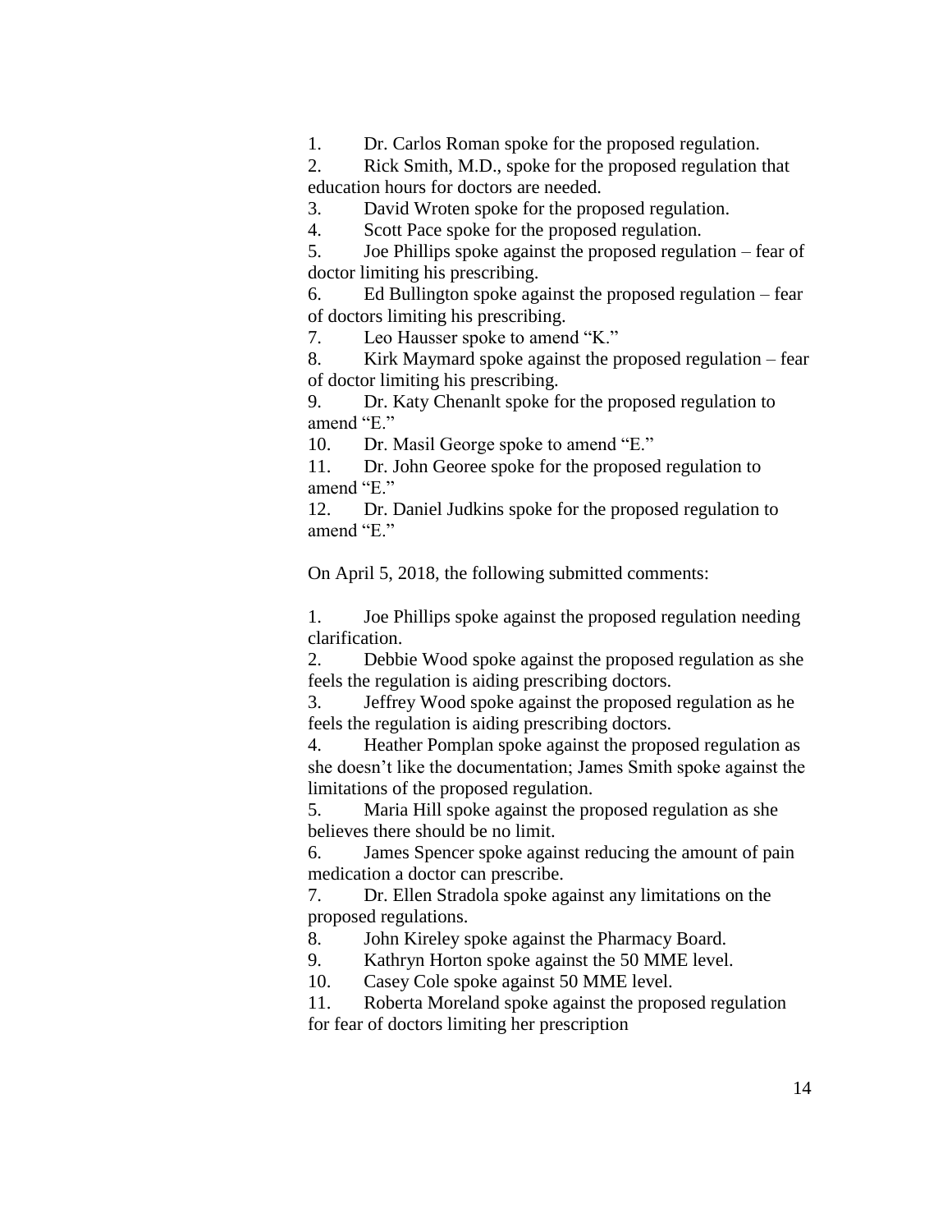1. Dr. Carlos Roman spoke for the proposed regulation.
2. Rick Smith, M.D., spoke for the proposed regulation that education hours for doctors are needed.
3. David Wroten spoke for the proposed regulation.
4. Scott Pace spoke for the proposed regulation.
5. Joe Phillips spoke against the proposed regulation – fear of doctor limiting his prescribing.
6. Ed Bullington spoke against the proposed regulation – fear of doctors limiting his prescribing.
7. Leo Hausser spoke to amend "K."
8. Kirk Maymard spoke against the proposed regulation – fear of doctor limiting his prescribing.
9. Dr. Katy Chenanlt spoke for the proposed regulation to amend "E."
10. Dr. Masil George spoke to amend "E."
11. Dr. John Georee spoke for the proposed regulation to amend "E."
12. Dr. Daniel Judkins spoke for the proposed regulation to amend "E."

On April 5, 2018, the following submitted comments:

1. Joe Phillips spoke against the proposed regulation needing clarification.
2. Debbie Wood spoke against the proposed regulation as she feels the regulation is aiding prescribing doctors.
3. Jeffrey Wood spoke against the proposed regulation as he feels the regulation is aiding prescribing doctors.
4. Heather Pomplan spoke against the proposed regulation as she doesn't like the documentation; James Smith spoke against the limitations of the proposed regulation.
5. Maria Hill spoke against the proposed regulation as she believes there should be no limit.
6. James Spencer spoke against reducing the amount of pain medication a doctor can prescribe.
7. Dr. Ellen Stradola spoke against any limitations on the proposed regulations.
8. John Kireley spoke against the Pharmacy Board.
9. Kathryn Horton spoke against the 50 MME level.
10. Casey Cole spoke against 50 MME level.
11. Roberta Moreland spoke against the proposed regulation for fear of doctors limiting her prescription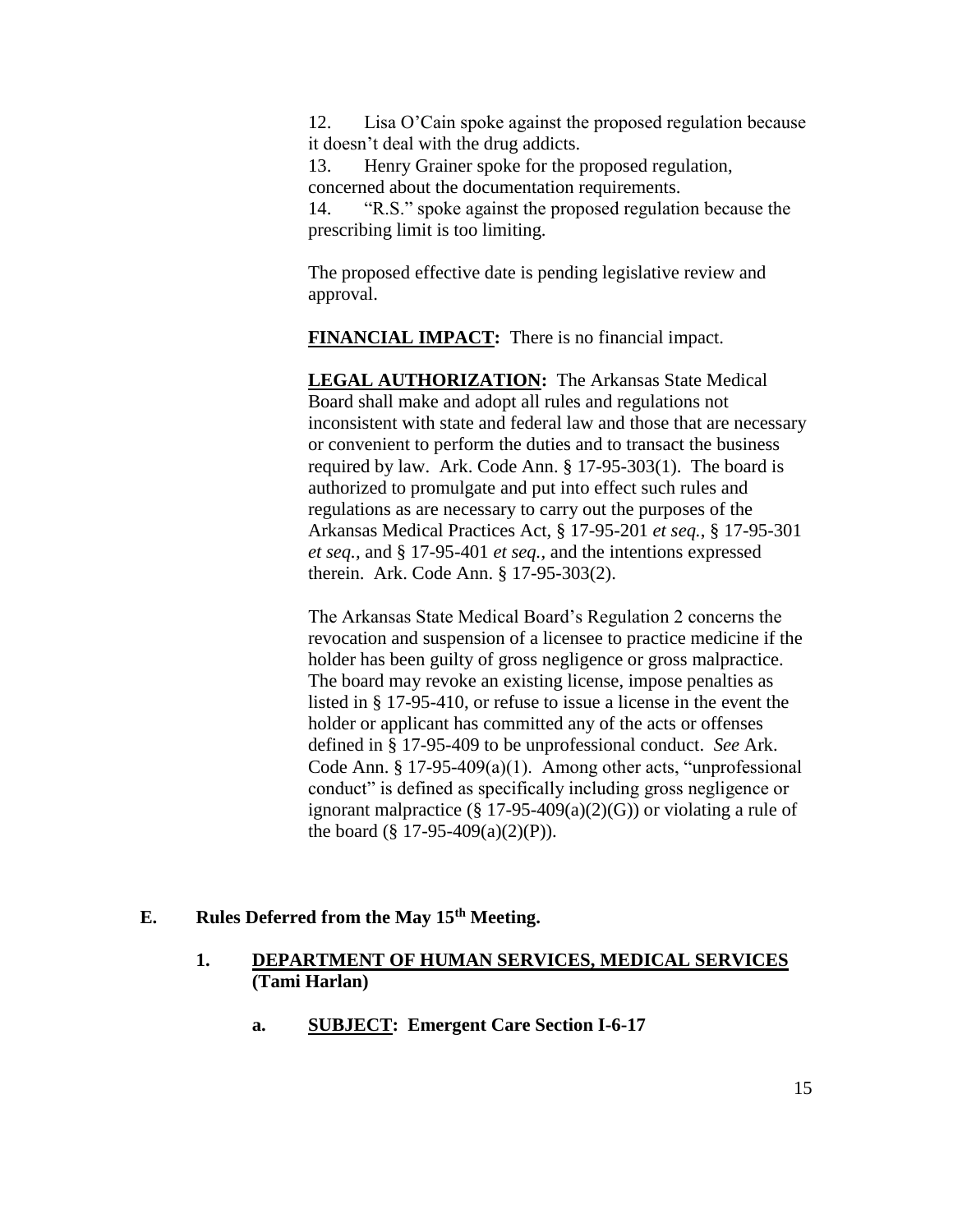12. Lisa O'Cain spoke against the proposed regulation because it doesn't deal with the drug addicts.
13. Henry Grainer spoke for the proposed regulation, concerned about the documentation requirements.
14. "R.S." spoke against the proposed regulation because the prescribing limit is too limiting.

The proposed effective date is pending legislative review and approval.

**FINANCIAL IMPACT:** There is no financial impact.

**LEGAL AUTHORIZATION:** The Arkansas State Medical Board shall make and adopt all rules and regulations not inconsistent with state and federal law and those that are necessary or convenient to perform the duties and to transact the business required by law. Ark. Code Ann. § 17-95-303(1). The board is authorized to promulgate and put into effect such rules and regulations as are necessary to carry out the purposes of the Arkansas Medical Practices Act, § 17-95-201 *et seq.*, § 17-95-301 *et seq.*, and § 17-95-401 *et seq.*, and the intentions expressed therein. Ark. Code Ann. § 17-95-303(2).

The Arkansas State Medical Board's Regulation 2 concerns the revocation and suspension of a licensee to practice medicine if the holder has been guilty of gross negligence or gross malpractice. The board may revoke an existing license, impose penalties as listed in § 17-95-410, or refuse to issue a license in the event the holder or applicant has committed any of the acts or offenses defined in § 17-95-409 to be unprofessional conduct. *See* Ark. Code Ann. § 17-95-409(a)(1). Among other acts, "unprofessional conduct" is defined as specifically including gross negligence or ignorant malpractice (§ 17-95-409(a)(2)(G)) or violating a rule of the board (§ 17-95-409(a)(2)(P)).

## E. Rules Deferred from the May 15th Meeting.

### 1. DEPARTMENT OF HUMAN SERVICES, MEDICAL SERVICES (Tami Harlan)

**a. SUBJECT: Emergent Care Section I-6-17**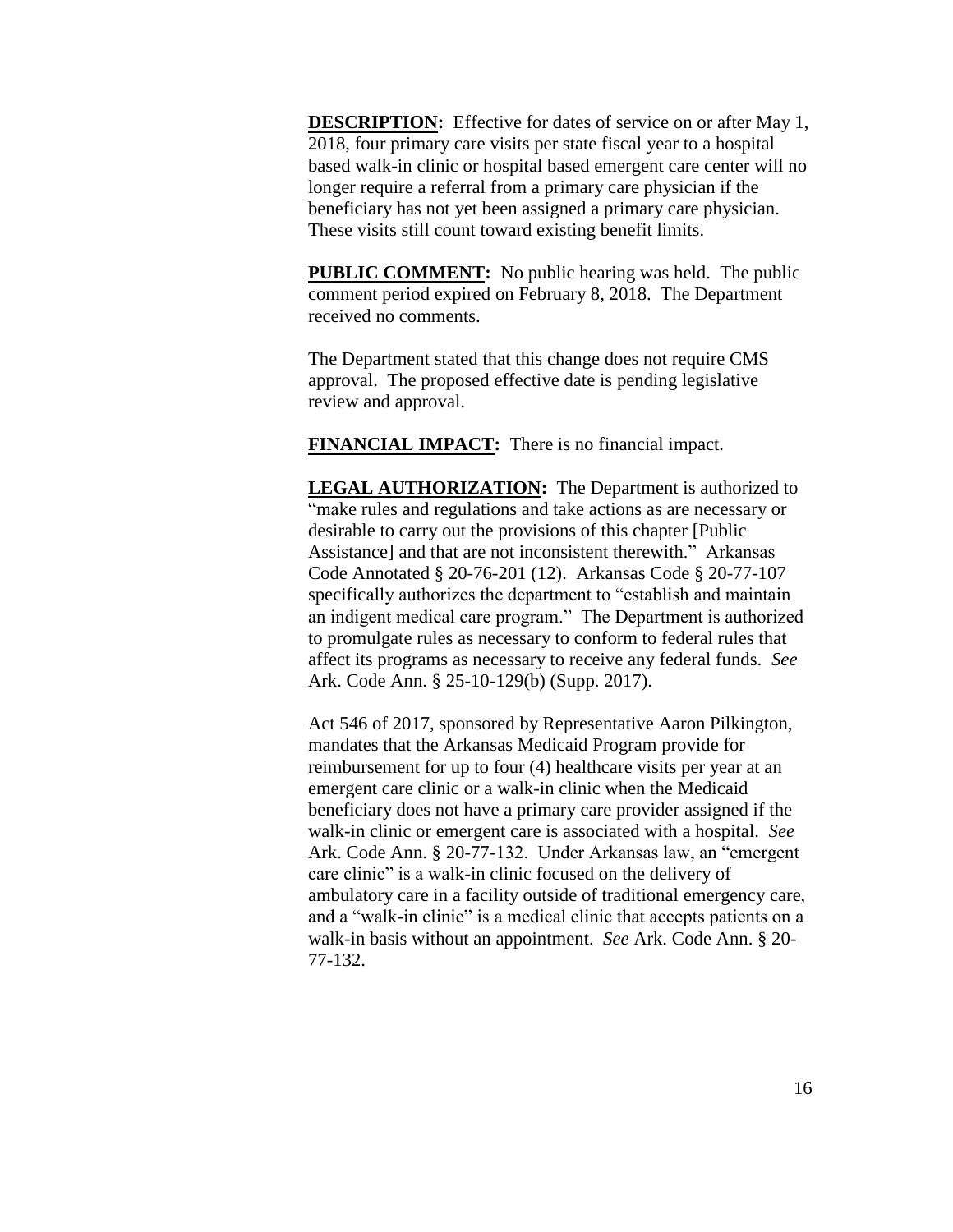**DESCRIPTION:** Effective for dates of service on or after May 1, 2018, four primary care visits per state fiscal year to a hospital based walk-in clinic or hospital based emergent care center will no longer require a referral from a primary care physician if the beneficiary has not yet been assigned a primary care physician. These visits still count toward existing benefit limits.

**PUBLIC COMMENT:** No public hearing was held. The public comment period expired on February 8, 2018. The Department received no comments.

The Department stated that this change does not require CMS approval. The proposed effective date is pending legislative review and approval.

**FINANCIAL IMPACT:** There is no financial impact.

**LEGAL AUTHORIZATION:** The Department is authorized to "make rules and regulations and take actions as are necessary or desirable to carry out the provisions of this chapter [Public Assistance] and that are not inconsistent therewith." Arkansas Code Annotated § 20-76-201 (12). Arkansas Code § 20-77-107 specifically authorizes the department to "establish and maintain an indigent medical care program." The Department is authorized to promulgate rules as necessary to conform to federal rules that affect its programs as necessary to receive any federal funds. *See* Ark. Code Ann. § 25-10-129(b) (Supp. 2017).

Act 546 of 2017, sponsored by Representative Aaron Pilkington, mandates that the Arkansas Medicaid Program provide for reimbursement for up to four (4) healthcare visits per year at an emergent care clinic or a walk-in clinic when the Medicaid beneficiary does not have a primary care provider assigned if the walk-in clinic or emergent care is associated with a hospital. *See* Ark. Code Ann. § 20-77-132. Under Arkansas law, an "emergent care clinic" is a walk-in clinic focused on the delivery of ambulatory care in a facility outside of traditional emergency care, and a "walk-in clinic" is a medical clinic that accepts patients on a walk-in basis without an appointment. *See* Ark. Code Ann. § 20-77-132.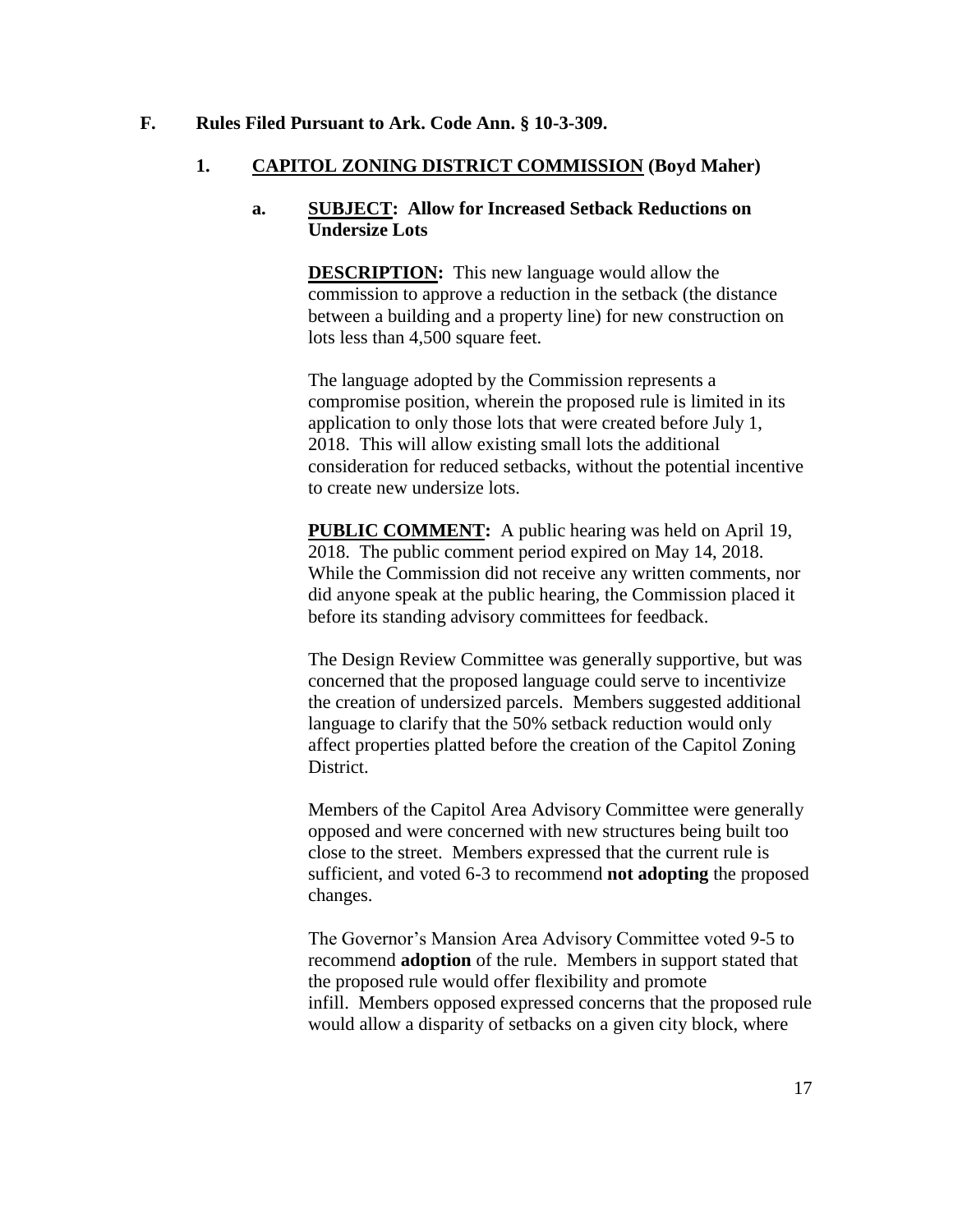## F. Rules Filed Pursuant to Ark. Code Ann. § 10-3-309.

### 1. CAPITOL ZONING DISTRICT COMMISSION (Boyd Maher)

#### a. SUBJECT: Allow for Increased Setback Reductions on Undersize Lots

**DESCRIPTION:** This new language would allow the commission to approve a reduction in the setback (the distance between a building and a property line) for new construction on lots less than 4,500 square feet.

The language adopted by the Commission represents a compromise position, wherein the proposed rule is limited in its application to only those lots that were created before July 1, 2018. This will allow existing small lots the additional consideration for reduced setbacks, without the potential incentive to create new undersize lots.

**PUBLIC COMMENT:** A public hearing was held on April 19, 2018. The public comment period expired on May 14, 2018. While the Commission did not receive any written comments, nor did anyone speak at the public hearing, the Commission placed it before its standing advisory committees for feedback.

The Design Review Committee was generally supportive, but was concerned that the proposed language could serve to incentivize the creation of undersized parcels. Members suggested additional language to clarify that the 50% setback reduction would only affect properties platted before the creation of the Capitol Zoning District.

Members of the Capitol Area Advisory Committee were generally opposed and were concerned with new structures being built too close to the street. Members expressed that the current rule is sufficient, and voted 6-3 to recommend **not adopting** the proposed changes.

The Governor's Mansion Area Advisory Committee voted 9-5 to recommend **adoption** of the rule. Members in support stated that the proposed rule would offer flexibility and promote infill. Members opposed expressed concerns that the proposed rule would allow a disparity of setbacks on a given city block, where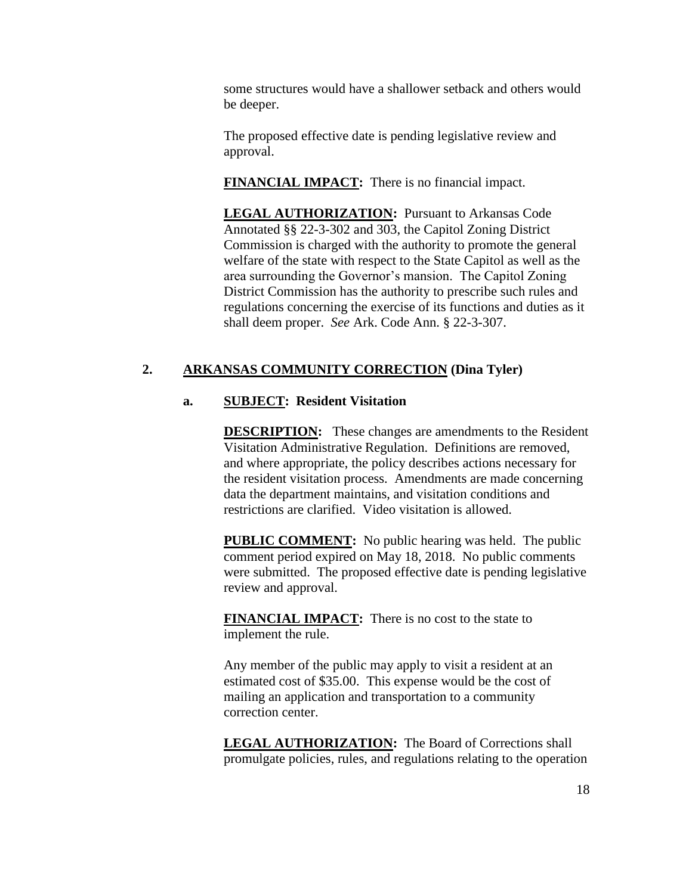some structures would have a shallower setback and others would be deeper.

The proposed effective date is pending legislative review and approval.

**FINANCIAL IMPACT:** There is no financial impact.

**LEGAL AUTHORIZATION:** Pursuant to Arkansas Code Annotated §§ 22-3-302 and 303, the Capitol Zoning District Commission is charged with the authority to promote the general welfare of the state with respect to the State Capitol as well as the area surrounding the Governor's mansion. The Capitol Zoning District Commission has the authority to prescribe such rules and regulations concerning the exercise of its functions and duties as it shall deem proper. *See* Ark. Code Ann. § 22-3-307.

## 2. ARKANSAS COMMUNITY CORRECTION (Dina Tyler)

### a. SUBJECT: Resident Visitation

**DESCRIPTION:** These changes are amendments to the Resident Visitation Administrative Regulation. Definitions are removed, and where appropriate, the policy describes actions necessary for the resident visitation process. Amendments are made concerning data the department maintains, and visitation conditions and restrictions are clarified. Video visitation is allowed.

**PUBLIC COMMENT:** No public hearing was held. The public comment period expired on May 18, 2018. No public comments were submitted. The proposed effective date is pending legislative review and approval.

**FINANCIAL IMPACT:** There is no cost to the state to implement the rule.

Any member of the public may apply to visit a resident at an estimated cost of $35.00. This expense would be the cost of mailing an application and transportation to a community correction center.

**LEGAL AUTHORIZATION:** The Board of Corrections shall promulgate policies, rules, and regulations relating to the operation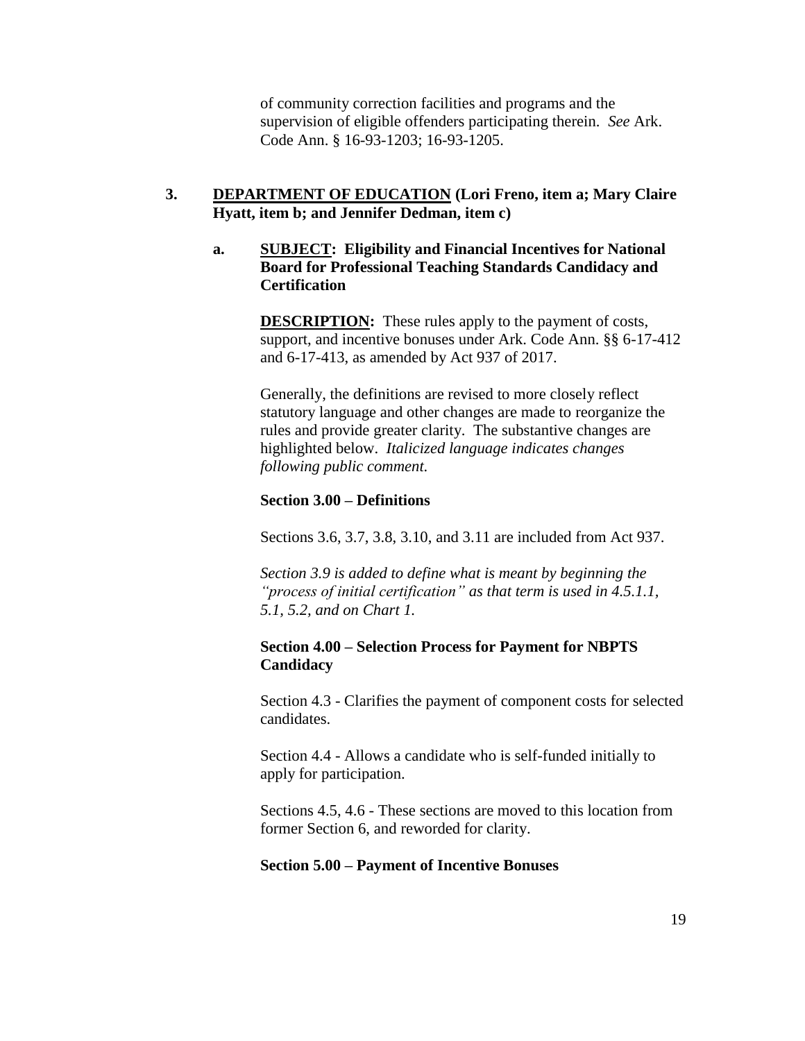of community correction facilities and programs and the supervision of eligible offenders participating therein. *See* Ark. Code Ann. § 16-93-1203; 16-93-1205.

**3. DEPARTMENT OF EDUCATION (Lori Freno, item a; Mary Claire Hyatt, item b; and Jennifer Dedman, item c)**

**a. SUBJECT: Eligibility and Financial Incentives for National Board for Professional Teaching Standards Candidacy and Certification**

**DESCRIPTION:** These rules apply to the payment of costs, support, and incentive bonuses under Ark. Code Ann. §§ 6-17-412 and 6-17-413, as amended by Act 937 of 2017.

Generally, the definitions are revised to more closely reflect statutory language and other changes are made to reorganize the rules and provide greater clarity. The substantive changes are highlighted below. *Italicized language indicates changes following public comment.*

**Section 3.00 – Definitions**

Sections 3.6, 3.7, 3.8, 3.10, and 3.11 are included from Act 937.

*Section 3.9 is added to define what is meant by beginning the "process of initial certification" as that term is used in 4.5.1.1, 5.1, 5.2, and on Chart 1.*

**Section 4.00 – Selection Process for Payment for NBPTS Candidacy**

Section 4.3 - Clarifies the payment of component costs for selected candidates.

Section 4.4 - Allows a candidate who is self-funded initially to apply for participation.

Sections 4.5, 4.6 - These sections are moved to this location from former Section 6, and reworded for clarity.

**Section 5.00 – Payment of Incentive Bonuses**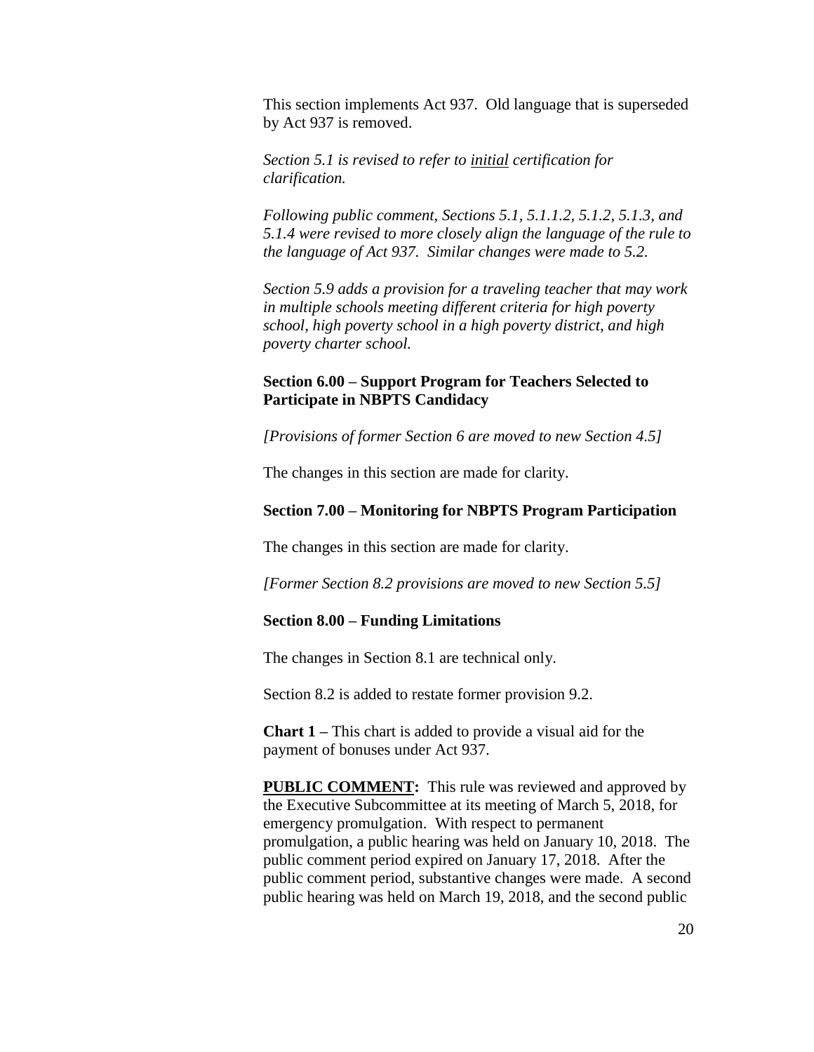This section implements Act 937. Old language that is superseded by Act 937 is removed.

*Section 5.1 is revised to refer to* *<u>initial</u>* *certification for clarification.*

*Following public comment, Sections 5.1, 5.1.1.2, 5.1.2, 5.1.3, and 5.1.4 were revised to more closely align the language of the rule to the language of Act 937. Similar changes were made to 5.2.*

*Section 5.9 adds a provision for a traveling teacher that may work in multiple schools meeting different criteria for high poverty school, high poverty school in a high poverty district, and high poverty charter school.*

**Section 6.00 – Support Program for Teachers Selected to Participate in NBPTS Candidacy**

*[Provisions of former Section 6 are moved to new Section 4.5]*

The changes in this section are made for clarity.

**Section 7.00 – Monitoring for NBPTS Program Participation**

The changes in this section are made for clarity.

*[Former Section 8.2 provisions are moved to new Section 5.5]*

**Section 8.00 – Funding Limitations**

The changes in Section 8.1 are technical only.

Section 8.2 is added to restate former provision 9.2.

**Chart 1 –** This chart is added to provide a visual aid for the payment of bonuses under Act 937.

**<u>PUBLIC COMMENT</u>:** This rule was reviewed and approved by the Executive Subcommittee at its meeting of March 5, 2018, for emergency promulgation. With respect to permanent promulgation, a public hearing was held on January 10, 2018. The public comment period expired on January 17, 2018. After the public comment period, substantive changes were made. A second public hearing was held on March 19, 2018, and the second public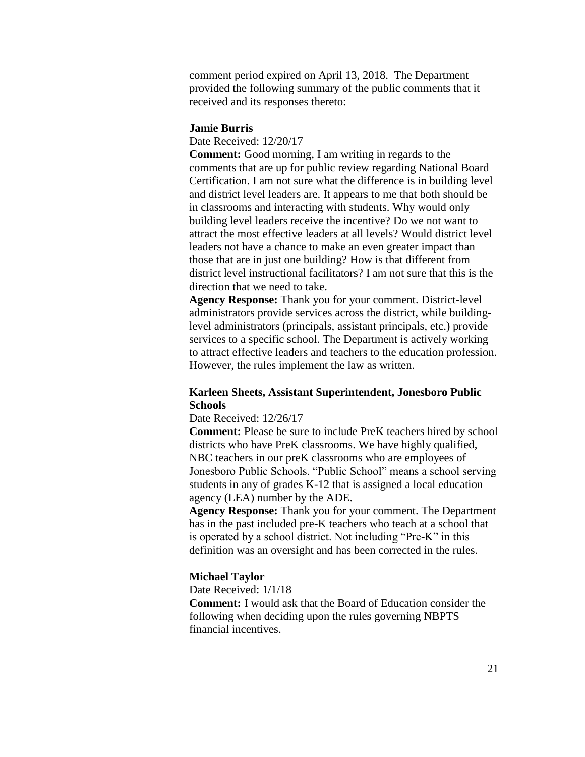comment period expired on April 13, 2018. The Department provided the following summary of the public comments that it received and its responses thereto:

**Jamie Burris**

Date Received: 12/20/17

**Comment:** Good morning, I am writing in regards to the comments that are up for public review regarding National Board Certification. I am not sure what the difference is in building level and district level leaders are. It appears to me that both should be in classrooms and interacting with students. Why would only building level leaders receive the incentive? Do we not want to attract the most effective leaders at all levels? Would district level leaders not have a chance to make an even greater impact than those that are in just one building? How is that different from district level instructional facilitators? I am not sure that this is the direction that we need to take.

**Agency Response:** Thank you for your comment. District-level administrators provide services across the district, while building-level administrators (principals, assistant principals, etc.) provide services to a specific school. The Department is actively working to attract effective leaders and teachers to the education profession. However, the rules implement the law as written.

**Karleen Sheets, Assistant Superintendent, Jonesboro Public Schools**

Date Received: 12/26/17

**Comment:** Please be sure to include PreK teachers hired by school districts who have PreK classrooms. We have highly qualified, NBC teachers in our preK classrooms who are employees of Jonesboro Public Schools. "Public School" means a school serving students in any of grades K-12 that is assigned a local education agency (LEA) number by the ADE.

**Agency Response:** Thank you for your comment. The Department has in the past included pre-K teachers who teach at a school that is operated by a school district. Not including "Pre-K" in this definition was an oversight and has been corrected in the rules.

**Michael Taylor**

Date Received: 1/1/18

**Comment:** I would ask that the Board of Education consider the following when deciding upon the rules governing NBPTS financial incentives.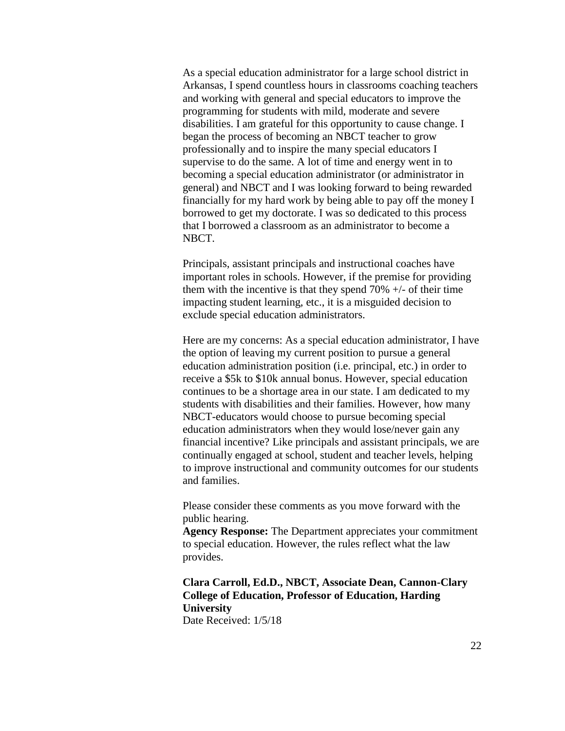As a special education administrator for a large school district in Arkansas, I spend countless hours in classrooms coaching teachers and working with general and special educators to improve the programming for students with mild, moderate and severe disabilities. I am grateful for this opportunity to cause change. I began the process of becoming an NBCT teacher to grow professionally and to inspire the many special educators I supervise to do the same. A lot of time and energy went in to becoming a special education administrator (or administrator in general) and NBCT and I was looking forward to being rewarded financially for my hard work by being able to pay off the money I borrowed to get my doctorate. I was so dedicated to this process that I borrowed a classroom as an administrator to become a NBCT.

Principals, assistant principals and instructional coaches have important roles in schools. However, if the premise for providing them with the incentive is that they spend 70% +/- of their time impacting student learning, etc., it is a misguided decision to exclude special education administrators.

Here are my concerns: As a special education administrator, I have the option of leaving my current position to pursue a general education administration position (i.e. principal, etc.) in order to receive a $5k to $10k annual bonus. However, special education continues to be a shortage area in our state. I am dedicated to my students with disabilities and their families. However, how many NBCT-educators would choose to pursue becoming special education administrators when they would lose/never gain any financial incentive? Like principals and assistant principals, we are continually engaged at school, student and teacher levels, helping to improve instructional and community outcomes for our students and families.

Please consider these comments as you move forward with the public hearing.
**Agency Response:** The Department appreciates your commitment to special education. However, the rules reflect what the law provides.

**Clara Carroll, Ed.D., NBCT, Associate Dean, Cannon-Clary College of Education, Professor of Education, Harding University**
Date Received: 1/5/18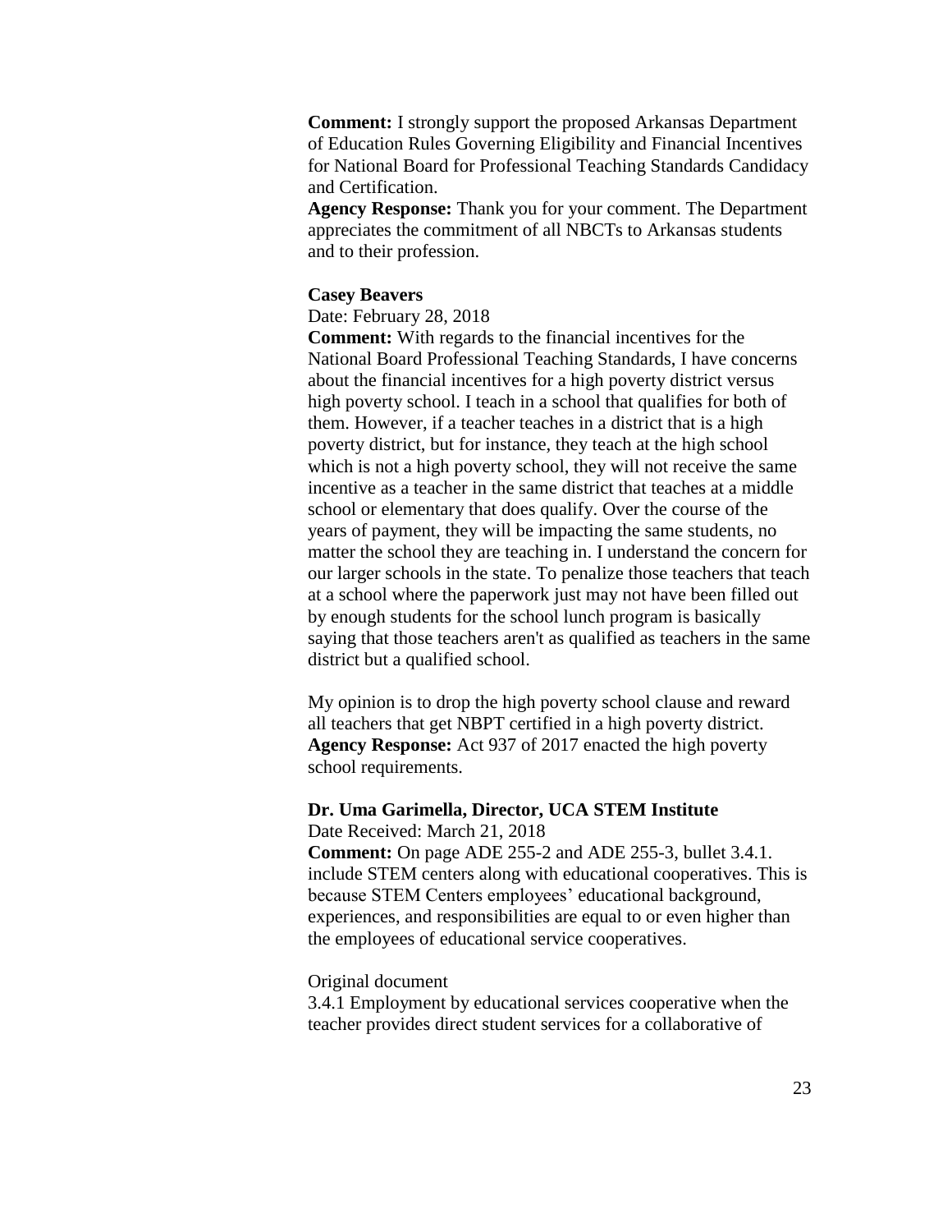**Comment:** I strongly support the proposed Arkansas Department of Education Rules Governing Eligibility and Financial Incentives for National Board for Professional Teaching Standards Candidacy and Certification.
**Agency Response:** Thank you for your comment. The Department appreciates the commitment of all NBCTs to Arkansas students and to their profession.

**Casey Beavers**
Date: February 28, 2018
**Comment:** With regards to the financial incentives for the National Board Professional Teaching Standards, I have concerns about the financial incentives for a high poverty district versus high poverty school. I teach in a school that qualifies for both of them. However, if a teacher teaches in a district that is a high poverty district, but for instance, they teach at the high school which is not a high poverty school, they will not receive the same incentive as a teacher in the same district that teaches at a middle school or elementary that does qualify. Over the course of the years of payment, they will be impacting the same students, no matter the school they are teaching in. I understand the concern for our larger schools in the state. To penalize those teachers that teach at a school where the paperwork just may not have been filled out by enough students for the school lunch program is basically saying that those teachers aren't as qualified as teachers in the same district but a qualified school.

My opinion is to drop the high poverty school clause and reward all teachers that get NBPT certified in a high poverty district.
**Agency Response:** Act 937 of 2017 enacted the high poverty school requirements.

**Dr. Uma Garimella, Director, UCA STEM Institute**
Date Received: March 21, 2018
**Comment:** On page ADE 255-2 and ADE 255-3, bullet 3.4.1. include STEM centers along with educational cooperatives. This is because STEM Centers employees' educational background, experiences, and responsibilities are equal to or even higher than the employees of educational service cooperatives.

Original document
3.4.1 Employment by educational services cooperative when the teacher provides direct student services for a collaborative of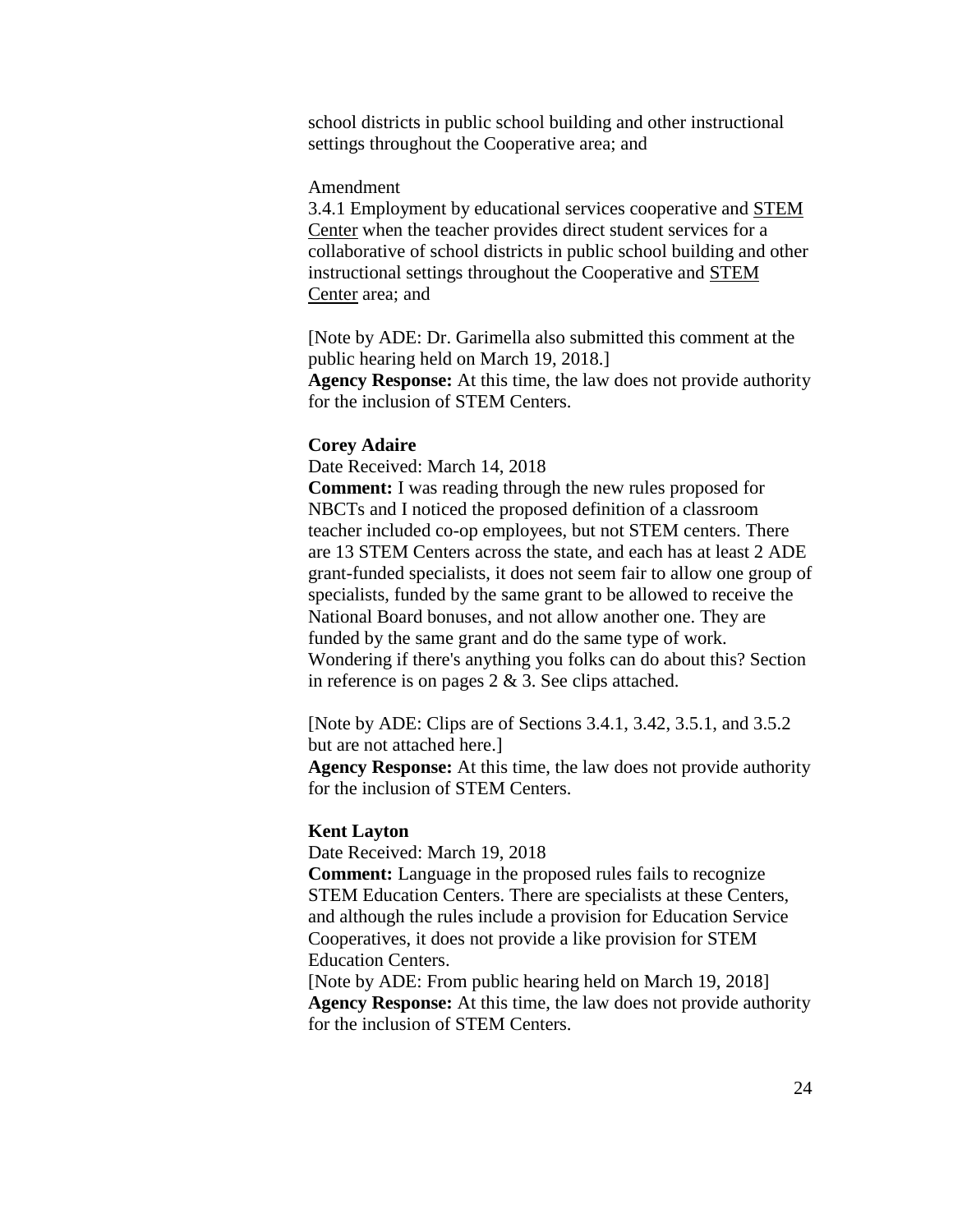school districts in public school building and other instructional settings throughout the Cooperative area; and

Amendment

3.4.1 Employment by educational services cooperative and <u>STEM Center</u> when the teacher provides direct student services for a collaborative of school districts in public school building and other instructional settings throughout the Cooperative and <u>STEM Center</u> area; and

[Note by ADE: Dr. Garimella also submitted this comment at the public hearing held on March 19, 2018.]

**Agency Response:** At this time, the law does not provide authority for the inclusion of STEM Centers.

**Corey Adaire**

Date Received: March 14, 2018

**Comment:** I was reading through the new rules proposed for NBCTs and I noticed the proposed definition of a classroom teacher included co-op employees, but not STEM centers. There are 13 STEM Centers across the state, and each has at least 2 ADE grant-funded specialists, it does not seem fair to allow one group of specialists, funded by the same grant to be allowed to receive the National Board bonuses, and not allow another one. They are funded by the same grant and do the same type of work. Wondering if there's anything you folks can do about this? Section in reference is on pages 2 & 3. See clips attached.

[Note by ADE: Clips are of Sections 3.4.1, 3.42, 3.5.1, and 3.5.2 but are not attached here.]

**Agency Response:** At this time, the law does not provide authority for the inclusion of STEM Centers.

**Kent Layton**

Date Received: March 19, 2018

**Comment:** Language in the proposed rules fails to recognize STEM Education Centers. There are specialists at these Centers, and although the rules include a provision for Education Service Cooperatives, it does not provide a like provision for STEM Education Centers.

[Note by ADE: From public hearing held on March 19, 2018]

**Agency Response:** At this time, the law does not provide authority for the inclusion of STEM Centers.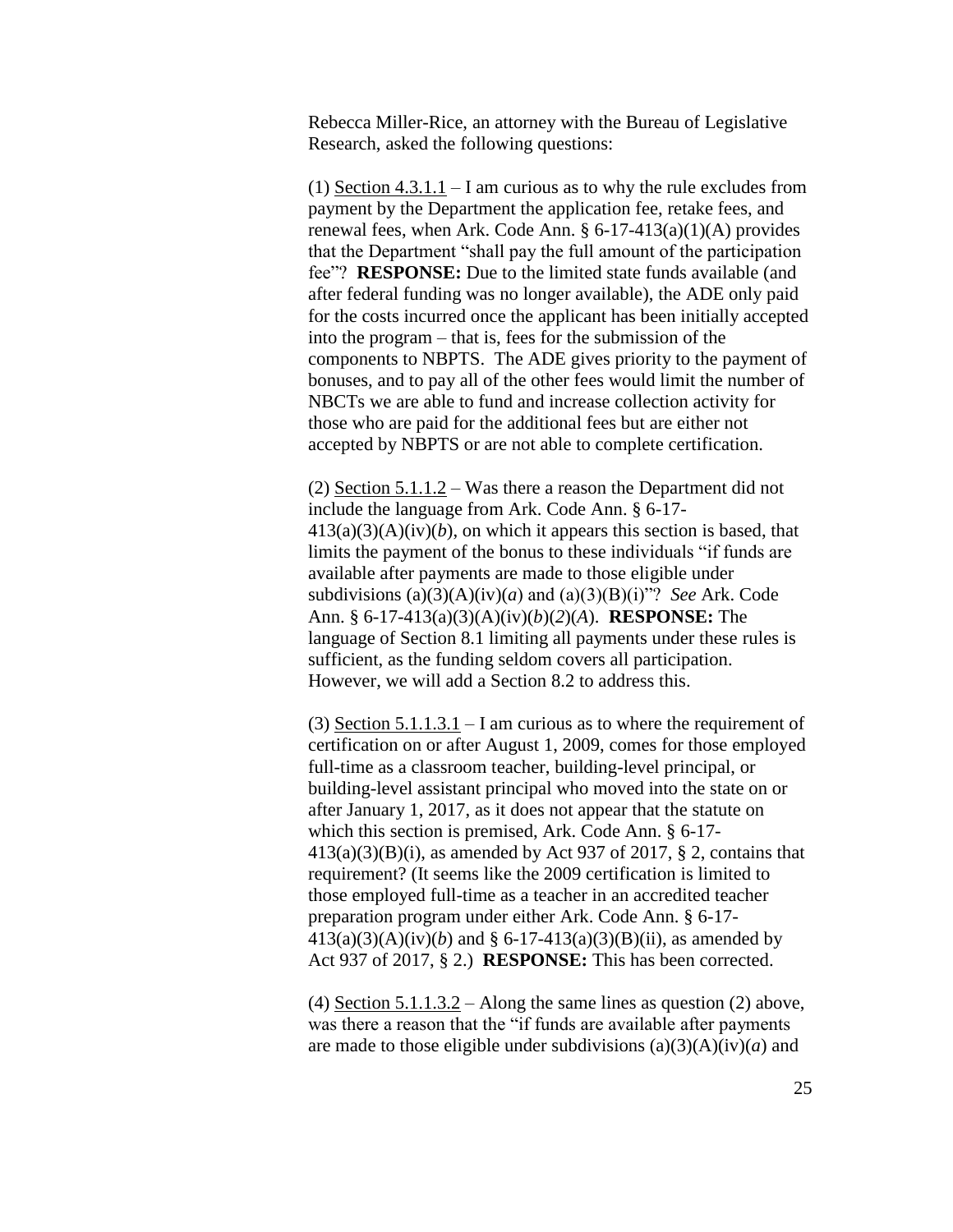Rebecca Miller-Rice, an attorney with the Bureau of Legislative Research, asked the following questions:

(1) Section 4.3.1.1 – I am curious as to why the rule excludes from payment by the Department the application fee, retake fees, and renewal fees, when Ark. Code Ann. § 6-17-413(a)(1)(A) provides that the Department "shall pay the full amount of the participation fee"? **RESPONSE:** Due to the limited state funds available (and after federal funding was no longer available), the ADE only paid for the costs incurred once the applicant has been initially accepted into the program – that is, fees for the submission of the components to NBPTS. The ADE gives priority to the payment of bonuses, and to pay all of the other fees would limit the number of NBCTs we are able to fund and increase collection activity for those who are paid for the additional fees but are either not accepted by NBPTS or are not able to complete certification.

(2) Section 5.1.1.2 – Was there a reason the Department did not include the language from Ark. Code Ann. § 6-17-413(a)(3)(A)(iv)(*b*), on which it appears this section is based, that limits the payment of the bonus to these individuals "if funds are available after payments are made to those eligible under subdivisions (a)(3)(A)(iv)(*a*) and (a)(3)(B)(i)"? *See* Ark. Code Ann. § 6-17-413(a)(3)(A)(iv)(*b*)(*2*)(*A*). **RESPONSE:** The language of Section 8.1 limiting all payments under these rules is sufficient, as the funding seldom covers all participation. However, we will add a Section 8.2 to address this.

(3) Section 5.1.1.3.1 – I am curious as to where the requirement of certification on or after August 1, 2009, comes for those employed full-time as a classroom teacher, building-level principal, or building-level assistant principal who moved into the state on or after January 1, 2017, as it does not appear that the statute on which this section is premised, Ark. Code Ann. § 6-17-413(a)(3)(B)(i), as amended by Act 937 of 2017, § 2, contains that requirement? (It seems like the 2009 certification is limited to those employed full-time as a teacher in an accredited teacher preparation program under either Ark. Code Ann. § 6-17-413(a)(3)(A)(iv)(*b*) and § 6-17-413(a)(3)(B)(ii), as amended by Act 937 of 2017, § 2.) **RESPONSE:** This has been corrected.

(4) Section 5.1.1.3.2 – Along the same lines as question (2) above, was there a reason that the "if funds are available after payments are made to those eligible under subdivisions (a)(3)(A)(iv)(*a*) and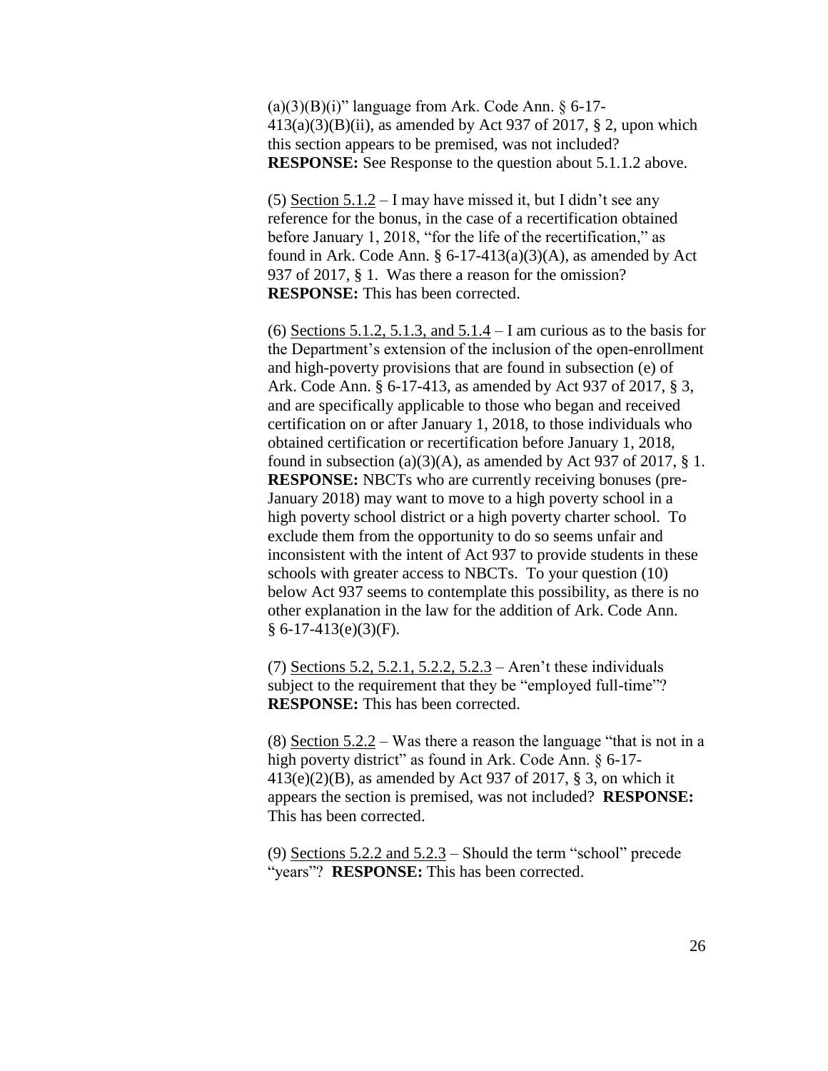(a)(3)(B)(i)" language from Ark. Code Ann. § 6-17-413(a)(3)(B)(ii), as amended by Act 937 of 2017, § 2, upon which this section appears to be premised, was not included? **RESPONSE:** See Response to the question about 5.1.1.2 above.

(5) <u>Section 5.1.2</u> – I may have missed it, but I didn't see any reference for the bonus, in the case of a recertification obtained before January 1, 2018, "for the life of the recertification," as found in Ark. Code Ann. § 6-17-413(a)(3)(A), as amended by Act 937 of 2017, § 1. Was there a reason for the omission? **RESPONSE:** This has been corrected.

(6) <u>Sections 5.1.2, 5.1.3, and 5.1.4</u> – I am curious as to the basis for the Department's extension of the inclusion of the open-enrollment and high-poverty provisions that are found in subsection (e) of Ark. Code Ann. § 6-17-413, as amended by Act 937 of 2017, § 3, and are specifically applicable to those who began and received certification on or after January 1, 2018, to those individuals who obtained certification or recertification before January 1, 2018, found in subsection (a)(3)(A), as amended by Act 937 of 2017, § 1. **RESPONSE:** NBCTs who are currently receiving bonuses (pre-January 2018) may want to move to a high poverty school in a high poverty school district or a high poverty charter school. To exclude them from the opportunity to do so seems unfair and inconsistent with the intent of Act 937 to provide students in these schools with greater access to NBCTs. To your question (10) below Act 937 seems to contemplate this possibility, as there is no other explanation in the law for the addition of Ark. Code Ann. § 6-17-413(e)(3)(F).

(7) <u>Sections 5.2, 5.2.1, 5.2.2, 5.2.3</u> – Aren't these individuals subject to the requirement that they be "employed full-time"? **RESPONSE:** This has been corrected.

(8) <u>Section 5.2.2</u> – Was there a reason the language "that is not in a high poverty district" as found in Ark. Code Ann. § 6-17-413(e)(2)(B), as amended by Act 937 of 2017, § 3, on which it appears the section is premised, was not included? **RESPONSE:** This has been corrected.

(9) <u>Sections 5.2.2 and 5.2.3</u> – Should the term "school" precede "years"? **RESPONSE:** This has been corrected.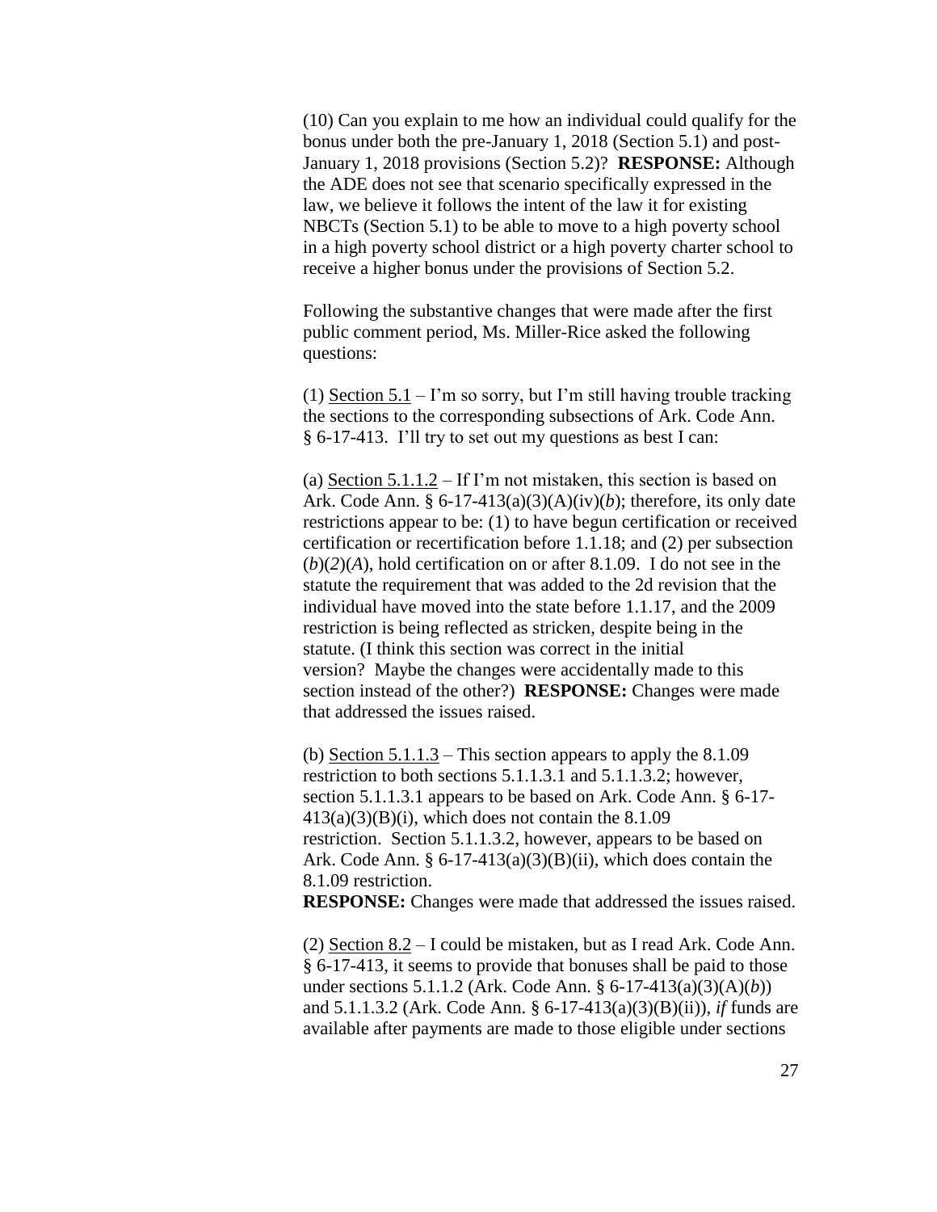(10) Can you explain to me how an individual could qualify for the bonus under both the pre-January 1, 2018 (Section 5.1) and post-January 1, 2018 provisions (Section 5.2)? **RESPONSE:** Although the ADE does not see that scenario specifically expressed in the law, we believe it follows the intent of the law it for existing NBCTs (Section 5.1) to be able to move to a high poverty school in a high poverty school district or a high poverty charter school to receive a higher bonus under the provisions of Section 5.2.

Following the substantive changes that were made after the first public comment period, Ms. Miller-Rice asked the following questions:

(1) <u>Section 5.1</u> – I'm so sorry, but I'm still having trouble tracking the sections to the corresponding subsections of Ark. Code Ann. § 6-17-413. I'll try to set out my questions as best I can:

(a) <u>Section 5.1.1.2</u> – If I'm not mistaken, this section is based on Ark. Code Ann. § 6-17-413(a)(3)(A)(iv)(*b*); therefore, its only date restrictions appear to be: (1) to have begun certification or received certification or recertification before 1.1.18; and (2) per subsection (*b*)(*2*)(*A*), hold certification on or after 8.1.09. I do not see in the statute the requirement that was added to the 2d revision that the individual have moved into the state before 1.1.17, and the 2009 restriction is being reflected as stricken, despite being in the statute. (I think this section was correct in the initial version? Maybe the changes were accidentally made to this section instead of the other?) **RESPONSE:** Changes were made that addressed the issues raised.

(b) <u>Section 5.1.1.3</u> – This section appears to apply the 8.1.09 restriction to both sections 5.1.1.3.1 and 5.1.1.3.2; however, section 5.1.1.3.1 appears to be based on Ark. Code Ann. § 6-17-413(a)(3)(B)(i), which does not contain the 8.1.09 restriction. Section 5.1.1.3.2, however, appears to be based on Ark. Code Ann. § 6-17-413(a)(3)(B)(ii), which does contain the 8.1.09 restriction.
**RESPONSE:** Changes were made that addressed the issues raised.

(2) <u>Section 8.2</u> – I could be mistaken, but as I read Ark. Code Ann. § 6-17-413, it seems to provide that bonuses shall be paid to those under sections 5.1.1.2 (Ark. Code Ann. § 6-17-413(a)(3)(A)(*b*)) and 5.1.1.3.2 (Ark. Code Ann. § 6-17-413(a)(3)(B)(ii)), *if* funds are available after payments are made to those eligible under sections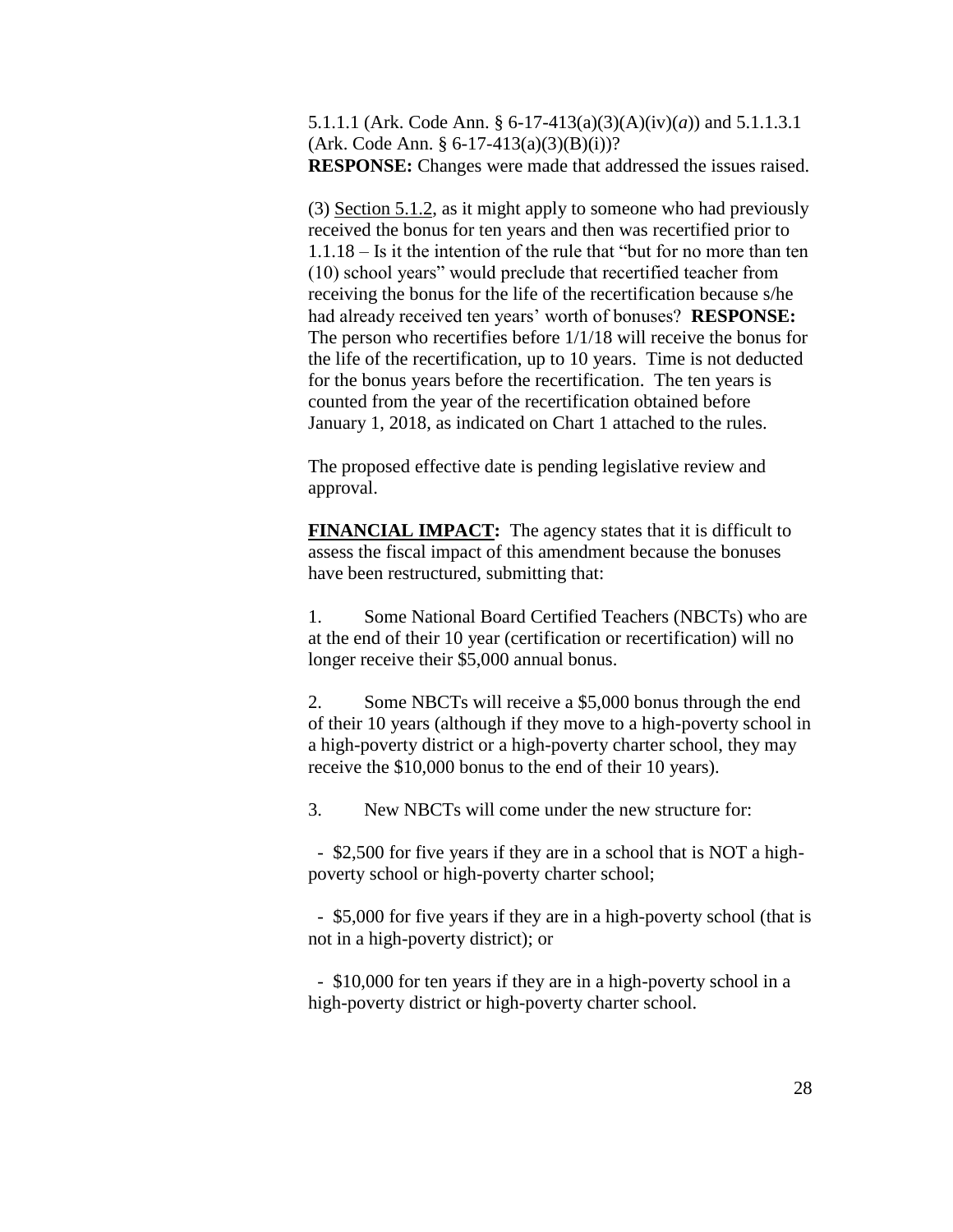5.1.1.1 (Ark. Code Ann. § 6-17-413(a)(3)(A)(iv)(*a*)) and 5.1.1.3.1 (Ark. Code Ann. § 6-17-413(a)(3)(B)(i))?
**RESPONSE:** Changes were made that addressed the issues raised.

(3) <u>Section 5.1.2</u>, as it might apply to someone who had previously received the bonus for ten years and then was recertified prior to 1.1.18 – Is it the intention of the rule that "but for no more than ten (10) school years" would preclude that recertified teacher from receiving the bonus for the life of the recertification because s/he had already received ten years' worth of bonuses? **RESPONSE:** The person who recertifies before 1/1/18 will receive the bonus for the life of the recertification, up to 10 years. Time is not deducted for the bonus years before the recertification. The ten years is counted from the year of the recertification obtained before January 1, 2018, as indicated on Chart 1 attached to the rules.

The proposed effective date is pending legislative review and approval.

**<u>FINANCIAL IMPACT</u>:** The agency states that it is difficult to assess the fiscal impact of this amendment because the bonuses have been restructured, submitting that:

1. Some National Board Certified Teachers (NBCTs) who are at the end of their 10 year (certification or recertification) will no longer receive their $5,000 annual bonus.

2. Some NBCTs will receive a $5,000 bonus through the end of their 10 years (although if they move to a high-poverty school in a high-poverty district or a high-poverty charter school, they may receive the $10,000 bonus to the end of their 10 years).

3. New NBCTs will come under the new structure for:

- $2,500 for five years if they are in a school that is NOT a high-poverty school or high-poverty charter school;

- $5,000 for five years if they are in a high-poverty school (that is not in a high-poverty district); or

- $10,000 for ten years if they are in a high-poverty school in a high-poverty district or high-poverty charter school.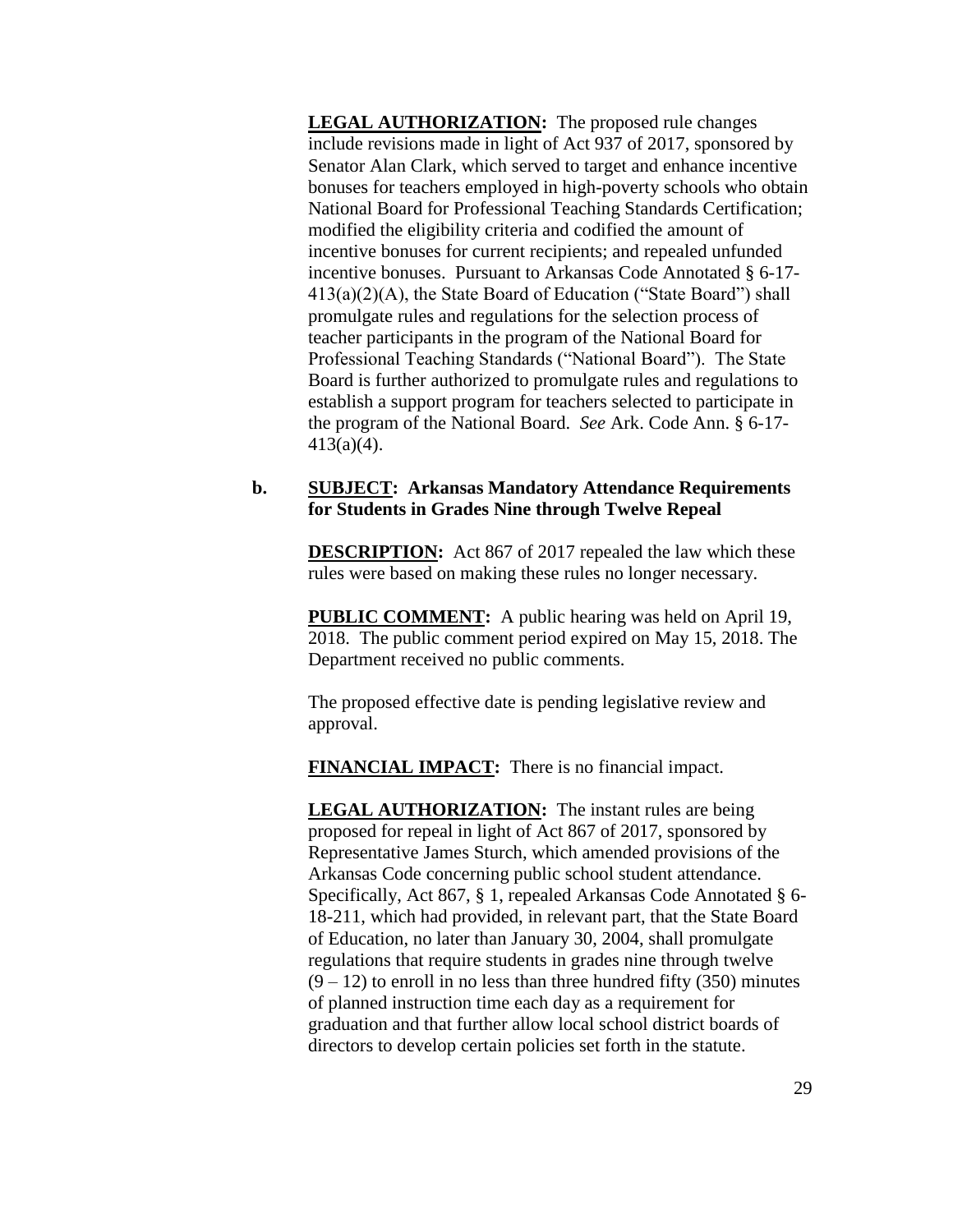**LEGAL AUTHORIZATION:** The proposed rule changes include revisions made in light of Act 937 of 2017, sponsored by Senator Alan Clark, which served to target and enhance incentive bonuses for teachers employed in high-poverty schools who obtain National Board for Professional Teaching Standards Certification; modified the eligibility criteria and codified the amount of incentive bonuses for current recipients; and repealed unfunded incentive bonuses. Pursuant to Arkansas Code Annotated § 6-17-413(a)(2)(A), the State Board of Education ("State Board") shall promulgate rules and regulations for the selection process of teacher participants in the program of the National Board for Professional Teaching Standards ("National Board"). The State Board is further authorized to promulgate rules and regulations to establish a support program for teachers selected to participate in the program of the National Board. *See* Ark. Code Ann. § 6-17-413(a)(4).

**b. SUBJECT: Arkansas Mandatory Attendance Requirements for Students in Grades Nine through Twelve Repeal**

**DESCRIPTION:** Act 867 of 2017 repealed the law which these rules were based on making these rules no longer necessary.

**PUBLIC COMMENT:** A public hearing was held on April 19, 2018. The public comment period expired on May 15, 2018. The Department received no public comments.

The proposed effective date is pending legislative review and approval.

**FINANCIAL IMPACT:** There is no financial impact.

**LEGAL AUTHORIZATION:** The instant rules are being proposed for repeal in light of Act 867 of 2017, sponsored by Representative James Sturch, which amended provisions of the Arkansas Code concerning public school student attendance. Specifically, Act 867, § 1, repealed Arkansas Code Annotated § 6-18-211, which had provided, in relevant part, that the State Board of Education, no later than January 30, 2004, shall promulgate regulations that require students in grades nine through twelve (9 – 12) to enroll in no less than three hundred fifty (350) minutes of planned instruction time each day as a requirement for graduation and that further allow local school district boards of directors to develop certain policies set forth in the statute.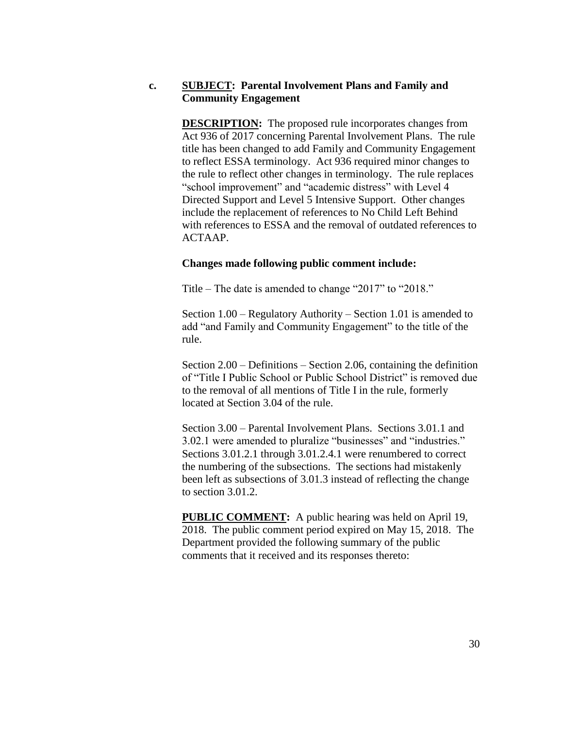c. **<u>SUBJECT</u>: Parental Involvement Plans and Family and Community Engagement**

**<u>DESCRIPTION</u>:** The proposed rule incorporates changes from Act 936 of 2017 concerning Parental Involvement Plans. The rule title has been changed to add Family and Community Engagement to reflect ESSA terminology. Act 936 required minor changes to the rule to reflect other changes in terminology. The rule replaces "school improvement" and "academic distress" with Level 4 Directed Support and Level 5 Intensive Support. Other changes include the replacement of references to No Child Left Behind with references to ESSA and the removal of outdated references to ACTAAP.

**Changes made following public comment include:**

Title – The date is amended to change "2017" to "2018."

Section 1.00 – Regulatory Authority – Section 1.01 is amended to add "and Family and Community Engagement" to the title of the rule.

Section 2.00 – Definitions – Section 2.06, containing the definition of "Title I Public School or Public School District" is removed due to the removal of all mentions of Title I in the rule, formerly located at Section 3.04 of the rule.

Section 3.00 – Parental Involvement Plans. Sections 3.01.1 and 3.02.1 were amended to pluralize "businesses" and "industries." Sections 3.01.2.1 through 3.01.2.4.1 were renumbered to correct the numbering of the subsections. The sections had mistakenly been left as subsections of 3.01.3 instead of reflecting the change to section 3.01.2.

**<u>PUBLIC COMMENT</u>:** A public hearing was held on April 19, 2018. The public comment period expired on May 15, 2018. The Department provided the following summary of the public comments that it received and its responses thereto: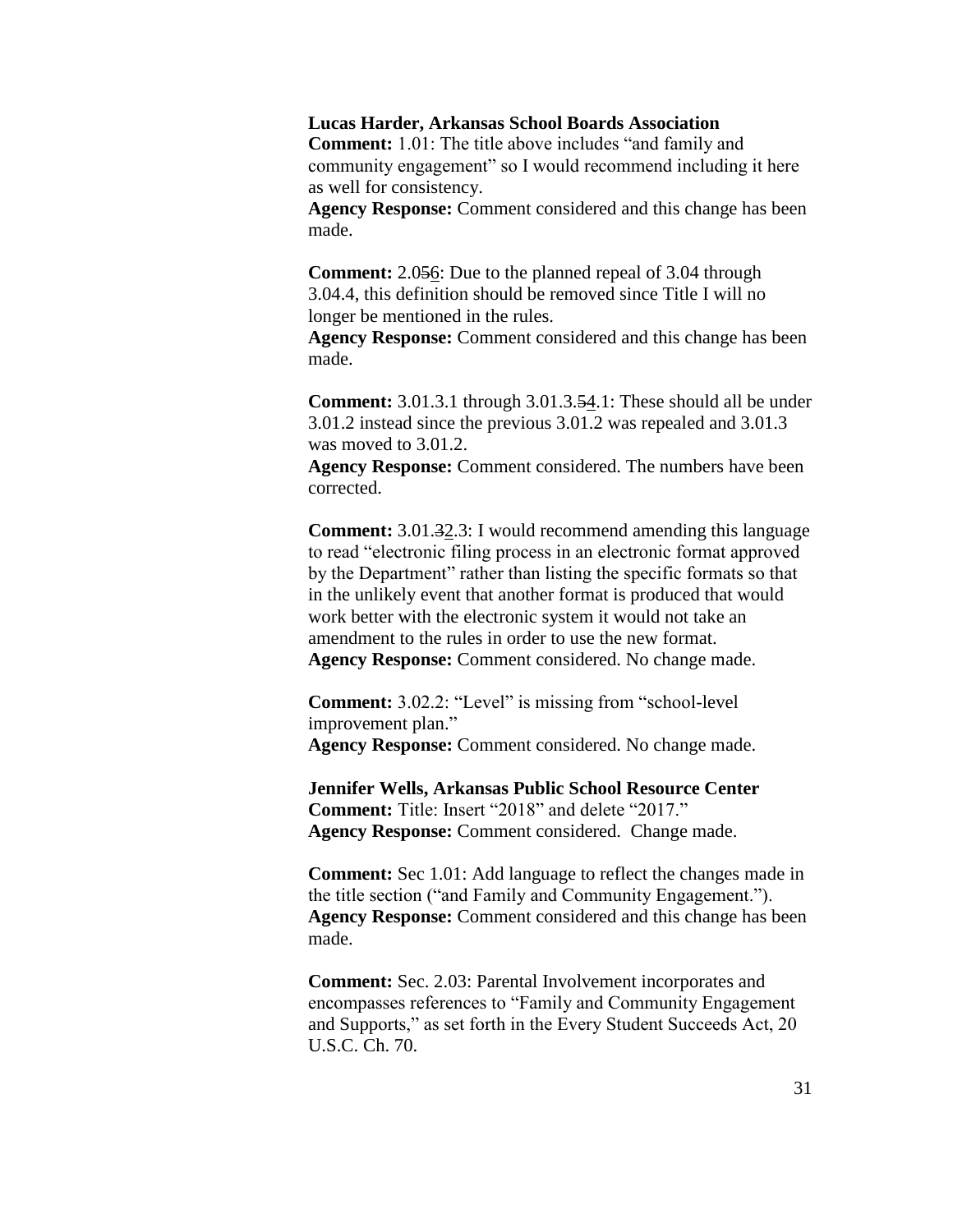**Lucas Harder, Arkansas School Boards Association**

**Comment:** 1.01: The title above includes "and family and community engagement" so I would recommend including it here as well for consistency.

**Agency Response:** Comment considered and this change has been made.

**Comment:** 2.0~~5~~6: Due to the planned repeal of 3.04 through 3.04.4, this definition should be removed since Title I will no longer be mentioned in the rules.

**Agency Response:** Comment considered and this change has been made.

**Comment:** 3.01.3.1 through 3.01.3.~~5~~4.1: These should all be under 3.01.2 instead since the previous 3.01.2 was repealed and 3.01.3 was moved to 3.01.2.

**Agency Response:** Comment considered. The numbers have been corrected.

**Comment:** 3.01.~~3~~2.3: I would recommend amending this language to read "electronic filing process in an electronic format approved by the Department" rather than listing the specific formats so that in the unlikely event that another format is produced that would work better with the electronic system it would not take an amendment to the rules in order to use the new format.

**Agency Response:** Comment considered. No change made.

**Comment:** 3.02.2: "Level" is missing from "school-level improvement plan."

**Agency Response:** Comment considered. No change made.

**Jennifer Wells, Arkansas Public School Resource Center**

**Comment:** Title: Insert "2018" and delete "2017."

**Agency Response:** Comment considered. Change made.

**Comment:** Sec 1.01: Add language to reflect the changes made in the title section ("and Family and Community Engagement.").

**Agency Response:** Comment considered and this change has been made.

**Comment:** Sec. 2.03: Parental Involvement incorporates and encompasses references to "Family and Community Engagement and Supports," as set forth in the Every Student Succeeds Act, 20 U.S.C. Ch. 70.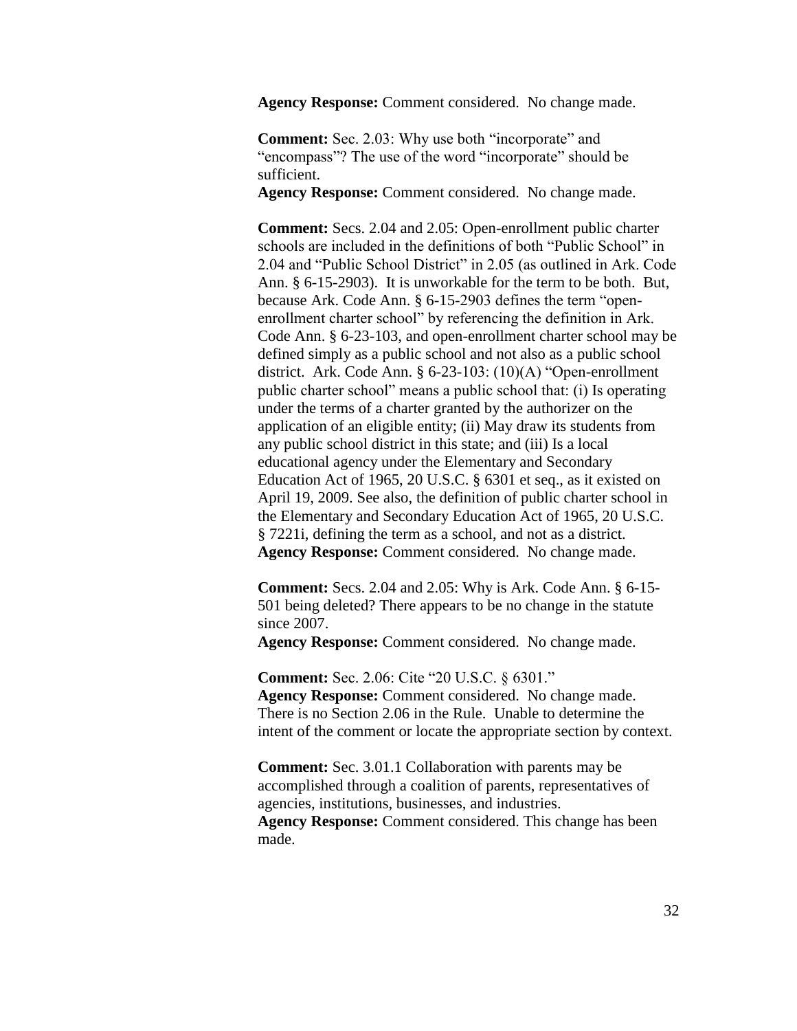**Agency Response:** Comment considered. No change made.

**Comment:** Sec. 2.03: Why use both "incorporate" and "encompass"? The use of the word "incorporate" should be sufficient.
**Agency Response:** Comment considered. No change made.

**Comment:** Secs. 2.04 and 2.05: Open-enrollment public charter schools are included in the definitions of both "Public School" in 2.04 and "Public School District" in 2.05 (as outlined in Ark. Code Ann. § 6-15-2903). It is unworkable for the term to be both. But, because Ark. Code Ann. § 6-15-2903 defines the term "open-enrollment charter school" by referencing the definition in Ark. Code Ann. § 6-23-103, and open-enrollment charter school may be defined simply as a public school and not also as a public school district. Ark. Code Ann. § 6-23-103: (10)(A) "Open-enrollment public charter school" means a public school that: (i) Is operating under the terms of a charter granted by the authorizer on the application of an eligible entity; (ii) May draw its students from any public school district in this state; and (iii) Is a local educational agency under the Elementary and Secondary Education Act of 1965, 20 U.S.C. § 6301 et seq., as it existed on April 19, 2009. See also, the definition of public charter school in the Elementary and Secondary Education Act of 1965, 20 U.S.C. § 7221i, defining the term as a school, and not as a district.
**Agency Response:** Comment considered. No change made.

**Comment:** Secs. 2.04 and 2.05: Why is Ark. Code Ann. § 6-15-501 being deleted? There appears to be no change in the statute since 2007.
**Agency Response:** Comment considered. No change made.

**Comment:** Sec. 2.06: Cite "20 U.S.C. § 6301."
**Agency Response:** Comment considered. No change made. There is no Section 2.06 in the Rule. Unable to determine the intent of the comment or locate the appropriate section by context.

**Comment:** Sec. 3.01.1 Collaboration with parents may be accomplished through a coalition of parents, representatives of agencies, institutions, businesses, and industries.
**Agency Response:** Comment considered. This change has been made.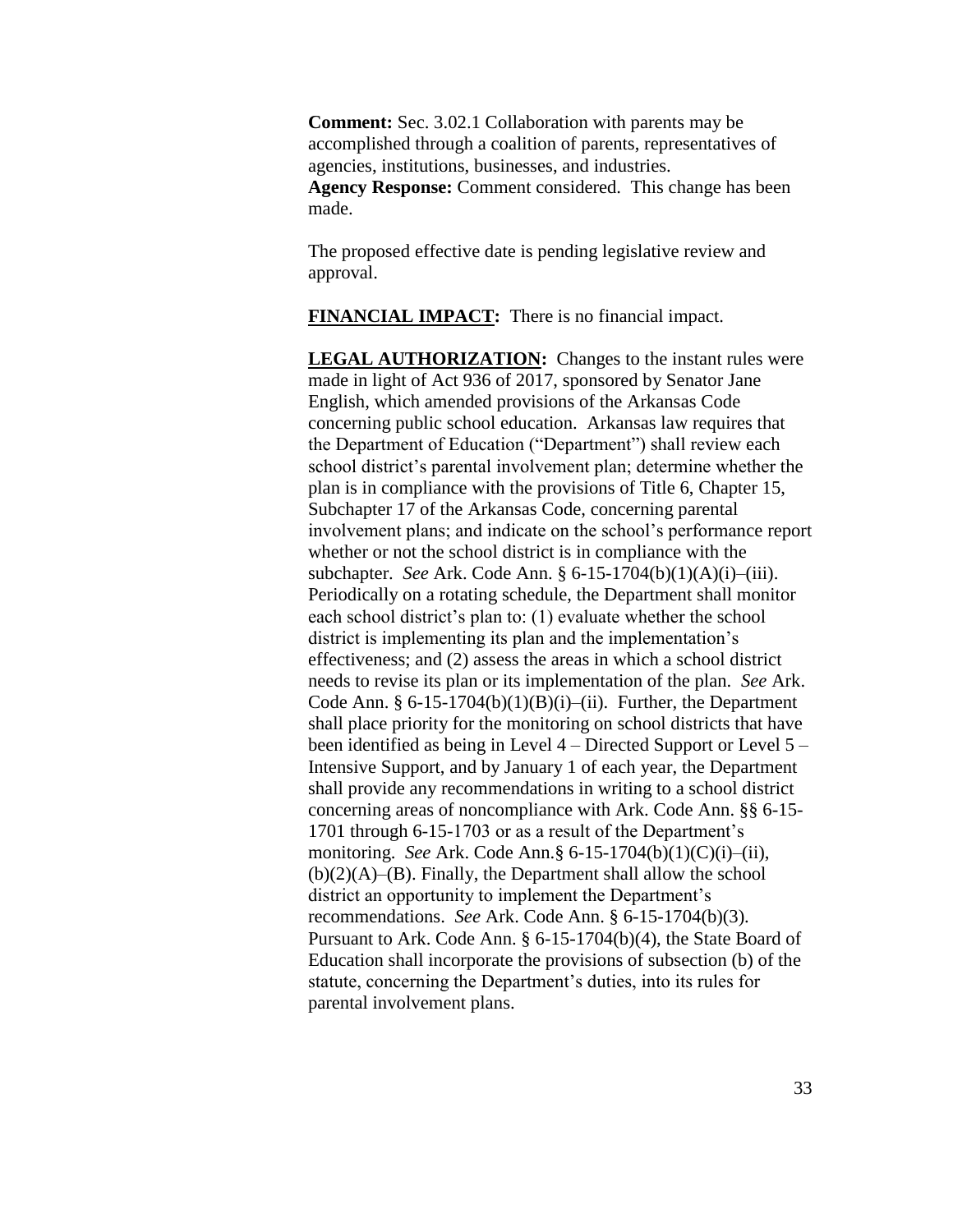**Comment:** Sec. 3.02.1 Collaboration with parents may be accomplished through a coalition of parents, representatives of agencies, institutions, businesses, and industries.
**Agency Response:** Comment considered. This change has been made.

The proposed effective date is pending legislative review and approval.

**FINANCIAL IMPACT:** There is no financial impact.

**LEGAL AUTHORIZATION:** Changes to the instant rules were made in light of Act 936 of 2017, sponsored by Senator Jane English, which amended provisions of the Arkansas Code concerning public school education. Arkansas law requires that the Department of Education ("Department") shall review each school district's parental involvement plan; determine whether the plan is in compliance with the provisions of Title 6, Chapter 15, Subchapter 17 of the Arkansas Code, concerning parental involvement plans; and indicate on the school's performance report whether or not the school district is in compliance with the subchapter. *See* Ark. Code Ann. § 6-15-1704(b)(1)(A)(i)–(iii). Periodically on a rotating schedule, the Department shall monitor each school district's plan to: (1) evaluate whether the school district is implementing its plan and the implementation's effectiveness; and (2) assess the areas in which a school district needs to revise its plan or its implementation of the plan. *See* Ark. Code Ann. § 6-15-1704(b)(1)(B)(i)–(ii). Further, the Department shall place priority for the monitoring on school districts that have been identified as being in Level 4 – Directed Support or Level 5 – Intensive Support, and by January 1 of each year, the Department shall provide any recommendations in writing to a school district concerning areas of noncompliance with Ark. Code Ann. §§ 6-15-1701 through 6-15-1703 or as a result of the Department's monitoring. *See* Ark. Code Ann.§ 6-15-1704(b)(1)(C)(i)–(ii), (b)(2)(A)–(B). Finally, the Department shall allow the school district an opportunity to implement the Department's recommendations. *See* Ark. Code Ann. § 6-15-1704(b)(3). Pursuant to Ark. Code Ann. § 6-15-1704(b)(4), the State Board of Education shall incorporate the provisions of subsection (b) of the statute, concerning the Department's duties, into its rules for parental involvement plans.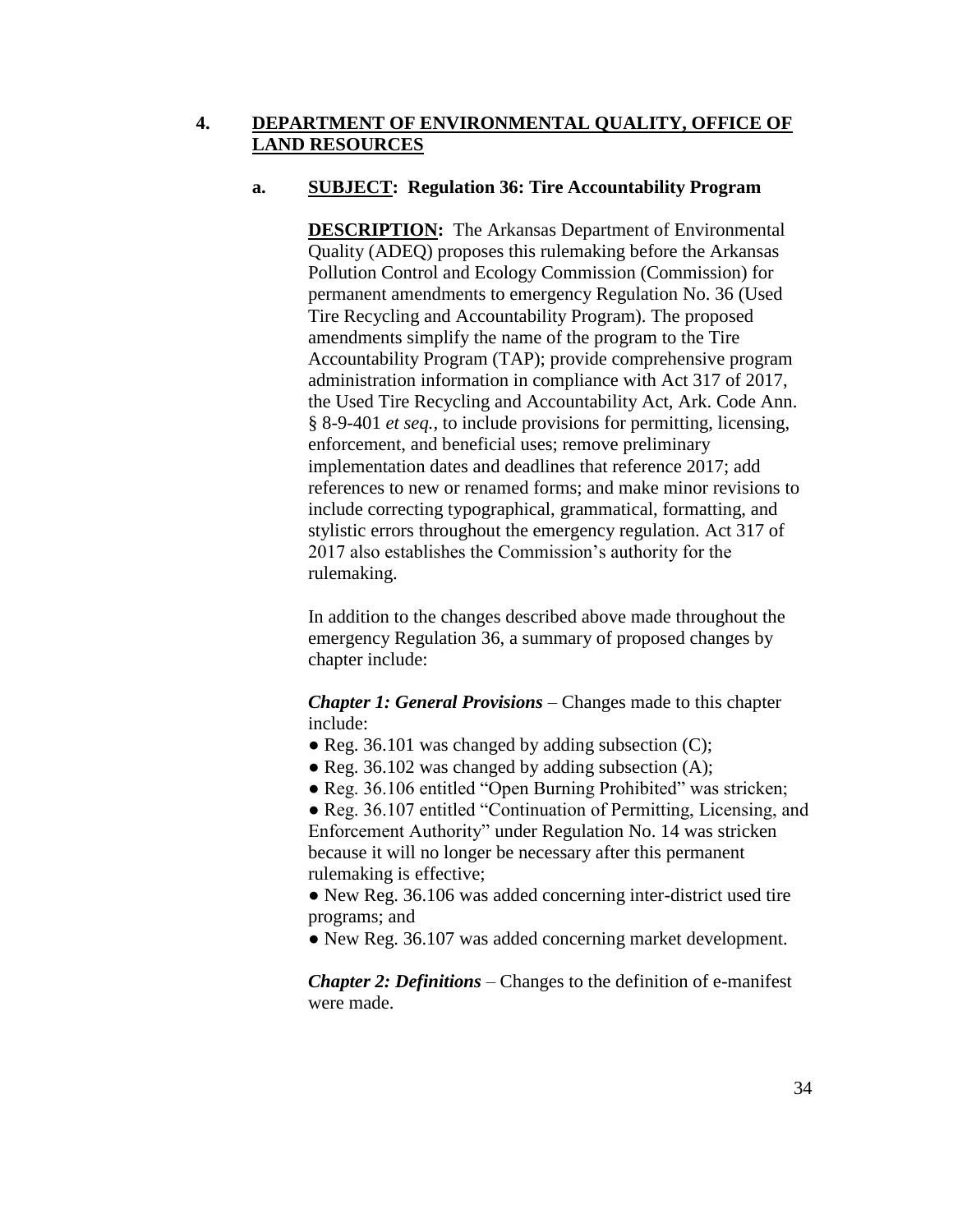## 4. DEPARTMENT OF ENVIRONMENTAL QUALITY, OFFICE OF LAND RESOURCES

### a. SUBJECT: Regulation 36: Tire Accountability Program

**DESCRIPTION:** The Arkansas Department of Environmental Quality (ADEQ) proposes this rulemaking before the Arkansas Pollution Control and Ecology Commission (Commission) for permanent amendments to emergency Regulation No. 36 (Used Tire Recycling and Accountability Program). The proposed amendments simplify the name of the program to the Tire Accountability Program (TAP); provide comprehensive program administration information in compliance with Act 317 of 2017, the Used Tire Recycling and Accountability Act, Ark. Code Ann. § 8-9-401 *et seq.*, to include provisions for permitting, licensing, enforcement, and beneficial uses; remove preliminary implementation dates and deadlines that reference 2017; add references to new or renamed forms; and make minor revisions to include correcting typographical, grammatical, formatting, and stylistic errors throughout the emergency regulation. Act 317 of 2017 also establishes the Commission's authority for the rulemaking.

In addition to the changes described above made throughout the emergency Regulation 36, a summary of proposed changes by chapter include:

***Chapter 1: General Provisions*** – Changes made to this chapter include:

- Reg. 36.101 was changed by adding subsection (C);
- Reg. 36.102 was changed by adding subsection (A);
- Reg. 36.106 entitled "Open Burning Prohibited" was stricken;
- Reg. 36.107 entitled "Continuation of Permitting, Licensing, and Enforcement Authority" under Regulation No. 14 was stricken because it will no longer be necessary after this permanent rulemaking is effective;
- New Reg. 36.106 was added concerning inter-district used tire programs; and
- New Reg. 36.107 was added concerning market development.

***Chapter 2: Definitions*** – Changes to the definition of e-manifest were made.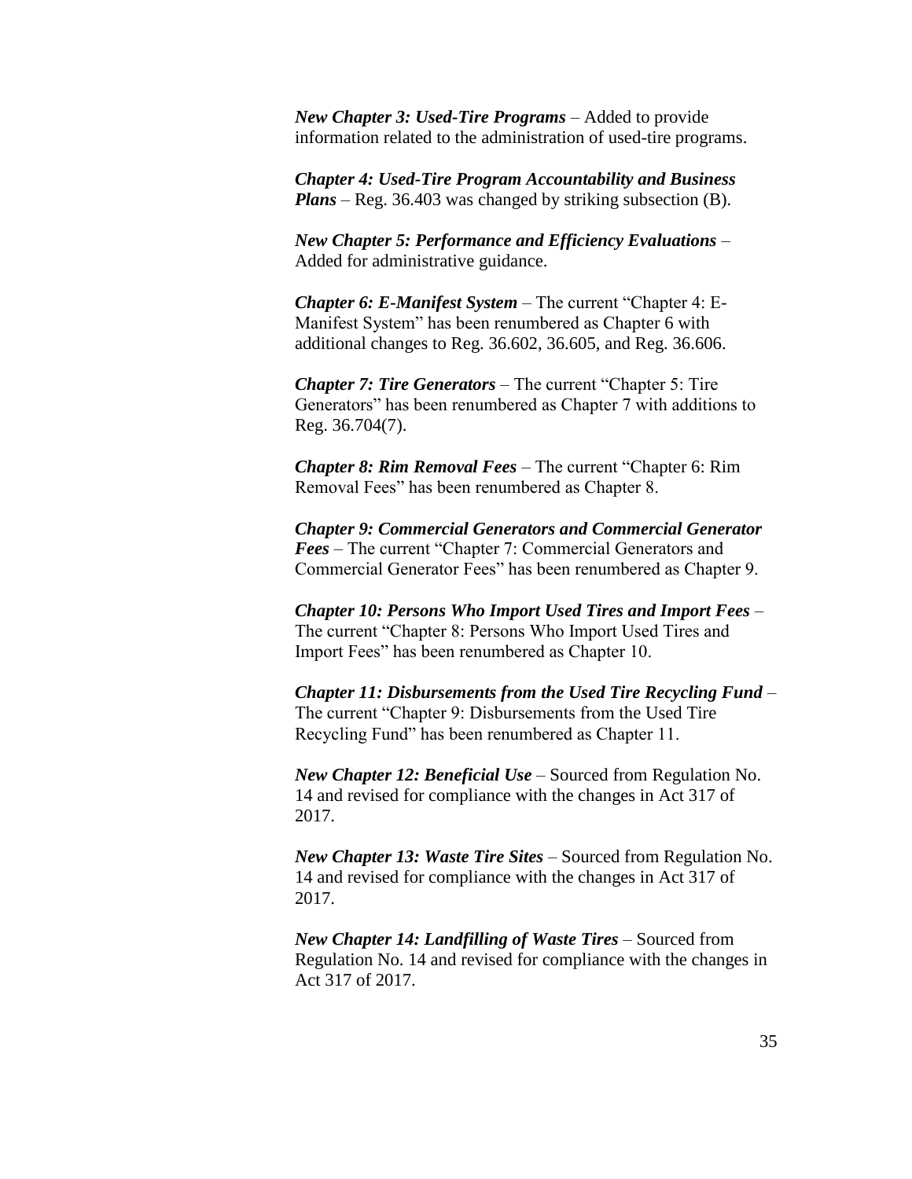***New Chapter 3: Used-Tire Programs*** – Added to provide information related to the administration of used-tire programs.

***Chapter 4: Used-Tire Program Accountability and Business Plans*** – Reg. 36.403 was changed by striking subsection (B).

***New Chapter 5: Performance and Efficiency Evaluations*** – Added for administrative guidance.

***Chapter 6: E-Manifest System*** – The current "Chapter 4: E-Manifest System" has been renumbered as Chapter 6 with additional changes to Reg. 36.602, 36.605, and Reg. 36.606.

***Chapter 7: Tire Generators*** – The current "Chapter 5: Tire Generators" has been renumbered as Chapter 7 with additions to Reg. 36.704(7).

***Chapter 8: Rim Removal Fees*** – The current "Chapter 6: Rim Removal Fees" has been renumbered as Chapter 8.

***Chapter 9: Commercial Generators and Commercial Generator Fees*** – The current "Chapter 7: Commercial Generators and Commercial Generator Fees" has been renumbered as Chapter 9.

***Chapter 10: Persons Who Import Used Tires and Import Fees*** – The current "Chapter 8: Persons Who Import Used Tires and Import Fees" has been renumbered as Chapter 10.

***Chapter 11: Disbursements from the Used Tire Recycling Fund*** – The current "Chapter 9: Disbursements from the Used Tire Recycling Fund" has been renumbered as Chapter 11.

***New Chapter 12: Beneficial Use*** – Sourced from Regulation No. 14 and revised for compliance with the changes in Act 317 of 2017.

***New Chapter 13: Waste Tire Sites*** – Sourced from Regulation No. 14 and revised for compliance with the changes in Act 317 of 2017.

***New Chapter 14: Landfilling of Waste Tires*** – Sourced from Regulation No. 14 and revised for compliance with the changes in Act 317 of 2017.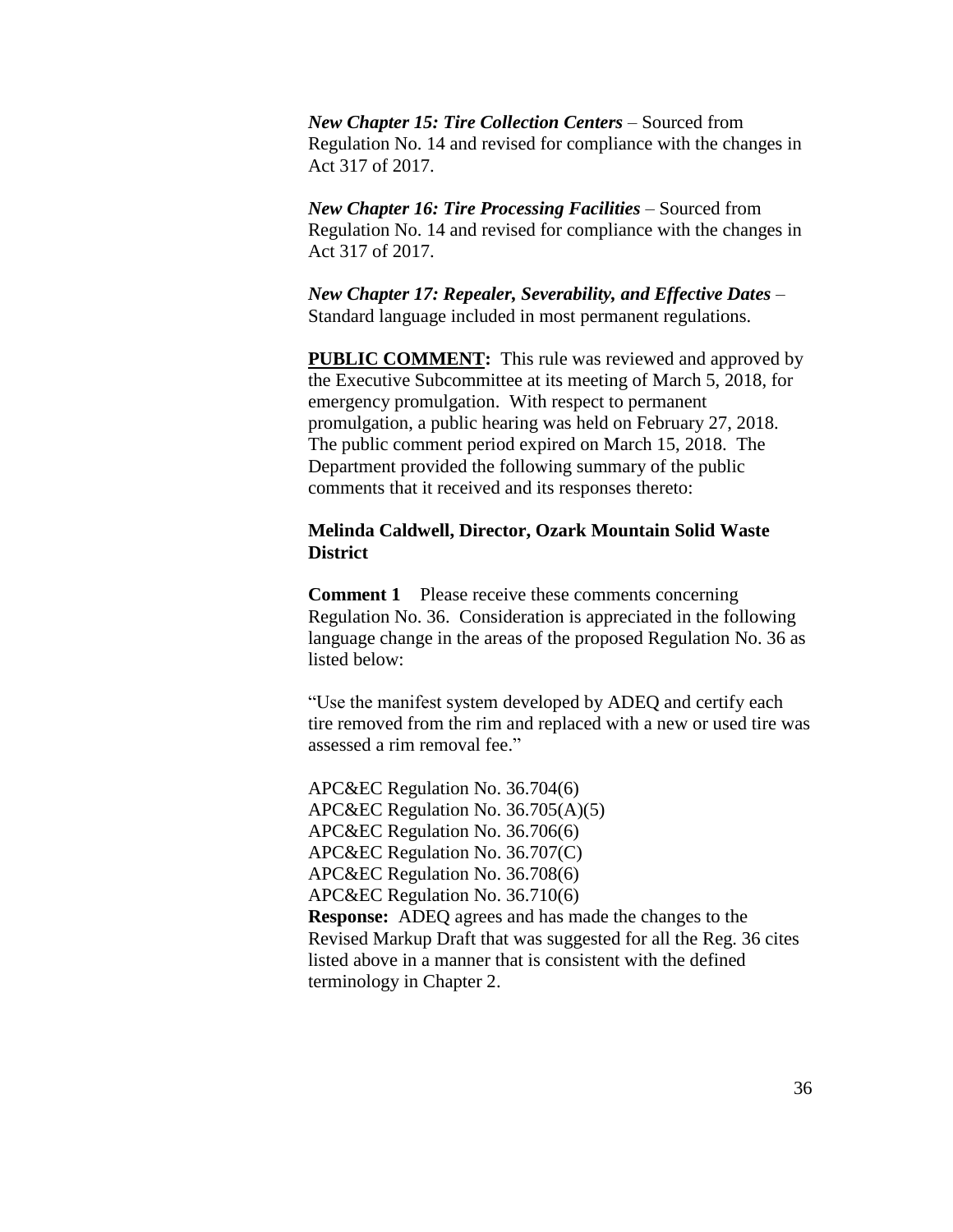***New Chapter 15: Tire Collection Centers*** – Sourced from Regulation No. 14 and revised for compliance with the changes in Act 317 of 2017.

***New Chapter 16: Tire Processing Facilities*** – Sourced from Regulation No. 14 and revised for compliance with the changes in Act 317 of 2017.

***New Chapter 17: Repealer, Severability, and Effective Dates*** – Standard language included in most permanent regulations.

**PUBLIC COMMENT:** This rule was reviewed and approved by the Executive Subcommittee at its meeting of March 5, 2018, for emergency promulgation. With respect to permanent promulgation, a public hearing was held on February 27, 2018. The public comment period expired on March 15, 2018. The Department provided the following summary of the public comments that it received and its responses thereto:

**Melinda Caldwell, Director, Ozark Mountain Solid Waste District**

**Comment 1** Please receive these comments concerning Regulation No. 36. Consideration is appreciated in the following language change in the areas of the proposed Regulation No. 36 as listed below:

"Use the manifest system developed by ADEQ and certify each tire removed from the rim and replaced with a new or used tire was assessed a rim removal fee."

APC&EC Regulation No. 36.704(6)
APC&EC Regulation No. 36.705(A)(5)
APC&EC Regulation No. 36.706(6)
APC&EC Regulation No. 36.707(C)
APC&EC Regulation No. 36.708(6)
APC&EC Regulation No. 36.710(6)

**Response:** ADEQ agrees and has made the changes to the Revised Markup Draft that was suggested for all the Reg. 36 cites listed above in a manner that is consistent with the defined terminology in Chapter 2.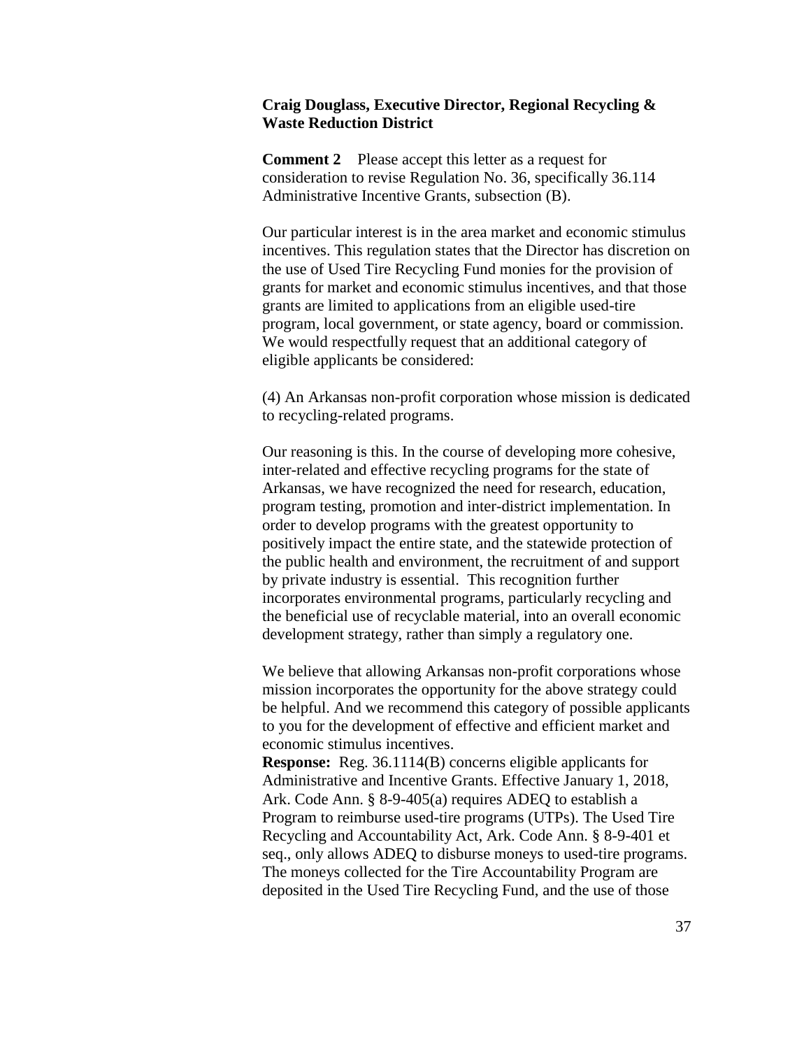**Craig Douglass, Executive Director, Regional Recycling & Waste Reduction District**

**Comment 2** Please accept this letter as a request for consideration to revise Regulation No. 36, specifically 36.114 Administrative Incentive Grants, subsection (B).

Our particular interest is in the area market and economic stimulus incentives. This regulation states that the Director has discretion on the use of Used Tire Recycling Fund monies for the provision of grants for market and economic stimulus incentives, and that those grants are limited to applications from an eligible used-tire program, local government, or state agency, board or commission. We would respectfully request that an additional category of eligible applicants be considered:

(4) An Arkansas non-profit corporation whose mission is dedicated to recycling-related programs.

Our reasoning is this. In the course of developing more cohesive, inter-related and effective recycling programs for the state of Arkansas, we have recognized the need for research, education, program testing, promotion and inter-district implementation. In order to develop programs with the greatest opportunity to positively impact the entire state, and the statewide protection of the public health and environment, the recruitment of and support by private industry is essential. This recognition further incorporates environmental programs, particularly recycling and the beneficial use of recyclable material, into an overall economic development strategy, rather than simply a regulatory one.

We believe that allowing Arkansas non-profit corporations whose mission incorporates the opportunity for the above strategy could be helpful. And we recommend this category of possible applicants to you for the development of effective and efficient market and economic stimulus incentives.

**Response:** Reg. 36.1114(B) concerns eligible applicants for Administrative and Incentive Grants. Effective January 1, 2018, Ark. Code Ann. § 8-9-405(a) requires ADEQ to establish a Program to reimburse used-tire programs (UTPs). The Used Tire Recycling and Accountability Act, Ark. Code Ann. § 8-9-401 et seq., only allows ADEQ to disburse moneys to used-tire programs. The moneys collected for the Tire Accountability Program are deposited in the Used Tire Recycling Fund, and the use of those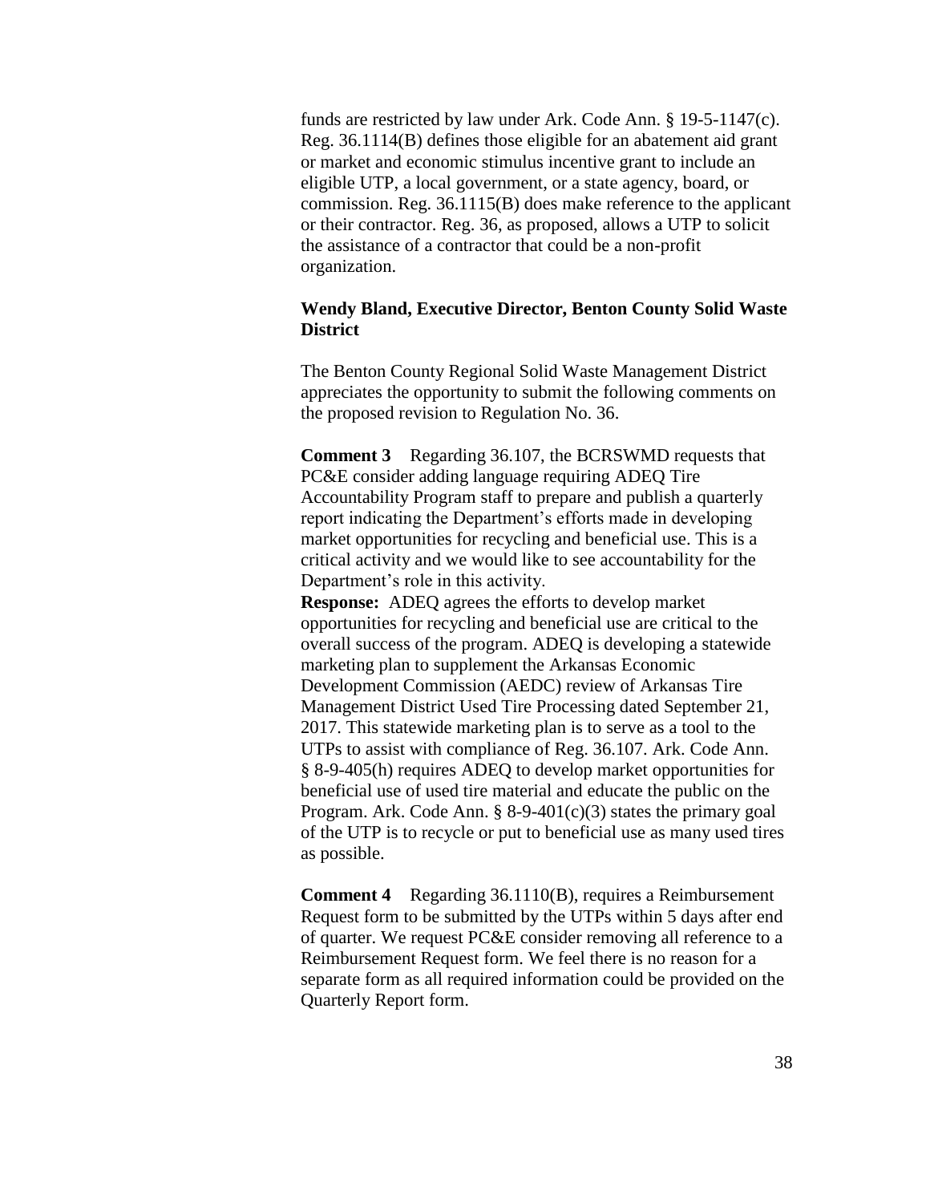funds are restricted by law under Ark. Code Ann. § 19-5-1147(c). Reg. 36.1114(B) defines those eligible for an abatement aid grant or market and economic stimulus incentive grant to include an eligible UTP, a local government, or a state agency, board, or commission. Reg. 36.1115(B) does make reference to the applicant or their contractor. Reg. 36, as proposed, allows a UTP to solicit the assistance of a contractor that could be a non-profit organization.

**Wendy Bland, Executive Director, Benton County Solid Waste District**

The Benton County Regional Solid Waste Management District appreciates the opportunity to submit the following comments on the proposed revision to Regulation No. 36.

**Comment 3** Regarding 36.107, the BCRSWMD requests that PC&E consider adding language requiring ADEQ Tire Accountability Program staff to prepare and publish a quarterly report indicating the Department's efforts made in developing market opportunities for recycling and beneficial use. This is a critical activity and we would like to see accountability for the Department's role in this activity.

**Response:** ADEQ agrees the efforts to develop market opportunities for recycling and beneficial use are critical to the overall success of the program. ADEQ is developing a statewide marketing plan to supplement the Arkansas Economic Development Commission (AEDC) review of Arkansas Tire Management District Used Tire Processing dated September 21, 2017. This statewide marketing plan is to serve as a tool to the UTPs to assist with compliance of Reg. 36.107. Ark. Code Ann. § 8-9-405(h) requires ADEQ to develop market opportunities for beneficial use of used tire material and educate the public on the Program. Ark. Code Ann. § 8-9-401(c)(3) states the primary goal of the UTP is to recycle or put to beneficial use as many used tires as possible.

**Comment 4** Regarding 36.1110(B), requires a Reimbursement Request form to be submitted by the UTPs within 5 days after end of quarter. We request PC&E consider removing all reference to a Reimbursement Request form. We feel there is no reason for a separate form as all required information could be provided on the Quarterly Report form.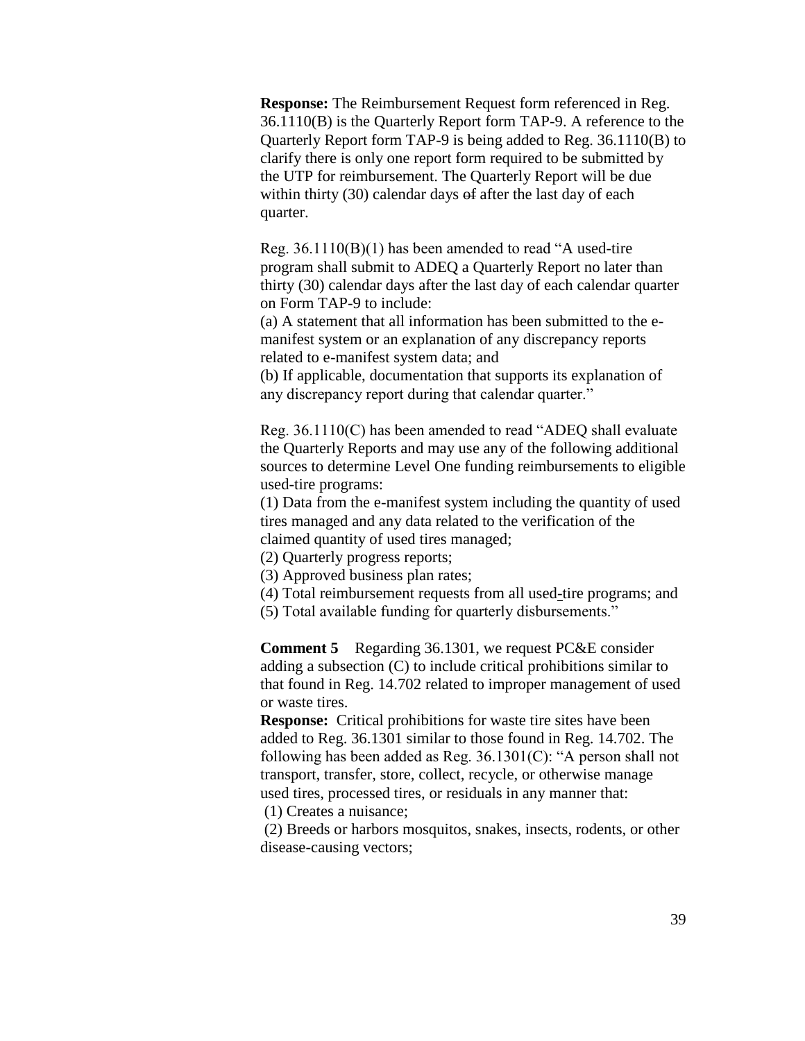**Response:** The Reimbursement Request form referenced in Reg. 36.1110(B) is the Quarterly Report form TAP-9. A reference to the Quarterly Report form TAP-9 is being added to Reg. 36.1110(B) to clarify there is only one report form required to be submitted by the UTP for reimbursement. The Quarterly Report will be due within thirty (30) calendar days ~~of~~ after the last day of each quarter.

Reg. 36.1110(B)(1) has been amended to read "A used-tire program shall submit to ADEQ a Quarterly Report no later than thirty (30) calendar days after the last day of each calendar quarter on Form TAP-9 to include:
(a) A statement that all information has been submitted to the e-manifest system or an explanation of any discrepancy reports related to e-manifest system data; and
(b) If applicable, documentation that supports its explanation of any discrepancy report during that calendar quarter."

Reg. 36.1110(C) has been amended to read "ADEQ shall evaluate the Quarterly Reports and may use any of the following additional sources to determine Level One funding reimbursements to eligible used-tire programs:
(1) Data from the e-manifest system including the quantity of used tires managed and any data related to the verification of the claimed quantity of used tires managed;
(2) Quarterly progress reports;
(3) Approved business plan rates;
(4) Total reimbursement requests from all used-tire programs; and
(5) Total available funding for quarterly disbursements."

**Comment 5** Regarding 36.1301, we request PC&E consider adding a subsection (C) to include critical prohibitions similar to that found in Reg. 14.702 related to improper management of used or waste tires.
**Response:** Critical prohibitions for waste tire sites have been added to Reg. 36.1301 similar to those found in Reg. 14.702. The following has been added as Reg. 36.1301(C): "A person shall not transport, transfer, store, collect, recycle, or otherwise manage used tires, processed tires, or residuals in any manner that:
(1) Creates a nuisance;
(2) Breeds or harbors mosquitos, snakes, insects, rodents, or other disease-causing vectors;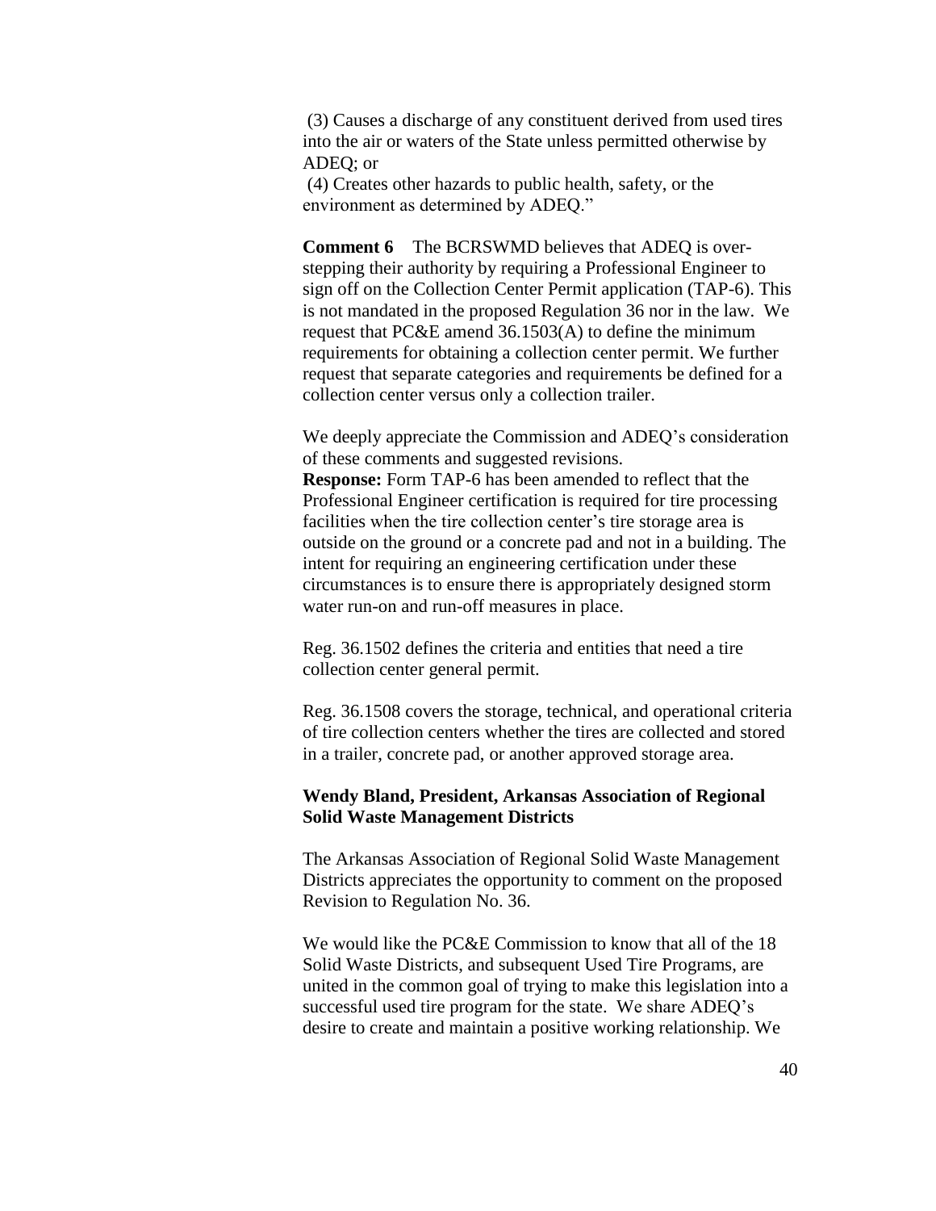(3) Causes a discharge of any constituent derived from used tires into the air or waters of the State unless permitted otherwise by ADEQ; or

(4) Creates other hazards to public health, safety, or the environment as determined by ADEQ."

**Comment 6** The BCRSWMD believes that ADEQ is over-stepping their authority by requiring a Professional Engineer to sign off on the Collection Center Permit application (TAP-6). This is not mandated in the proposed Regulation 36 nor in the law. We request that PC&E amend 36.1503(A) to define the minimum requirements for obtaining a collection center permit. We further request that separate categories and requirements be defined for a collection center versus only a collection trailer.

We deeply appreciate the Commission and ADEQ's consideration of these comments and suggested revisions.

**Response:** Form TAP-6 has been amended to reflect that the Professional Engineer certification is required for tire processing facilities when the tire collection center's tire storage area is outside on the ground or a concrete pad and not in a building. The intent for requiring an engineering certification under these circumstances is to ensure there is appropriately designed storm water run-on and run-off measures in place.

Reg. 36.1502 defines the criteria and entities that need a tire collection center general permit.

Reg. 36.1508 covers the storage, technical, and operational criteria of tire collection centers whether the tires are collected and stored in a trailer, concrete pad, or another approved storage area.

**Wendy Bland, President, Arkansas Association of Regional Solid Waste Management Districts**

The Arkansas Association of Regional Solid Waste Management Districts appreciates the opportunity to comment on the proposed Revision to Regulation No. 36.

We would like the PC&E Commission to know that all of the 18 Solid Waste Districts, and subsequent Used Tire Programs, are united in the common goal of trying to make this legislation into a successful used tire program for the state. We share ADEQ's desire to create and maintain a positive working relationship. We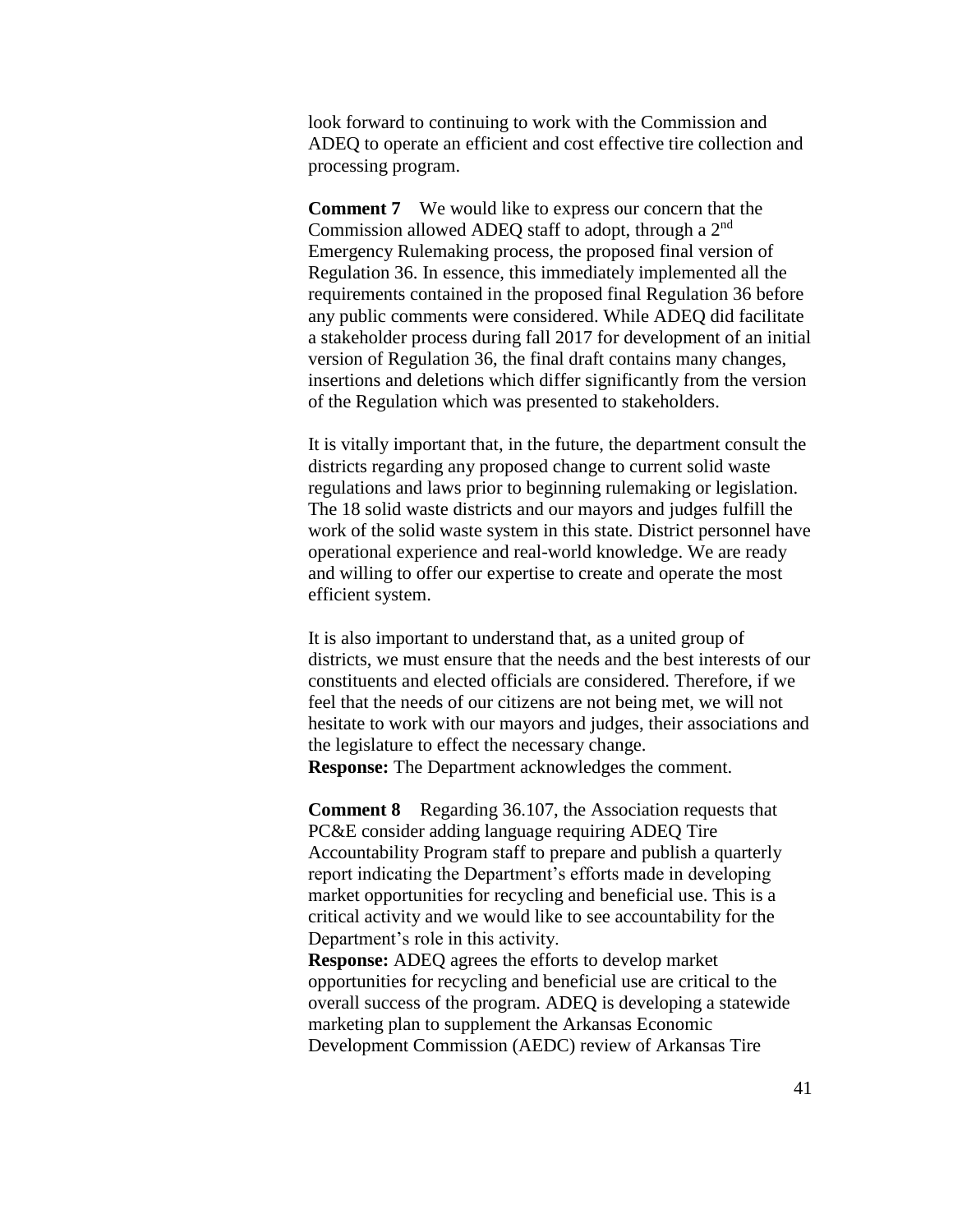look forward to continuing to work with the Commission and ADEQ to operate an efficient and cost effective tire collection and processing program.

**Comment 7** We would like to express our concern that the Commission allowed ADEQ staff to adopt, through a 2nd Emergency Rulemaking process, the proposed final version of Regulation 36. In essence, this immediately implemented all the requirements contained in the proposed final Regulation 36 before any public comments were considered. While ADEQ did facilitate a stakeholder process during fall 2017 for development of an initial version of Regulation 36, the final draft contains many changes, insertions and deletions which differ significantly from the version of the Regulation which was presented to stakeholders.

It is vitally important that, in the future, the department consult the districts regarding any proposed change to current solid waste regulations and laws prior to beginning rulemaking or legislation. The 18 solid waste districts and our mayors and judges fulfill the work of the solid waste system in this state. District personnel have operational experience and real-world knowledge. We are ready and willing to offer our expertise to create and operate the most efficient system.

It is also important to understand that, as a united group of districts, we must ensure that the needs and the best interests of our constituents and elected officials are considered. Therefore, if we feel that the needs of our citizens are not being met, we will not hesitate to work with our mayors and judges, their associations and the legislature to effect the necessary change.
**Response:** The Department acknowledges the comment.

**Comment 8** Regarding 36.107, the Association requests that PC&E consider adding language requiring ADEQ Tire Accountability Program staff to prepare and publish a quarterly report indicating the Department's efforts made in developing market opportunities for recycling and beneficial use. This is a critical activity and we would like to see accountability for the Department's role in this activity.
**Response:** ADEQ agrees the efforts to develop market opportunities for recycling and beneficial use are critical to the overall success of the program. ADEQ is developing a statewide marketing plan to supplement the Arkansas Economic Development Commission (AEDC) review of Arkansas Tire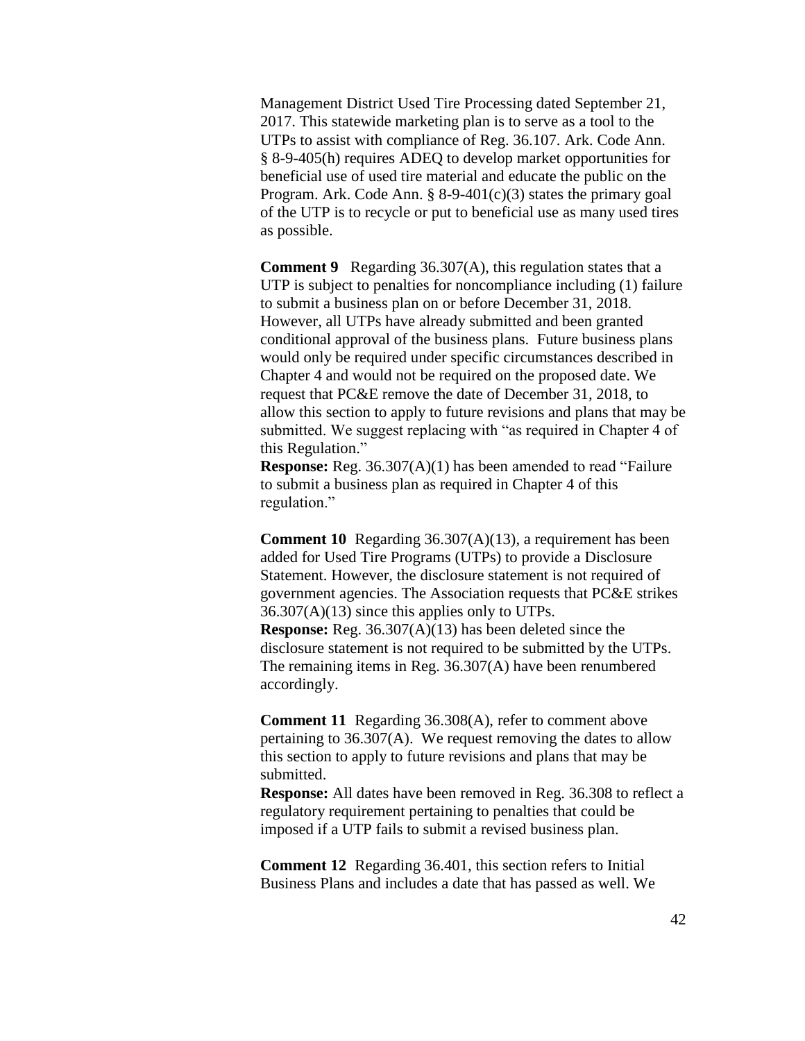Management District Used Tire Processing dated September 21, 2017. This statewide marketing plan is to serve as a tool to the UTPs to assist with compliance of Reg. 36.107. Ark. Code Ann. § 8-9-405(h) requires ADEQ to develop market opportunities for beneficial use of used tire material and educate the public on the Program. Ark. Code Ann. § 8-9-401(c)(3) states the primary goal of the UTP is to recycle or put to beneficial use as many used tires as possible.

**Comment 9** Regarding 36.307(A), this regulation states that a UTP is subject to penalties for noncompliance including (1) failure to submit a business plan on or before December 31, 2018. However, all UTPs have already submitted and been granted conditional approval of the business plans. Future business plans would only be required under specific circumstances described in Chapter 4 and would not be required on the proposed date. We request that PC&E remove the date of December 31, 2018, to allow this section to apply to future revisions and plans that may be submitted. We suggest replacing with "as required in Chapter 4 of this Regulation."
**Response:** Reg. 36.307(A)(1) has been amended to read "Failure to submit a business plan as required in Chapter 4 of this regulation."

**Comment 10** Regarding 36.307(A)(13), a requirement has been added for Used Tire Programs (UTPs) to provide a Disclosure Statement. However, the disclosure statement is not required of government agencies. The Association requests that PC&E strikes 36.307(A)(13) since this applies only to UTPs.
**Response:** Reg. 36.307(A)(13) has been deleted since the disclosure statement is not required to be submitted by the UTPs. The remaining items in Reg. 36.307(A) have been renumbered accordingly.

**Comment 11** Regarding 36.308(A), refer to comment above pertaining to 36.307(A). We request removing the dates to allow this section to apply to future revisions and plans that may be submitted.
**Response:** All dates have been removed in Reg. 36.308 to reflect a regulatory requirement pertaining to penalties that could be imposed if a UTP fails to submit a revised business plan.

**Comment 12** Regarding 36.401, this section refers to Initial Business Plans and includes a date that has passed as well. We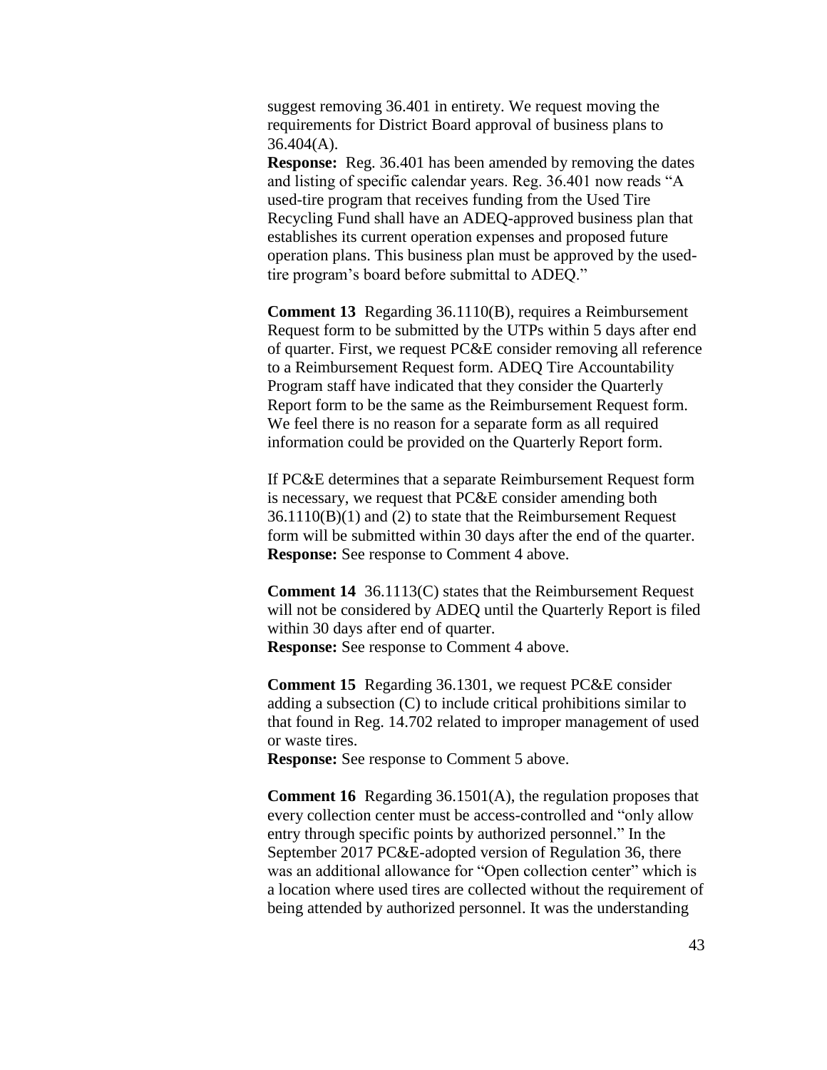suggest removing 36.401 in entirety. We request moving the requirements for District Board approval of business plans to 36.404(A).

**Response:** Reg. 36.401 has been amended by removing the dates and listing of specific calendar years. Reg. 36.401 now reads "A used-tire program that receives funding from the Used Tire Recycling Fund shall have an ADEQ-approved business plan that establishes its current operation expenses and proposed future operation plans. This business plan must be approved by the used-tire program's board before submittal to ADEQ."

**Comment 13** Regarding 36.1110(B), requires a Reimbursement Request form to be submitted by the UTPs within 5 days after end of quarter. First, we request PC&E consider removing all reference to a Reimbursement Request form. ADEQ Tire Accountability Program staff have indicated that they consider the Quarterly Report form to be the same as the Reimbursement Request form. We feel there is no reason for a separate form as all required information could be provided on the Quarterly Report form.

If PC&E determines that a separate Reimbursement Request form is necessary, we request that PC&E consider amending both 36.1110(B)(1) and (2) to state that the Reimbursement Request form will be submitted within 30 days after the end of the quarter.

**Response:** See response to Comment 4 above.

**Comment 14** 36.1113(C) states that the Reimbursement Request will not be considered by ADEQ until the Quarterly Report is filed within 30 days after end of quarter.

**Response:** See response to Comment 4 above.

**Comment 15** Regarding 36.1301, we request PC&E consider adding a subsection (C) to include critical prohibitions similar to that found in Reg. 14.702 related to improper management of used or waste tires.

**Response:** See response to Comment 5 above.

**Comment 16** Regarding 36.1501(A), the regulation proposes that every collection center must be access-controlled and "only allow entry through specific points by authorized personnel." In the September 2017 PC&E-adopted version of Regulation 36, there was an additional allowance for "Open collection center" which is a location where used tires are collected without the requirement of being attended by authorized personnel. It was the understanding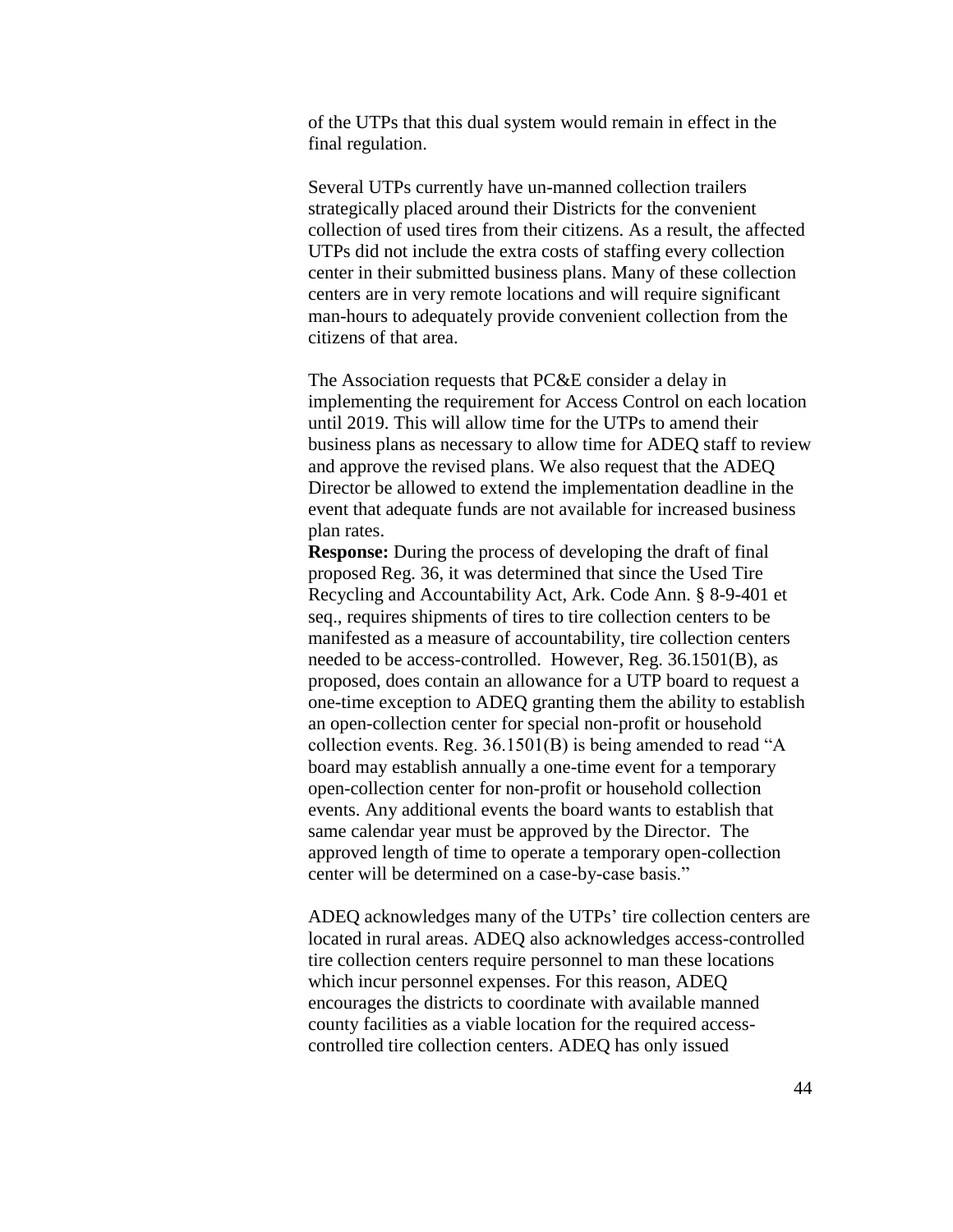of the UTPs that this dual system would remain in effect in the final regulation.

Several UTPs currently have un-manned collection trailers strategically placed around their Districts for the convenient collection of used tires from their citizens. As a result, the affected UTPs did not include the extra costs of staffing every collection center in their submitted business plans. Many of these collection centers are in very remote locations and will require significant man-hours to adequately provide convenient collection from the citizens of that area.

The Association requests that PC&E consider a delay in implementing the requirement for Access Control on each location until 2019. This will allow time for the UTPs to amend their business plans as necessary to allow time for ADEQ staff to review and approve the revised plans. We also request that the ADEQ Director be allowed to extend the implementation deadline in the event that adequate funds are not available for increased business plan rates.

**Response:** During the process of developing the draft of final proposed Reg. 36, it was determined that since the Used Tire Recycling and Accountability Act, Ark. Code Ann. § 8-9-401 et seq., requires shipments of tires to tire collection centers to be manifested as a measure of accountability, tire collection centers needed to be access-controlled. However, Reg. 36.1501(B), as proposed, does contain an allowance for a UTP board to request a one-time exception to ADEQ granting them the ability to establish an open-collection center for special non-profit or household collection events. Reg. 36.1501(B) is being amended to read "A board may establish annually a one-time event for a temporary open-collection center for non-profit or household collection events. Any additional events the board wants to establish that same calendar year must be approved by the Director. The approved length of time to operate a temporary open-collection center will be determined on a case-by-case basis."

ADEQ acknowledges many of the UTPs' tire collection centers are located in rural areas. ADEQ also acknowledges access-controlled tire collection centers require personnel to man these locations which incur personnel expenses. For this reason, ADEQ encourages the districts to coordinate with available manned county facilities as a viable location for the required access-controlled tire collection centers. ADEQ has only issued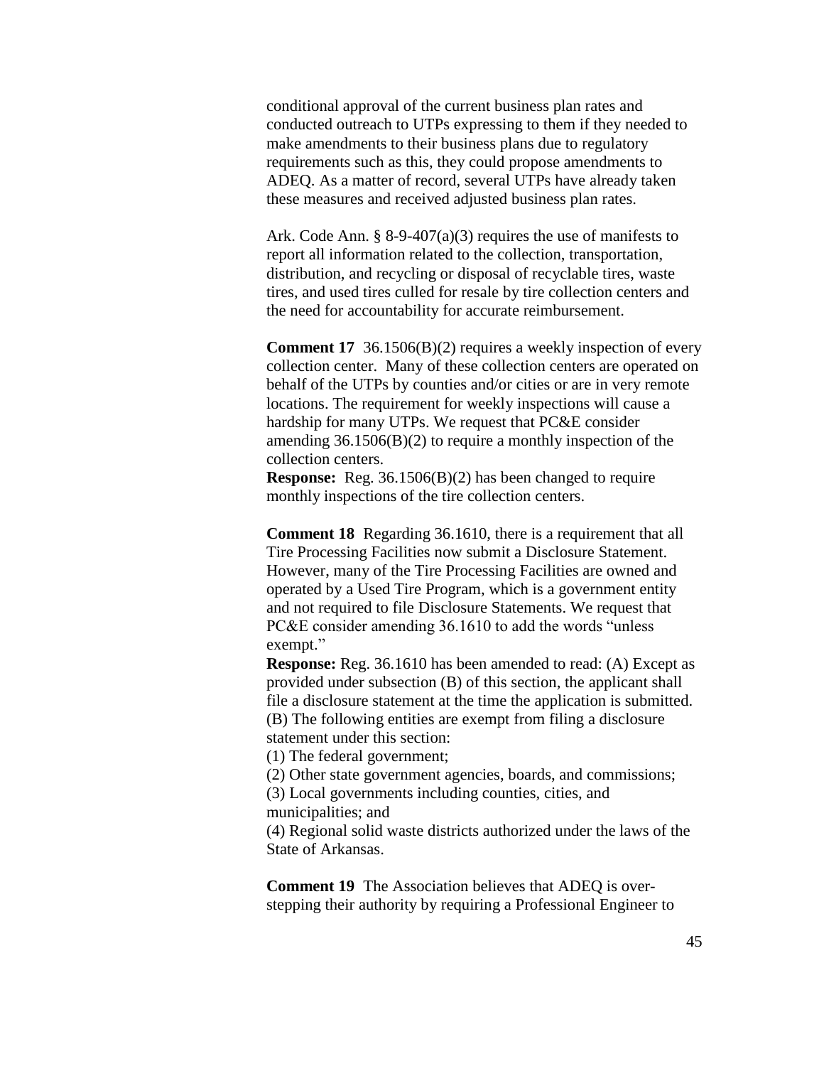conditional approval of the current business plan rates and conducted outreach to UTPs expressing to them if they needed to make amendments to their business plans due to regulatory requirements such as this, they could propose amendments to ADEQ. As a matter of record, several UTPs have already taken these measures and received adjusted business plan rates.

Ark. Code Ann. § 8-9-407(a)(3) requires the use of manifests to report all information related to the collection, transportation, distribution, and recycling or disposal of recyclable tires, waste tires, and used tires culled for resale by tire collection centers and the need for accountability for accurate reimbursement.

**Comment 17** 36.1506(B)(2) requires a weekly inspection of every collection center. Many of these collection centers are operated on behalf of the UTPs by counties and/or cities or are in very remote locations. The requirement for weekly inspections will cause a hardship for many UTPs. We request that PC&E consider amending 36.1506(B)(2) to require a monthly inspection of the collection centers.
**Response:** Reg. 36.1506(B)(2) has been changed to require monthly inspections of the tire collection centers.

**Comment 18** Regarding 36.1610, there is a requirement that all Tire Processing Facilities now submit a Disclosure Statement. However, many of the Tire Processing Facilities are owned and operated by a Used Tire Program, which is a government entity and not required to file Disclosure Statements. We request that PC&E consider amending 36.1610 to add the words "unless exempt."
**Response:** Reg. 36.1610 has been amended to read: (A) Except as provided under subsection (B) of this section, the applicant shall file a disclosure statement at the time the application is submitted. (B) The following entities are exempt from filing a disclosure statement under this section:
(1) The federal government;
(2) Other state government agencies, boards, and commissions;
(3) Local governments including counties, cities, and municipalities; and
(4) Regional solid waste districts authorized under the laws of the State of Arkansas.

**Comment 19** The Association believes that ADEQ is over-stepping their authority by requiring a Professional Engineer to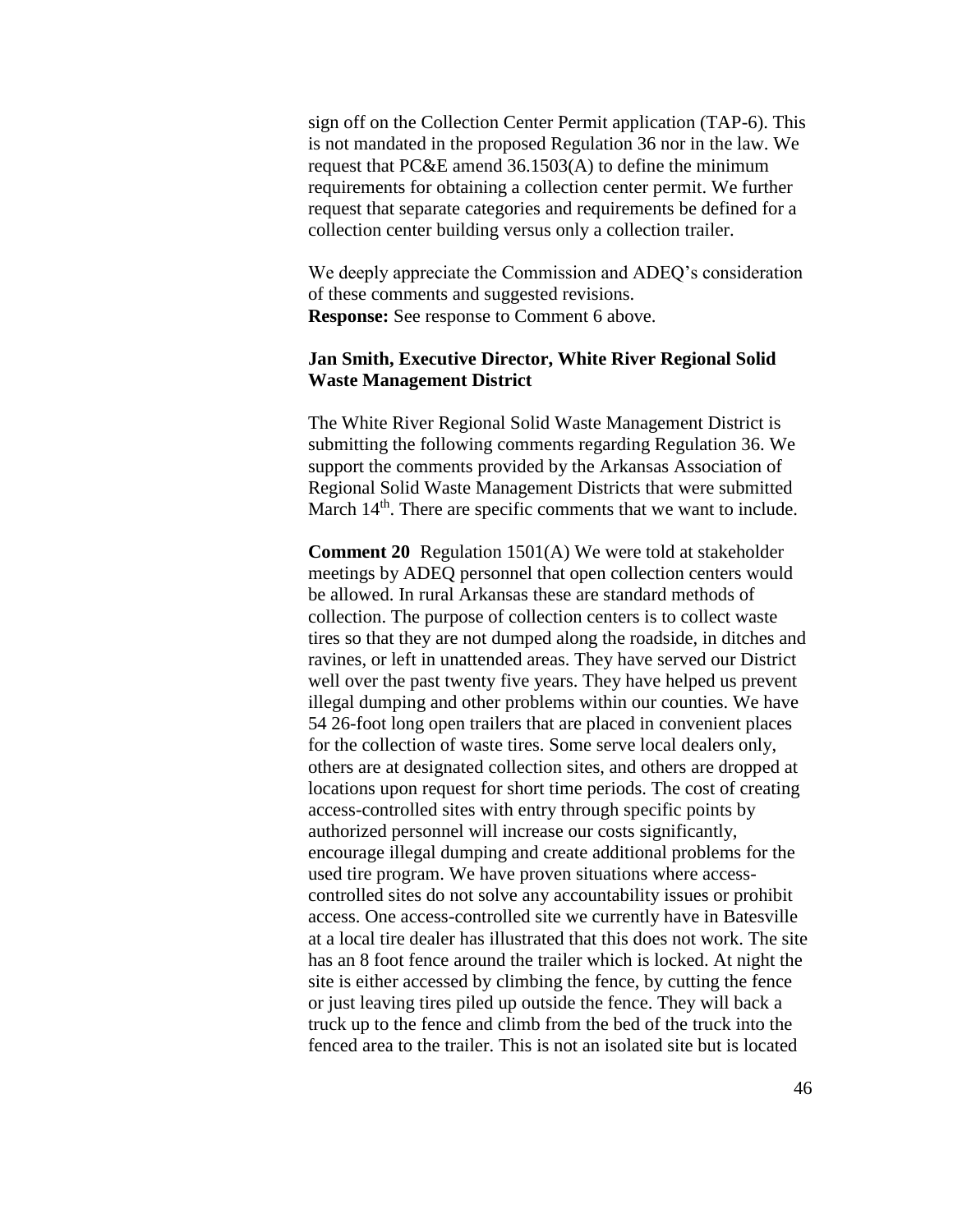sign off on the Collection Center Permit application (TAP-6). This is not mandated in the proposed Regulation 36 nor in the law. We request that PC&E amend 36.1503(A) to define the minimum requirements for obtaining a collection center permit. We further request that separate categories and requirements be defined for a collection center building versus only a collection trailer.

We deeply appreciate the Commission and ADEQ's consideration of these comments and suggested revisions.
**Response:** See response to Comment 6 above.

**Jan Smith, Executive Director, White River Regional Solid Waste Management District**

The White River Regional Solid Waste Management District is submitting the following comments regarding Regulation 36. We support the comments provided by the Arkansas Association of Regional Solid Waste Management Districts that were submitted March 14th. There are specific comments that we want to include.

**Comment 20** Regulation 1501(A) We were told at stakeholder meetings by ADEQ personnel that open collection centers would be allowed. In rural Arkansas these are standard methods of collection. The purpose of collection centers is to collect waste tires so that they are not dumped along the roadside, in ditches and ravines, or left in unattended areas. They have served our District well over the past twenty five years. They have helped us prevent illegal dumping and other problems within our counties. We have 54 26-foot long open trailers that are placed in convenient places for the collection of waste tires. Some serve local dealers only, others are at designated collection sites, and others are dropped at locations upon request for short time periods. The cost of creating access-controlled sites with entry through specific points by authorized personnel will increase our costs significantly, encourage illegal dumping and create additional problems for the used tire program. We have proven situations where access-controlled sites do not solve any accountability issues or prohibit access. One access-controlled site we currently have in Batesville at a local tire dealer has illustrated that this does not work. The site has an 8 foot fence around the trailer which is locked. At night the site is either accessed by climbing the fence, by cutting the fence or just leaving tires piled up outside the fence. They will back a truck up to the fence and climb from the bed of the truck into the fenced area to the trailer. This is not an isolated site but is located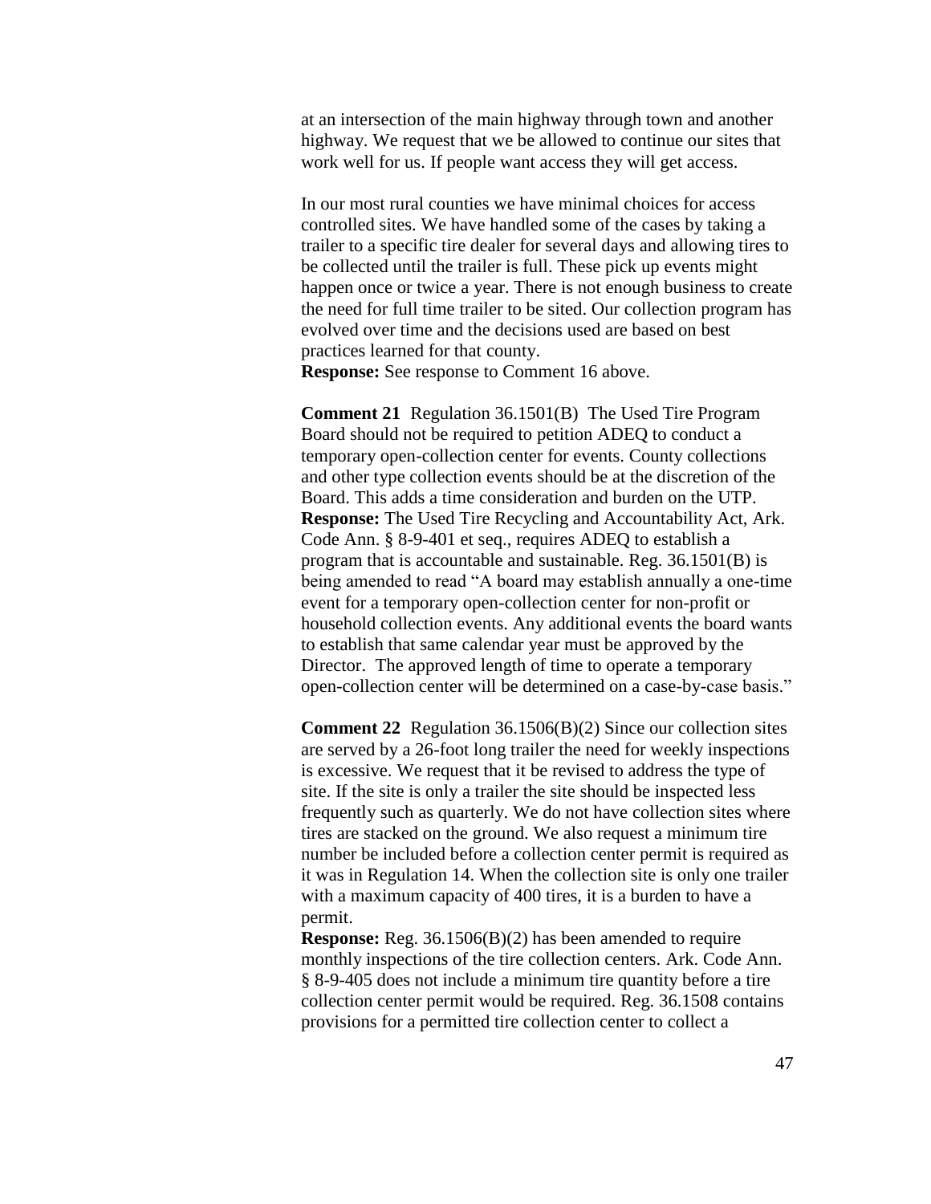at an intersection of the main highway through town and another highway. We request that we be allowed to continue our sites that work well for us. If people want access they will get access.

In our most rural counties we have minimal choices for access controlled sites. We have handled some of the cases by taking a trailer to a specific tire dealer for several days and allowing tires to be collected until the trailer is full. These pick up events might happen once or twice a year. There is not enough business to create the need for full time trailer to be sited. Our collection program has evolved over time and the decisions used are based on best practices learned for that county.
**Response:** See response to Comment 16 above.

**Comment 21** Regulation 36.1501(B) The Used Tire Program Board should not be required to petition ADEQ to conduct a temporary open-collection center for events. County collections and other type collection events should be at the discretion of the Board. This adds a time consideration and burden on the UTP.
**Response:** The Used Tire Recycling and Accountability Act, Ark. Code Ann. § 8-9-401 et seq., requires ADEQ to establish a program that is accountable and sustainable. Reg. 36.1501(B) is being amended to read "A board may establish annually a one-time event for a temporary open-collection center for non-profit or household collection events. Any additional events the board wants to establish that same calendar year must be approved by the Director. The approved length of time to operate a temporary open-collection center will be determined on a case-by-case basis."

**Comment 22** Regulation 36.1506(B)(2) Since our collection sites are served by a 26-foot long trailer the need for weekly inspections is excessive. We request that it be revised to address the type of site. If the site is only a trailer the site should be inspected less frequently such as quarterly. We do not have collection sites where tires are stacked on the ground. We also request a minimum tire number be included before a collection center permit is required as it was in Regulation 14. When the collection site is only one trailer with a maximum capacity of 400 tires, it is a burden to have a permit.
**Response:** Reg. 36.1506(B)(2) has been amended to require monthly inspections of the tire collection centers. Ark. Code Ann. § 8-9-405 does not include a minimum tire quantity before a tire collection center permit would be required. Reg. 36.1508 contains provisions for a permitted tire collection center to collect a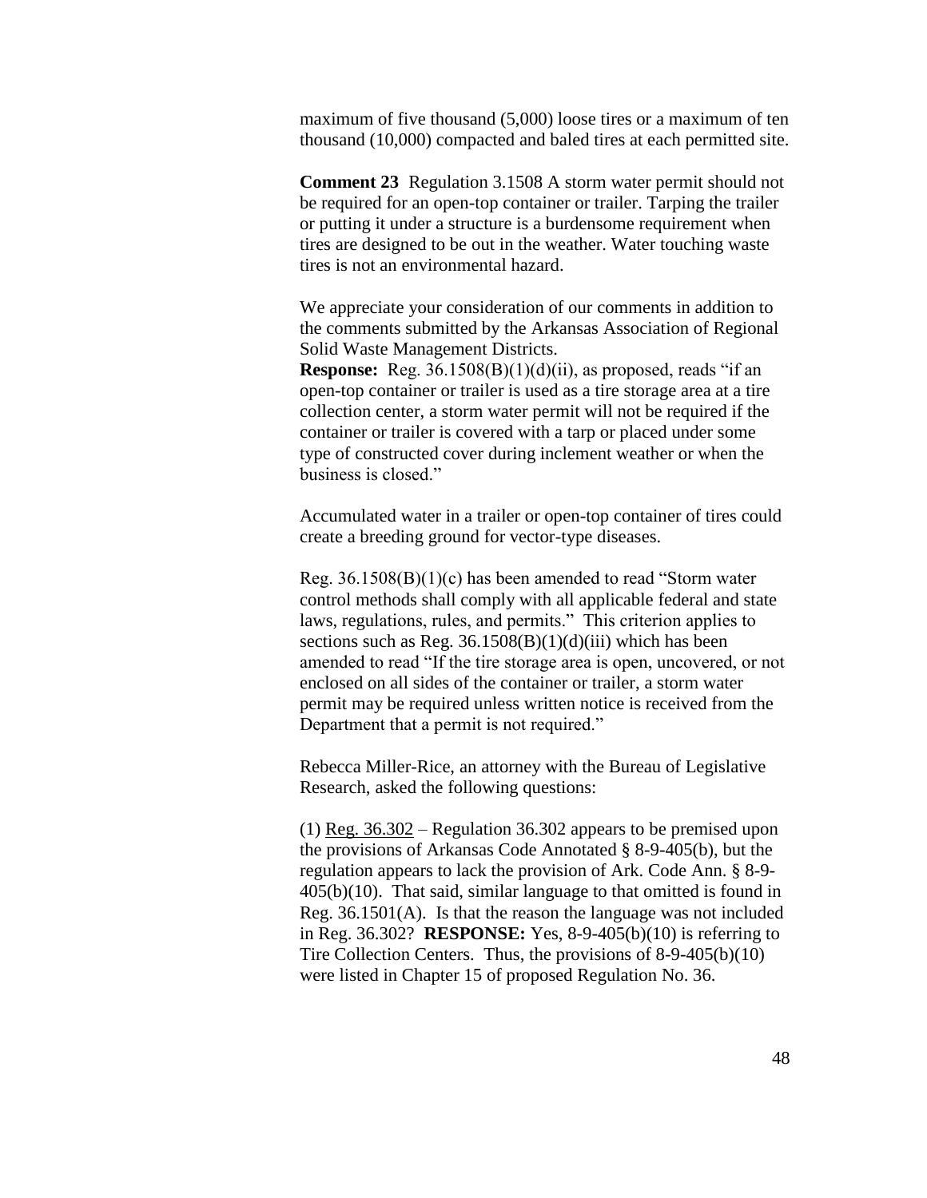maximum of five thousand (5,000) loose tires or a maximum of ten thousand (10,000) compacted and baled tires at each permitted site.

**Comment 23** Regulation 3.1508 A storm water permit should not be required for an open-top container or trailer. Tarping the trailer or putting it under a structure is a burdensome requirement when tires are designed to be out in the weather. Water touching waste tires is not an environmental hazard.

We appreciate your consideration of our comments in addition to the comments submitted by the Arkansas Association of Regional Solid Waste Management Districts.

**Response:** Reg. 36.1508(B)(1)(d)(ii), as proposed, reads "if an open-top container or trailer is used as a tire storage area at a tire collection center, a storm water permit will not be required if the container or trailer is covered with a tarp or placed under some type of constructed cover during inclement weather or when the business is closed."

Accumulated water in a trailer or open-top container of tires could create a breeding ground for vector-type diseases.

Reg. 36.1508(B)(1)(c) has been amended to read "Storm water control methods shall comply with all applicable federal and state laws, regulations, rules, and permits." This criterion applies to sections such as Reg. 36.1508(B)(1)(d)(iii) which has been amended to read "If the tire storage area is open, uncovered, or not enclosed on all sides of the container or trailer, a storm water permit may be required unless written notice is received from the Department that a permit is not required."

Rebecca Miller-Rice, an attorney with the Bureau of Legislative Research, asked the following questions:

(1) Reg. 36.302 – Regulation 36.302 appears to be premised upon the provisions of Arkansas Code Annotated § 8-9-405(b), but the regulation appears to lack the provision of Ark. Code Ann. § 8-9-405(b)(10). That said, similar language to that omitted is found in Reg. 36.1501(A). Is that the reason the language was not included in Reg. 36.302? **RESPONSE:** Yes, 8-9-405(b)(10) is referring to Tire Collection Centers. Thus, the provisions of 8-9-405(b)(10) were listed in Chapter 15 of proposed Regulation No. 36.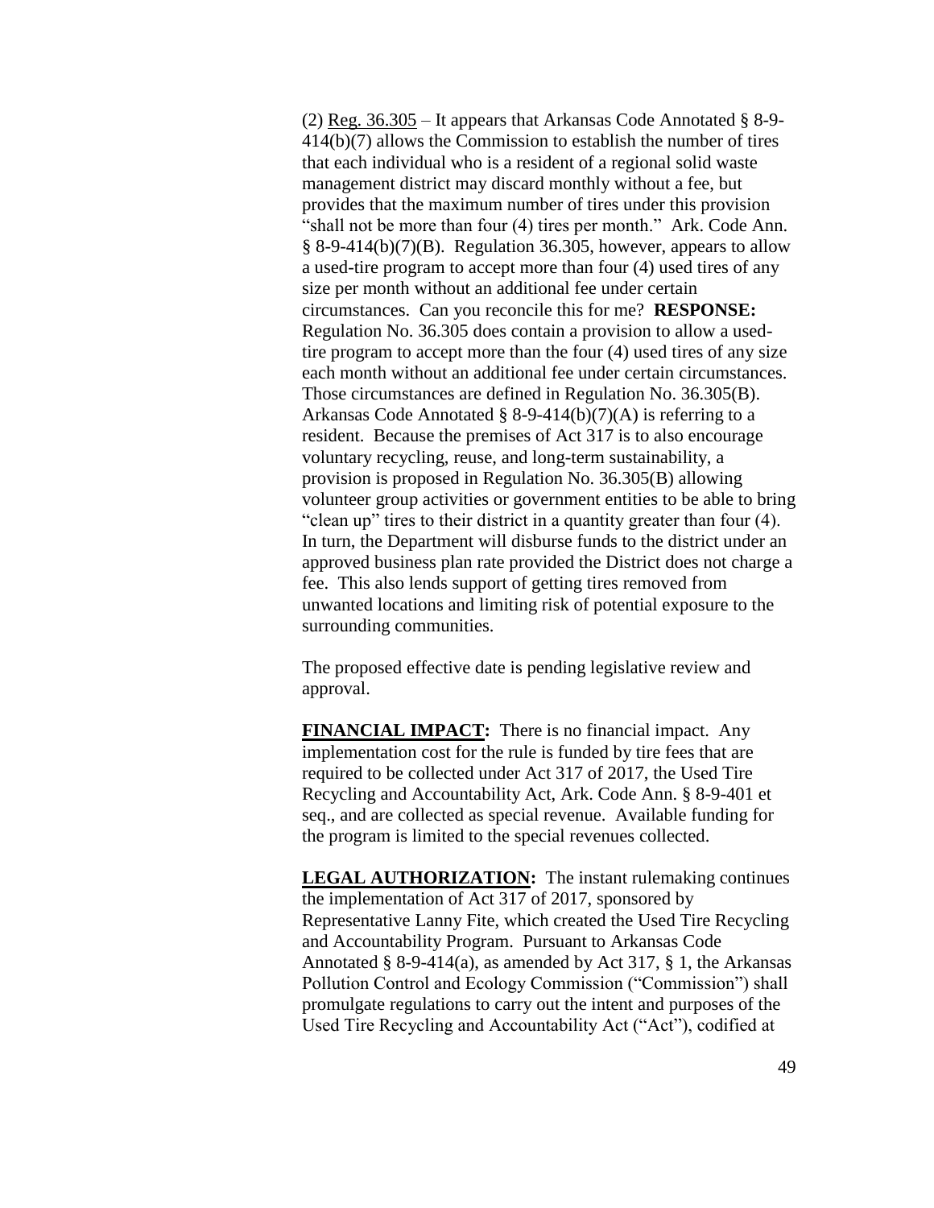(2) Reg. 36.305 – It appears that Arkansas Code Annotated § 8-9-414(b)(7) allows the Commission to establish the number of tires that each individual who is a resident of a regional solid waste management district may discard monthly without a fee, but provides that the maximum number of tires under this provision "shall not be more than four (4) tires per month." Ark. Code Ann. § 8-9-414(b)(7)(B). Regulation 36.305, however, appears to allow a used-tire program to accept more than four (4) used tires of any size per month without an additional fee under certain circumstances. Can you reconcile this for me? **RESPONSE:** Regulation No. 36.305 does contain a provision to allow a used-tire program to accept more than the four (4) used tires of any size each month without an additional fee under certain circumstances. Those circumstances are defined in Regulation No. 36.305(B). Arkansas Code Annotated § 8-9-414(b)(7)(A) is referring to a resident. Because the premises of Act 317 is to also encourage voluntary recycling, reuse, and long-term sustainability, a provision is proposed in Regulation No. 36.305(B) allowing volunteer group activities or government entities to be able to bring "clean up" tires to their district in a quantity greater than four (4). In turn, the Department will disburse funds to the district under an approved business plan rate provided the District does not charge a fee. This also lends support of getting tires removed from unwanted locations and limiting risk of potential exposure to the surrounding communities.

The proposed effective date is pending legislative review and approval.

**FINANCIAL IMPACT:** There is no financial impact. Any implementation cost for the rule is funded by tire fees that are required to be collected under Act 317 of 2017, the Used Tire Recycling and Accountability Act, Ark. Code Ann. § 8-9-401 et seq., and are collected as special revenue. Available funding for the program is limited to the special revenues collected.

**LEGAL AUTHORIZATION:** The instant rulemaking continues the implementation of Act 317 of 2017, sponsored by Representative Lanny Fite, which created the Used Tire Recycling and Accountability Program. Pursuant to Arkansas Code Annotated § 8-9-414(a), as amended by Act 317, § 1, the Arkansas Pollution Control and Ecology Commission ("Commission") shall promulgate regulations to carry out the intent and purposes of the Used Tire Recycling and Accountability Act ("Act"), codified at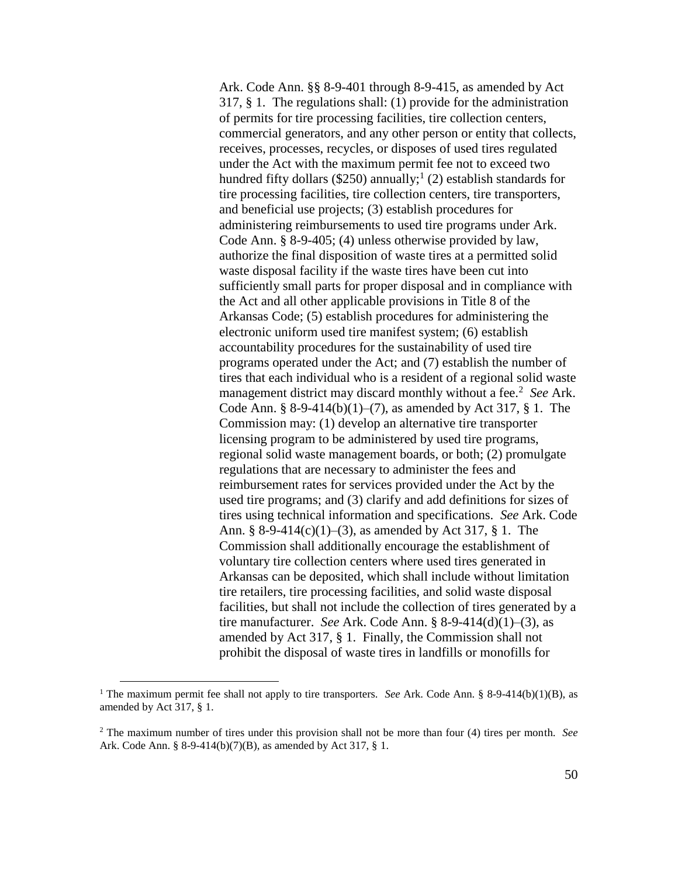Ark. Code Ann. §§ 8-9-401 through 8-9-415, as amended by Act 317, § 1. The regulations shall: (1) provide for the administration of permits for tire processing facilities, tire collection centers, commercial generators, and any other person or entity that collects, receives, processes, recycles, or disposes of used tires regulated under the Act with the maximum permit fee not to exceed two hundred fifty dollars ($250) annually;[1] (2) establish standards for tire processing facilities, tire collection centers, tire transporters, and beneficial use projects; (3) establish procedures for administering reimbursements to used tire programs under Ark. Code Ann. § 8-9-405; (4) unless otherwise provided by law, authorize the final disposition of waste tires at a permitted solid waste disposal facility if the waste tires have been cut into sufficiently small parts for proper disposal and in compliance with the Act and all other applicable provisions in Title 8 of the Arkansas Code; (5) establish procedures for administering the electronic uniform used tire manifest system; (6) establish accountability procedures for the sustainability of used tire programs operated under the Act; and (7) establish the number of tires that each individual who is a resident of a regional solid waste management district may discard monthly without a fee.[2] *See* Ark. Code Ann. § 8-9-414(b)(1)–(7), as amended by Act 317, § 1. The Commission may: (1) develop an alternative tire transporter licensing program to be administered by used tire programs, regional solid waste management boards, or both; (2) promulgate regulations that are necessary to administer the fees and reimbursement rates for services provided under the Act by the used tire programs; and (3) clarify and add definitions for sizes of tires using technical information and specifications. *See* Ark. Code Ann. § 8-9-414(c)(1)–(3), as amended by Act 317, § 1. The Commission shall additionally encourage the establishment of voluntary tire collection centers where used tires generated in Arkansas can be deposited, which shall include without limitation tire retailers, tire processing facilities, and solid waste disposal facilities, but shall not include the collection of tires generated by a tire manufacturer. *See* Ark. Code Ann. § 8-9-414(d)(1)–(3), as amended by Act 317, § 1. Finally, the Commission shall not prohibit the disposal of waste tires in landfills or monofills for

---

[1] The maximum permit fee shall not apply to tire transporters. *See* Ark. Code Ann. § 8-9-414(b)(1)(B), as amended by Act 317, § 1.

[2] The maximum number of tires under this provision shall not be more than four (4) tires per month. *See* Ark. Code Ann. § 8-9-414(b)(7)(B), as amended by Act 317, § 1.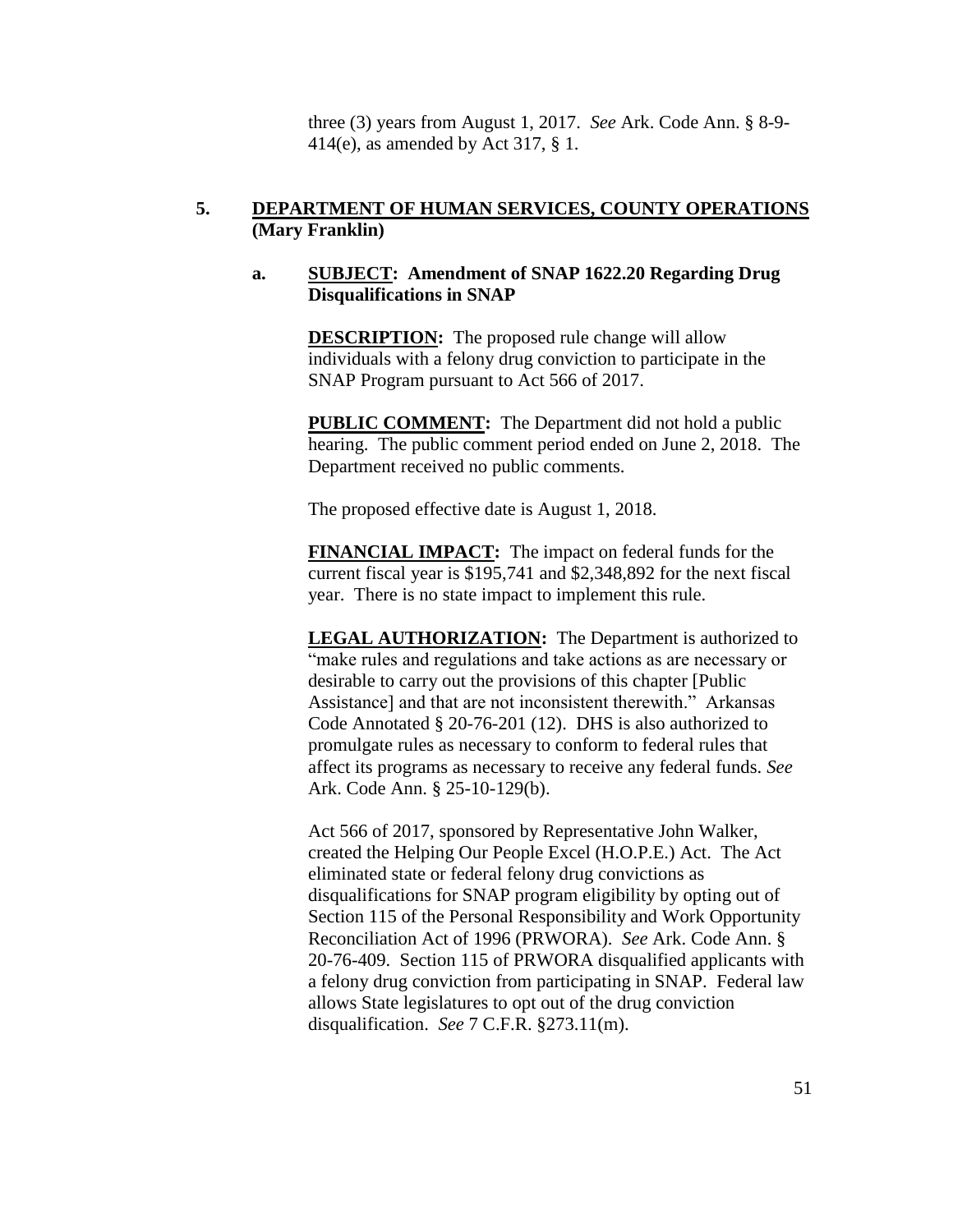three (3) years from August 1, 2017. *See* Ark. Code Ann. § 8-9-414(e), as amended by Act 317, § 1.

**5. DEPARTMENT OF HUMAN SERVICES, COUNTY OPERATIONS (Mary Franklin)**

**a. SUBJECT: Amendment of SNAP 1622.20 Regarding Drug Disqualifications in SNAP**

**DESCRIPTION:** The proposed rule change will allow individuals with a felony drug conviction to participate in the SNAP Program pursuant to Act 566 of 2017.

**PUBLIC COMMENT:** The Department did not hold a public hearing. The public comment period ended on June 2, 2018. The Department received no public comments.

The proposed effective date is August 1, 2018.

**FINANCIAL IMPACT:** The impact on federal funds for the current fiscal year is $195,741 and $2,348,892 for the next fiscal year. There is no state impact to implement this rule.

**LEGAL AUTHORIZATION:** The Department is authorized to "make rules and regulations and take actions as are necessary or desirable to carry out the provisions of this chapter [Public Assistance] and that are not inconsistent therewith." Arkansas Code Annotated § 20-76-201 (12). DHS is also authorized to promulgate rules as necessary to conform to federal rules that affect its programs as necessary to receive any federal funds. *See* Ark. Code Ann. § 25-10-129(b).

Act 566 of 2017, sponsored by Representative John Walker, created the Helping Our People Excel (H.O.P.E.) Act. The Act eliminated state or federal felony drug convictions as disqualifications for SNAP program eligibility by opting out of Section 115 of the Personal Responsibility and Work Opportunity Reconciliation Act of 1996 (PRWORA). *See* Ark. Code Ann. § 20-76-409. Section 115 of PRWORA disqualified applicants with a felony drug conviction from participating in SNAP. Federal law allows State legislatures to opt out of the drug conviction disqualification. *See* 7 C.F.R. §273.11(m).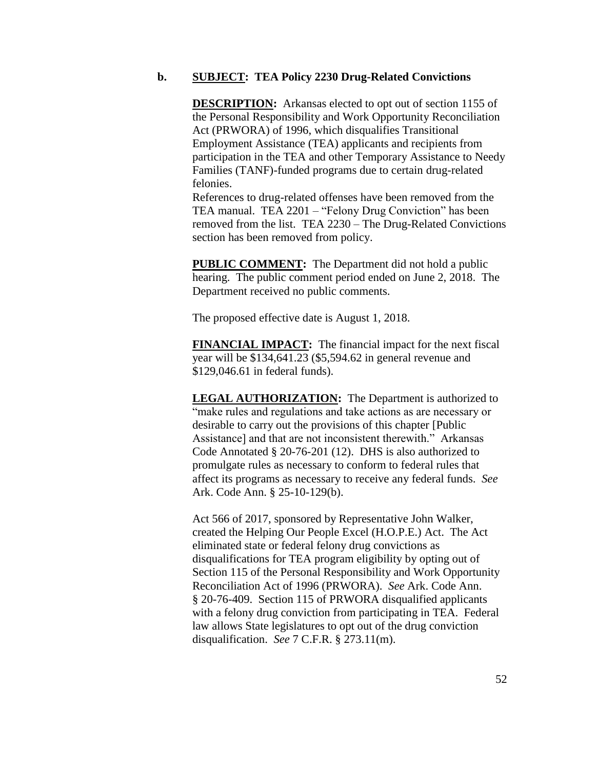**b. SUBJECT: TEA Policy 2230 Drug-Related Convictions**

**DESCRIPTION:** Arkansas elected to opt out of section 1155 of the Personal Responsibility and Work Opportunity Reconciliation Act (PRWORA) of 1996, which disqualifies Transitional Employment Assistance (TEA) applicants and recipients from participation in the TEA and other Temporary Assistance to Needy Families (TANF)-funded programs due to certain drug-related felonies.

References to drug-related offenses have been removed from the TEA manual. TEA 2201 – "Felony Drug Conviction" has been removed from the list. TEA 2230 – The Drug-Related Convictions section has been removed from policy.

**PUBLIC COMMENT:** The Department did not hold a public hearing. The public comment period ended on June 2, 2018. The Department received no public comments.

The proposed effective date is August 1, 2018.

**FINANCIAL IMPACT:** The financial impact for the next fiscal year will be $134,641.23 ($5,594.62 in general revenue and $129,046.61 in federal funds).

**LEGAL AUTHORIZATION:** The Department is authorized to "make rules and regulations and take actions as are necessary or desirable to carry out the provisions of this chapter [Public Assistance] and that are not inconsistent therewith." Arkansas Code Annotated § 20-76-201 (12). DHS is also authorized to promulgate rules as necessary to conform to federal rules that affect its programs as necessary to receive any federal funds. *See* Ark. Code Ann. § 25-10-129(b).

Act 566 of 2017, sponsored by Representative John Walker, created the Helping Our People Excel (H.O.P.E.) Act. The Act eliminated state or federal felony drug convictions as disqualifications for TEA program eligibility by opting out of Section 115 of the Personal Responsibility and Work Opportunity Reconciliation Act of 1996 (PRWORA). *See* Ark. Code Ann. § 20-76-409. Section 115 of PRWORA disqualified applicants with a felony drug conviction from participating in TEA. Federal law allows State legislatures to opt out of the drug conviction disqualification. *See* 7 C.F.R. § 273.11(m).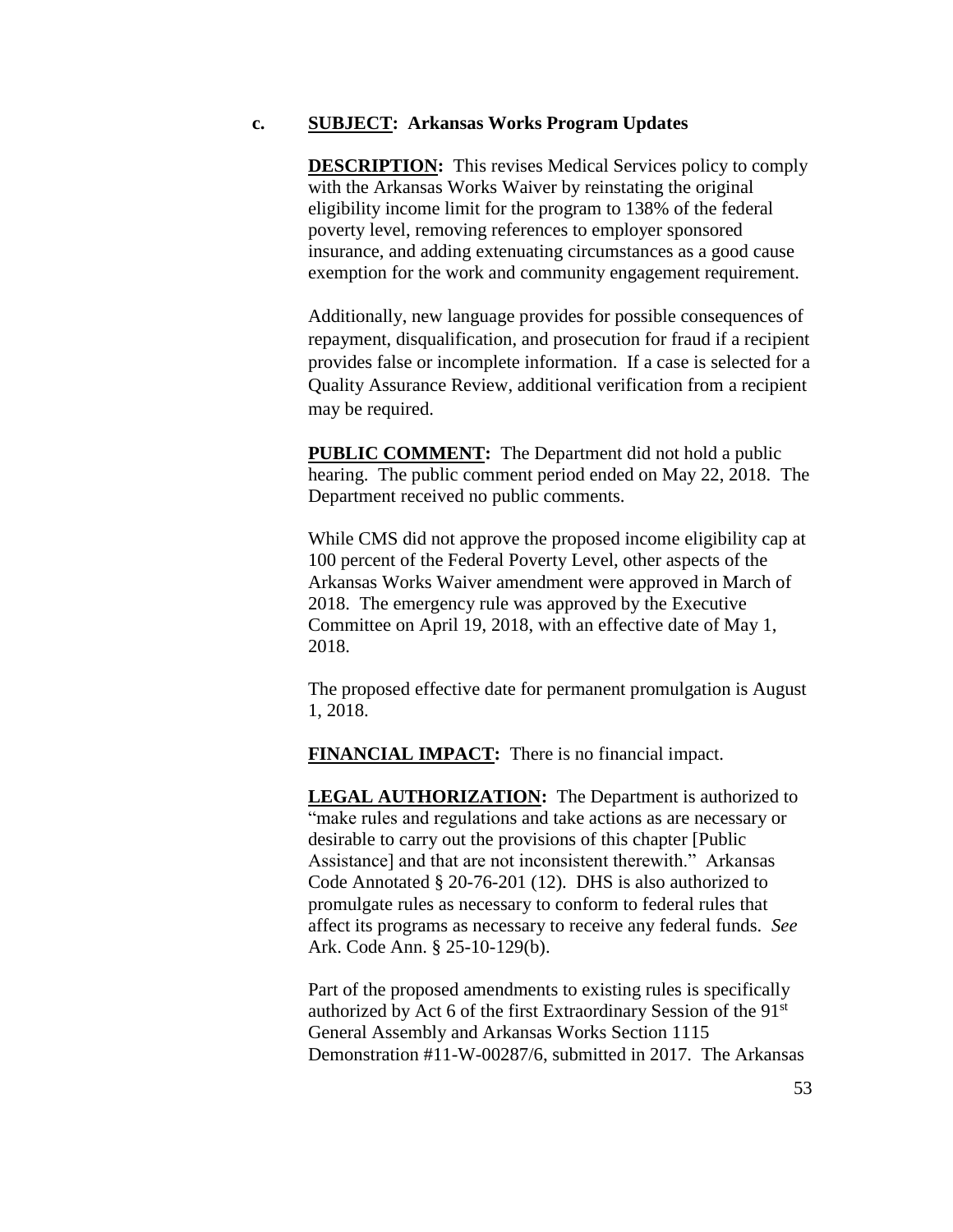**c.** **SUBJECT: Arkansas Works Program Updates**

**DESCRIPTION:** This revises Medical Services policy to comply with the Arkansas Works Waiver by reinstating the original eligibility income limit for the program to 138% of the federal poverty level, removing references to employer sponsored insurance, and adding extenuating circumstances as a good cause exemption for the work and community engagement requirement.

Additionally, new language provides for possible consequences of repayment, disqualification, and prosecution for fraud if a recipient provides false or incomplete information. If a case is selected for a Quality Assurance Review, additional verification from a recipient may be required.

**PUBLIC COMMENT:** The Department did not hold a public hearing. The public comment period ended on May 22, 2018. The Department received no public comments.

While CMS did not approve the proposed income eligibility cap at 100 percent of the Federal Poverty Level, other aspects of the Arkansas Works Waiver amendment were approved in March of 2018. The emergency rule was approved by the Executive Committee on April 19, 2018, with an effective date of May 1, 2018.

The proposed effective date for permanent promulgation is August 1, 2018.

**FINANCIAL IMPACT:** There is no financial impact.

**LEGAL AUTHORIZATION:** The Department is authorized to "make rules and regulations and take actions as are necessary or desirable to carry out the provisions of this chapter [Public Assistance] and that are not inconsistent therewith." Arkansas Code Annotated § 20-76-201 (12). DHS is also authorized to promulgate rules as necessary to conform to federal rules that affect its programs as necessary to receive any federal funds. *See* Ark. Code Ann. § 25-10-129(b).

Part of the proposed amendments to existing rules is specifically authorized by Act 6 of the first Extraordinary Session of the 91st General Assembly and Arkansas Works Section 1115 Demonstration #11-W-00287/6, submitted in 2017. The Arkansas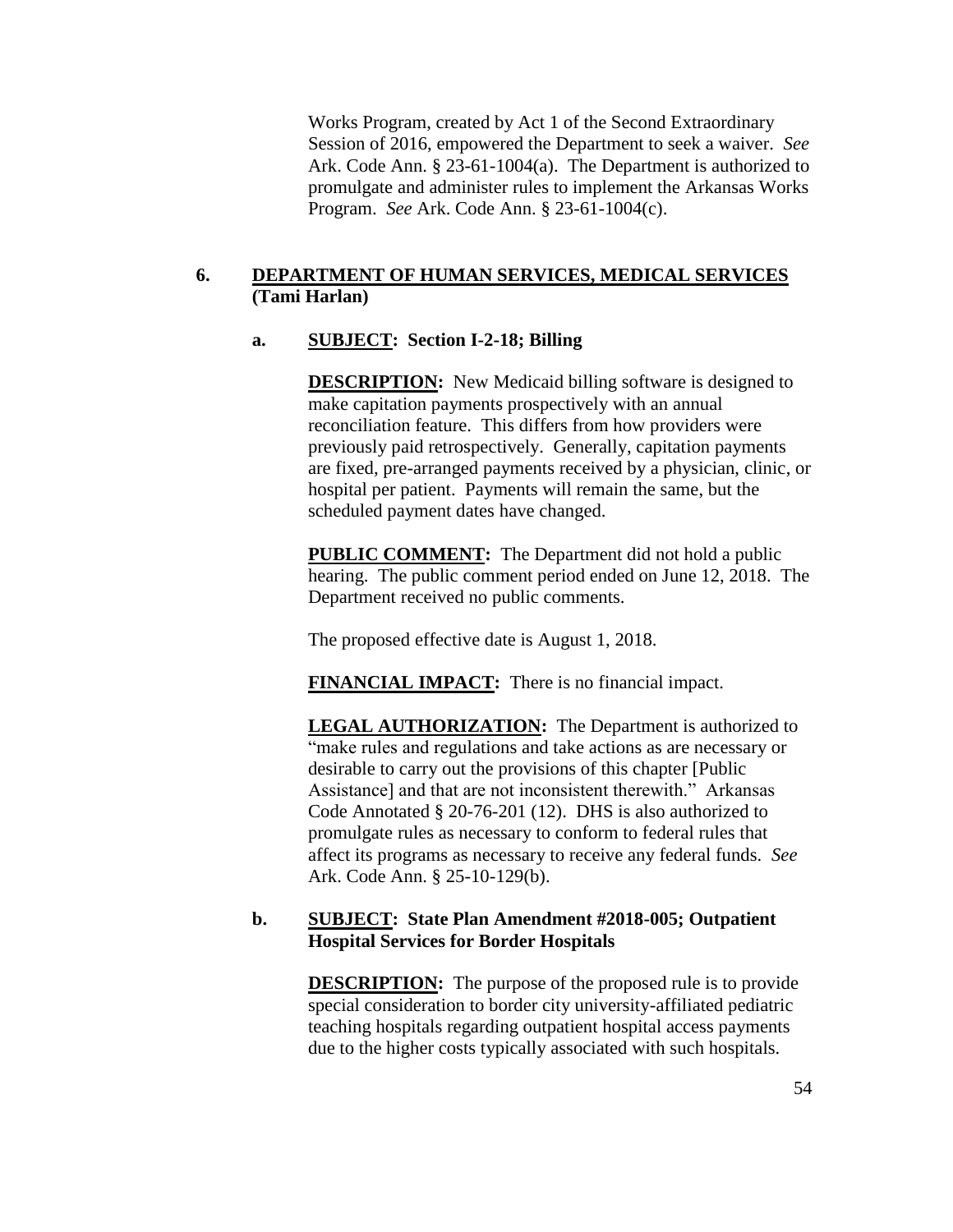Works Program, created by Act 1 of the Second Extraordinary Session of 2016, empowered the Department to seek a waiver. *See* Ark. Code Ann. § 23-61-1004(a). The Department is authorized to promulgate and administer rules to implement the Arkansas Works Program. *See* Ark. Code Ann. § 23-61-1004(c).

**6. DEPARTMENT OF HUMAN SERVICES, MEDICAL SERVICES (Tami Harlan)**

**a. SUBJECT: Section I-2-18; Billing**

**DESCRIPTION:** New Medicaid billing software is designed to make capitation payments prospectively with an annual reconciliation feature. This differs from how providers were previously paid retrospectively. Generally, capitation payments are fixed, pre-arranged payments received by a physician, clinic, or hospital per patient. Payments will remain the same, but the scheduled payment dates have changed.

**PUBLIC COMMENT:** The Department did not hold a public hearing. The public comment period ended on June 12, 2018. The Department received no public comments.

The proposed effective date is August 1, 2018.

**FINANCIAL IMPACT:** There is no financial impact.

**LEGAL AUTHORIZATION:** The Department is authorized to "make rules and regulations and take actions as are necessary or desirable to carry out the provisions of this chapter [Public Assistance] and that are not inconsistent therewith." Arkansas Code Annotated § 20-76-201 (12). DHS is also authorized to promulgate rules as necessary to conform to federal rules that affect its programs as necessary to receive any federal funds. *See* Ark. Code Ann. § 25-10-129(b).

**b. SUBJECT: State Plan Amendment #2018-005; Outpatient Hospital Services for Border Hospitals**

**DESCRIPTION:** The purpose of the proposed rule is to provide special consideration to border city university-affiliated pediatric teaching hospitals regarding outpatient hospital access payments due to the higher costs typically associated with such hospitals.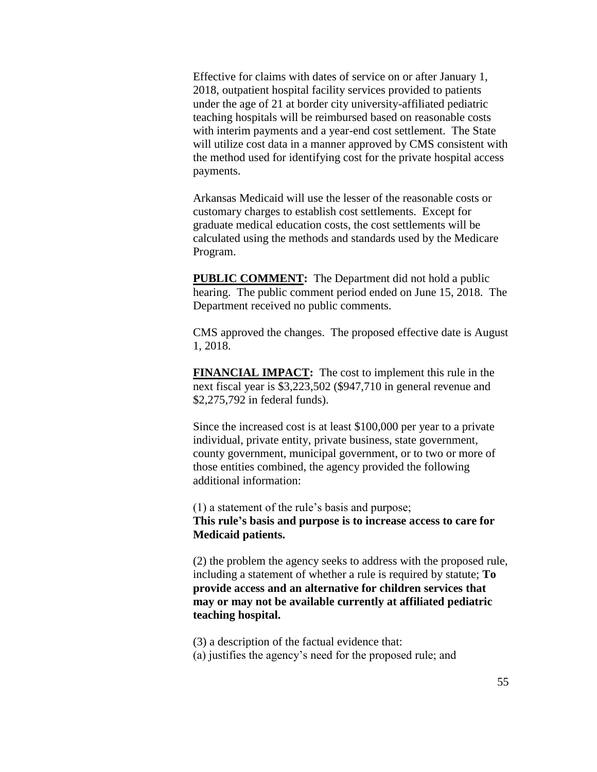Effective for claims with dates of service on or after January 1, 2018, outpatient hospital facility services provided to patients under the age of 21 at border city university-affiliated pediatric teaching hospitals will be reimbursed based on reasonable costs with interim payments and a year-end cost settlement. The State will utilize cost data in a manner approved by CMS consistent with the method used for identifying cost for the private hospital access payments.

Arkansas Medicaid will use the lesser of the reasonable costs or customary charges to establish cost settlements. Except for graduate medical education costs, the cost settlements will be calculated using the methods and standards used by the Medicare Program.

**PUBLIC COMMENT:** The Department did not hold a public hearing. The public comment period ended on June 15, 2018. The Department received no public comments.

CMS approved the changes. The proposed effective date is August 1, 2018.

**FINANCIAL IMPACT:** The cost to implement this rule in the next fiscal year is $3,223,502 ($947,710 in general revenue and $2,275,792 in federal funds).

Since the increased cost is at least $100,000 per year to a private individual, private entity, private business, state government, county government, municipal government, or to two or more of those entities combined, the agency provided the following additional information:

(1) a statement of the rule's basis and purpose;
**This rule's basis and purpose is to increase access to care for Medicaid patients.**

(2) the problem the agency seeks to address with the proposed rule, including a statement of whether a rule is required by statute; **To provide access and an alternative for children services that may or may not be available currently at affiliated pediatric teaching hospital.**

(3) a description of the factual evidence that:
(a) justifies the agency's need for the proposed rule; and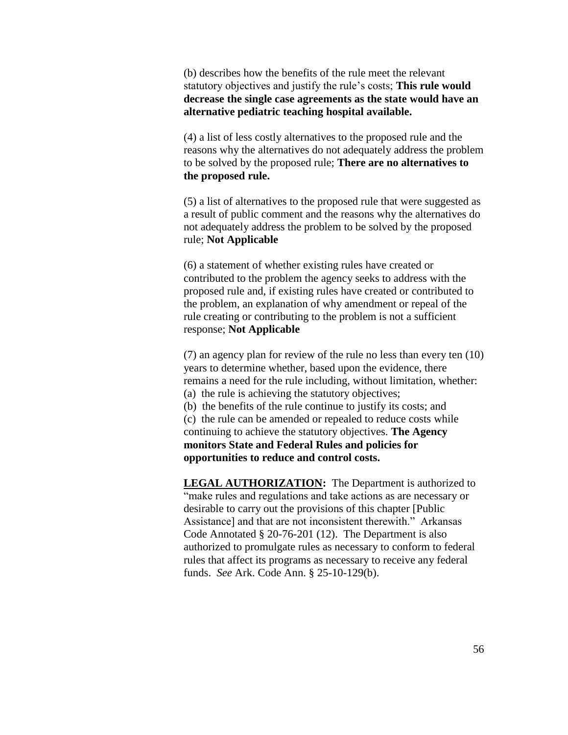(b) describes how the benefits of the rule meet the relevant statutory objectives and justify the rule's costs; **This rule would decrease the single case agreements as the state would have an alternative pediatric teaching hospital available.**

(4) a list of less costly alternatives to the proposed rule and the reasons why the alternatives do not adequately address the problem to be solved by the proposed rule; **There are no alternatives to the proposed rule.**

(5) a list of alternatives to the proposed rule that were suggested as a result of public comment and the reasons why the alternatives do not adequately address the problem to be solved by the proposed rule; **Not Applicable**

(6) a statement of whether existing rules have created or contributed to the problem the agency seeks to address with the proposed rule and, if existing rules have created or contributed to the problem, an explanation of why amendment or repeal of the rule creating or contributing to the problem is not a sufficient response; **Not Applicable**

(7) an agency plan for review of the rule no less than every ten (10) years to determine whether, based upon the evidence, there remains a need for the rule including, without limitation, whether:
(a) the rule is achieving the statutory objectives;
(b) the benefits of the rule continue to justify its costs; and
(c) the rule can be amended or repealed to reduce costs while continuing to achieve the statutory objectives. **The Agency monitors State and Federal Rules and policies for opportunities to reduce and control costs.**

**LEGAL AUTHORIZATION:** The Department is authorized to "make rules and regulations and take actions as are necessary or desirable to carry out the provisions of this chapter [Public Assistance] and that are not inconsistent therewith." Arkansas Code Annotated § 20-76-201 (12). The Department is also authorized to promulgate rules as necessary to conform to federal rules that affect its programs as necessary to receive any federal funds. *See* Ark. Code Ann. § 25-10-129(b).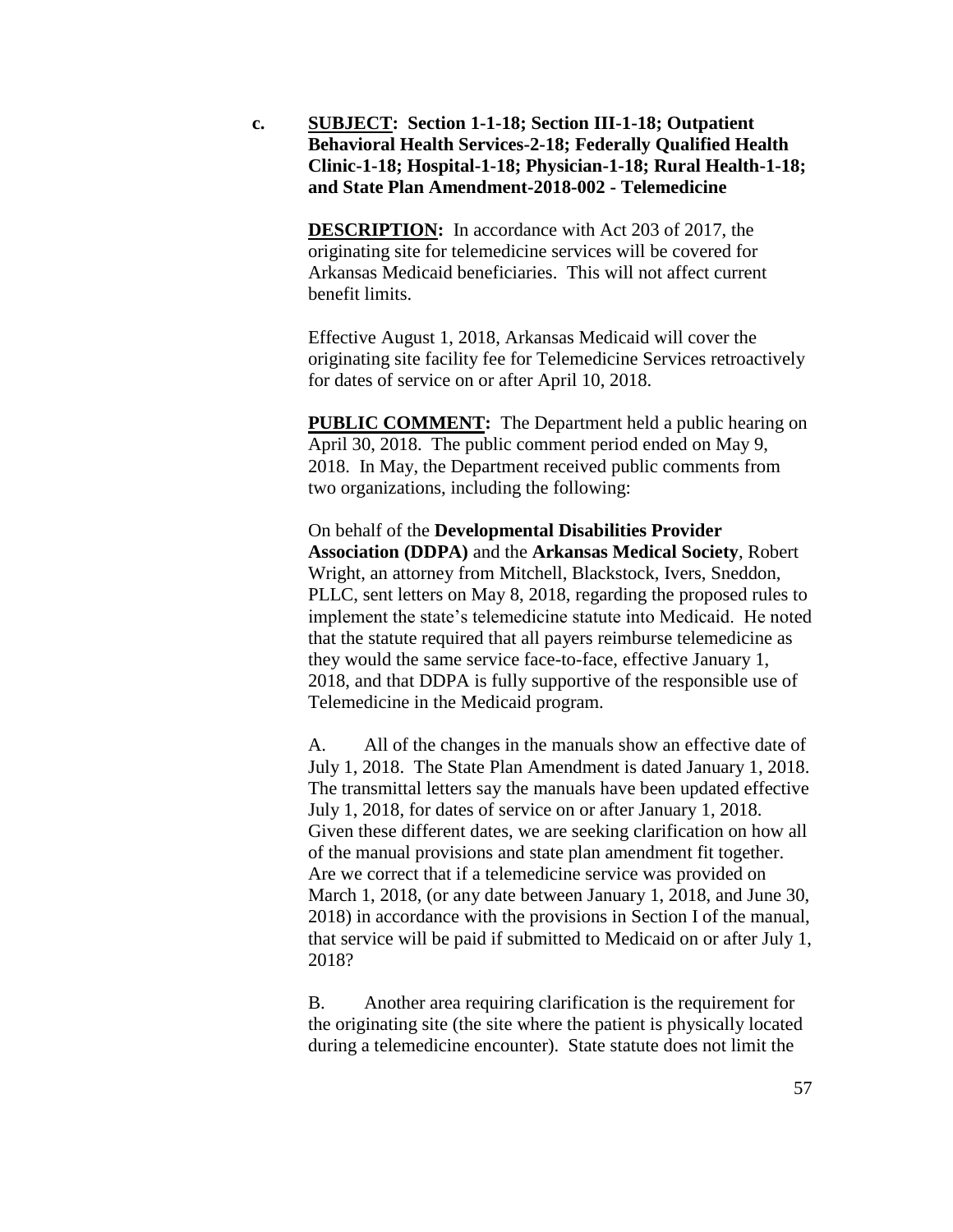c. **SUBJECT: Section 1-1-18; Section III-1-18; Outpatient Behavioral Health Services-2-18; Federally Qualified Health Clinic-1-18; Hospital-1-18; Physician-1-18; Rural Health-1-18; and State Plan Amendment-2018-002 - Telemedicine**

**DESCRIPTION:** In accordance with Act 203 of 2017, the originating site for telemedicine services will be covered for Arkansas Medicaid beneficiaries. This will not affect current benefit limits.

Effective August 1, 2018, Arkansas Medicaid will cover the originating site facility fee for Telemedicine Services retroactively for dates of service on or after April 10, 2018.

**PUBLIC COMMENT:** The Department held a public hearing on April 30, 2018. The public comment period ended on May 9, 2018. In May, the Department received public comments from two organizations, including the following:

On behalf of the **Developmental Disabilities Provider Association (DDPA)** and the **Arkansas Medical Society**, Robert Wright, an attorney from Mitchell, Blackstock, Ivers, Sneddon, PLLC, sent letters on May 8, 2018, regarding the proposed rules to implement the state's telemedicine statute into Medicaid. He noted that the statute required that all payers reimburse telemedicine as they would the same service face-to-face, effective January 1, 2018, and that DDPA is fully supportive of the responsible use of Telemedicine in the Medicaid program.

A. All of the changes in the manuals show an effective date of July 1, 2018. The State Plan Amendment is dated January 1, 2018. The transmittal letters say the manuals have been updated effective July 1, 2018, for dates of service on or after January 1, 2018. Given these different dates, we are seeking clarification on how all of the manual provisions and state plan amendment fit together. Are we correct that if a telemedicine service was provided on March 1, 2018, (or any date between January 1, 2018, and June 30, 2018) in accordance with the provisions in Section I of the manual, that service will be paid if submitted to Medicaid on or after July 1, 2018?

B. Another area requiring clarification is the requirement for the originating site (the site where the patient is physically located during a telemedicine encounter). State statute does not limit the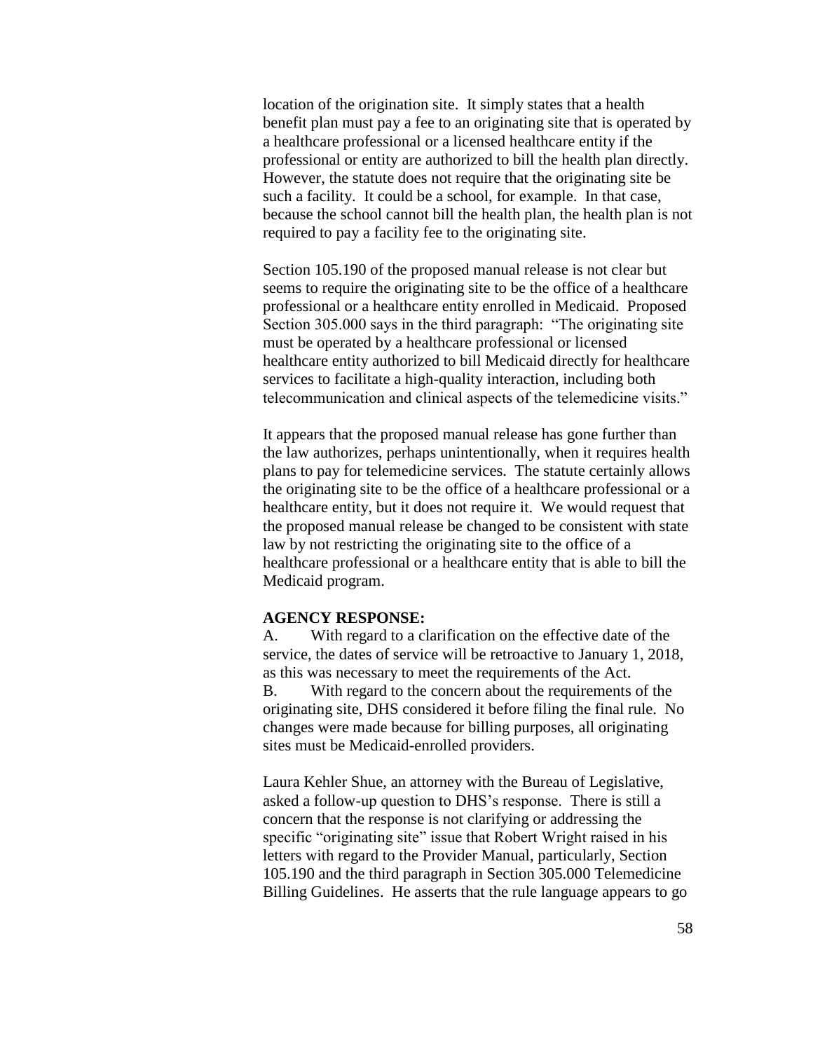location of the origination site. It simply states that a health benefit plan must pay a fee to an originating site that is operated by a healthcare professional or a licensed healthcare entity if the professional or entity are authorized to bill the health plan directly. However, the statute does not require that the originating site be such a facility. It could be a school, for example. In that case, because the school cannot bill the health plan, the health plan is not required to pay a facility fee to the originating site.

Section 105.190 of the proposed manual release is not clear but seems to require the originating site to be the office of a healthcare professional or a healthcare entity enrolled in Medicaid. Proposed Section 305.000 says in the third paragraph: "The originating site must be operated by a healthcare professional or licensed healthcare entity authorized to bill Medicaid directly for healthcare services to facilitate a high-quality interaction, including both telecommunication and clinical aspects of the telemedicine visits."

It appears that the proposed manual release has gone further than the law authorizes, perhaps unintentionally, when it requires health plans to pay for telemedicine services. The statute certainly allows the originating site to be the office of a healthcare professional or a healthcare entity, but it does not require it. We would request that the proposed manual release be changed to be consistent with state law by not restricting the originating site to the office of a healthcare professional or a healthcare entity that is able to bill the Medicaid program.

**AGENCY RESPONSE:**

A. With regard to a clarification on the effective date of the service, the dates of service will be retroactive to January 1, 2018, as this was necessary to meet the requirements of the Act.

B. With regard to the concern about the requirements of the originating site, DHS considered it before filing the final rule. No changes were made because for billing purposes, all originating sites must be Medicaid-enrolled providers.

Laura Kehler Shue, an attorney with the Bureau of Legislative, asked a follow-up question to DHS's response. There is still a concern that the response is not clarifying or addressing the specific "originating site" issue that Robert Wright raised in his letters with regard to the Provider Manual, particularly, Section 105.190 and the third paragraph in Section 305.000 Telemedicine Billing Guidelines. He asserts that the rule language appears to go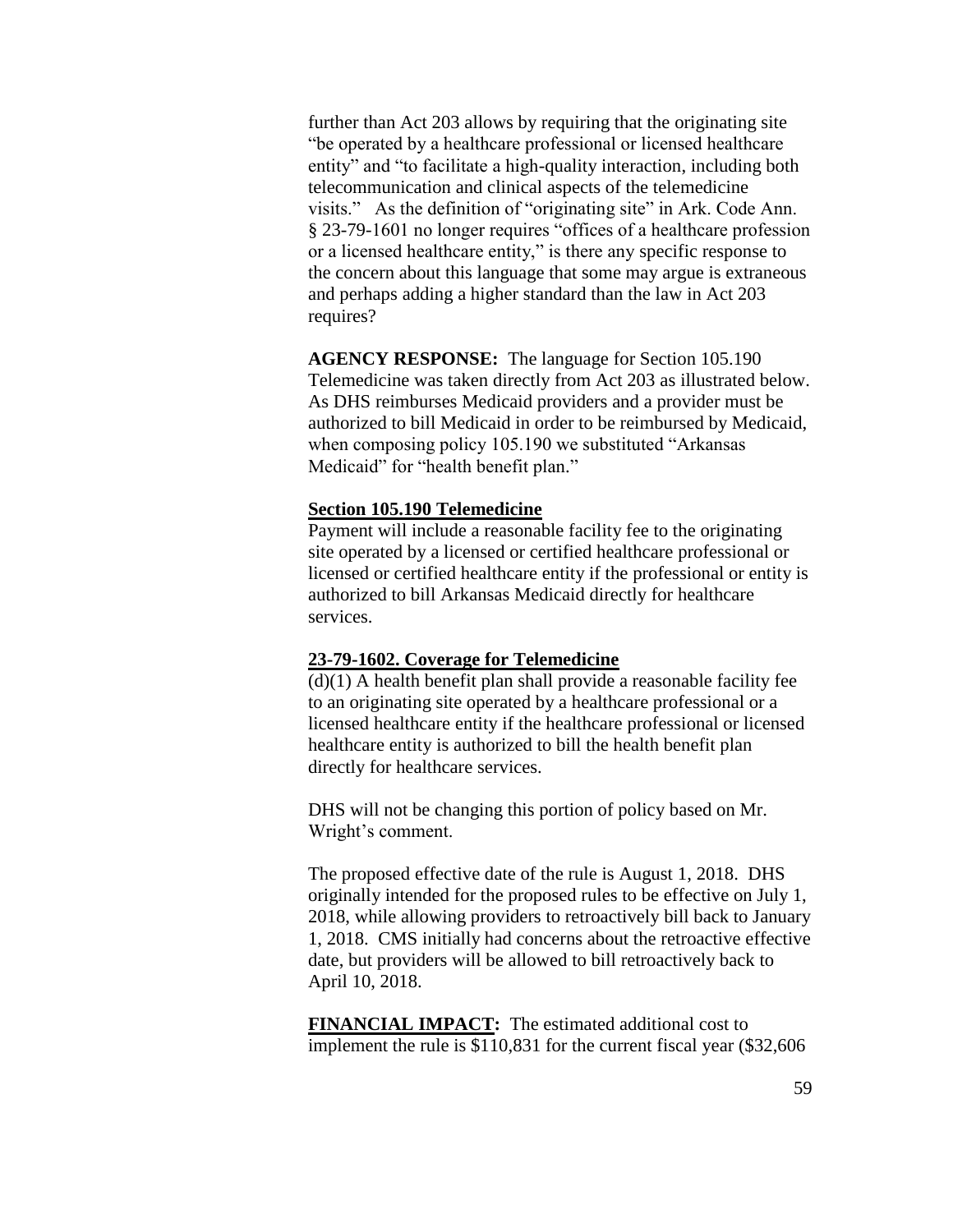further than Act 203 allows by requiring that the originating site "be operated by a healthcare professional or licensed healthcare entity" and "to facilitate a high-quality interaction, including both telecommunication and clinical aspects of the telemedicine visits." As the definition of "originating site" in Ark. Code Ann. § 23-79-1601 no longer requires "offices of a healthcare profession or a licensed healthcare entity," is there any specific response to the concern about this language that some may argue is extraneous and perhaps adding a higher standard than the law in Act 203 requires?

**AGENCY RESPONSE:** The language for Section 105.190 Telemedicine was taken directly from Act 203 as illustrated below. As DHS reimburses Medicaid providers and a provider must be authorized to bill Medicaid in order to be reimbursed by Medicaid, when composing policy 105.190 we substituted "Arkansas Medicaid" for "health benefit plan."

**Section 105.190 Telemedicine**

Payment will include a reasonable facility fee to the originating site operated by a licensed or certified healthcare professional or licensed or certified healthcare entity if the professional or entity is authorized to bill Arkansas Medicaid directly for healthcare services.

**23-79-1602. Coverage for Telemedicine**

(d)(1) A health benefit plan shall provide a reasonable facility fee to an originating site operated by a healthcare professional or a licensed healthcare entity if the healthcare professional or licensed healthcare entity is authorized to bill the health benefit plan directly for healthcare services.

DHS will not be changing this portion of policy based on Mr. Wright's comment.

The proposed effective date of the rule is August 1, 2018. DHS originally intended for the proposed rules to be effective on July 1, 2018, while allowing providers to retroactively bill back to January 1, 2018. CMS initially had concerns about the retroactive effective date, but providers will be allowed to bill retroactively back to April 10, 2018.

**FINANCIAL IMPACT:** The estimated additional cost to implement the rule is $110,831 for the current fiscal year ($32,606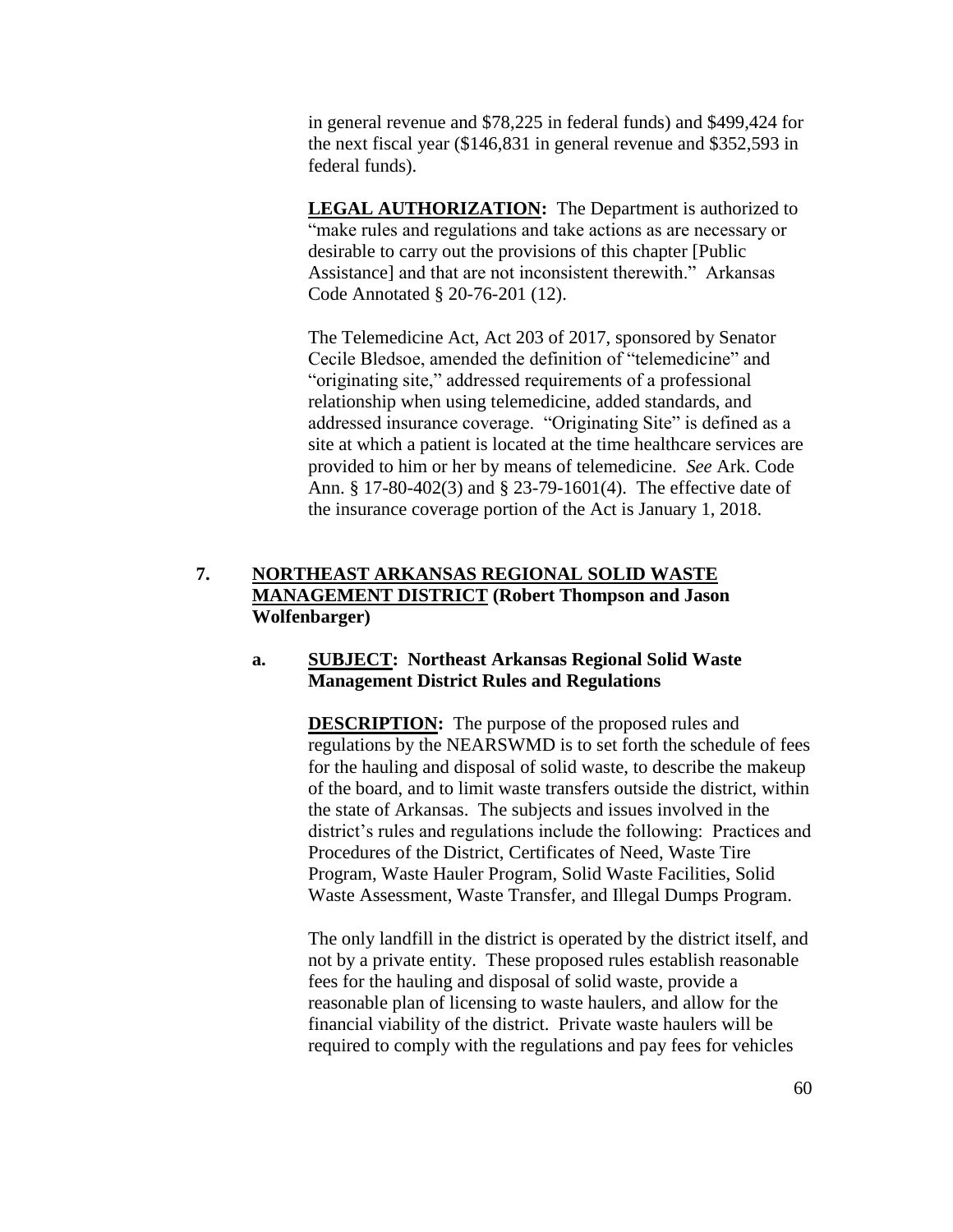in general revenue and $78,225 in federal funds) and $499,424 for the next fiscal year ($146,831 in general revenue and $352,593 in federal funds).

**LEGAL AUTHORIZATION:** The Department is authorized to "make rules and regulations and take actions as are necessary or desirable to carry out the provisions of this chapter [Public Assistance] and that are not inconsistent therewith." Arkansas Code Annotated § 20-76-201 (12).

The Telemedicine Act, Act 203 of 2017, sponsored by Senator Cecile Bledsoe, amended the definition of "telemedicine" and "originating site," addressed requirements of a professional relationship when using telemedicine, added standards, and addressed insurance coverage. "Originating Site" is defined as a site at which a patient is located at the time healthcare services are provided to him or her by means of telemedicine. *See* Ark. Code Ann. § 17-80-402(3) and § 23-79-1601(4). The effective date of the insurance coverage portion of the Act is January 1, 2018.

**7. NORTHEAST ARKANSAS REGIONAL SOLID WASTE MANAGEMENT DISTRICT (Robert Thompson and Jason Wolfenbarger)**

**a. SUBJECT: Northeast Arkansas Regional Solid Waste Management District Rules and Regulations**

**DESCRIPTION:** The purpose of the proposed rules and regulations by the NEARSWMD is to set forth the schedule of fees for the hauling and disposal of solid waste, to describe the makeup of the board, and to limit waste transfers outside the district, within the state of Arkansas. The subjects and issues involved in the district's rules and regulations include the following: Practices and Procedures of the District, Certificates of Need, Waste Tire Program, Waste Hauler Program, Solid Waste Facilities, Solid Waste Assessment, Waste Transfer, and Illegal Dumps Program.

The only landfill in the district is operated by the district itself, and not by a private entity. These proposed rules establish reasonable fees for the hauling and disposal of solid waste, provide a reasonable plan of licensing to waste haulers, and allow for the financial viability of the district. Private waste haulers will be required to comply with the regulations and pay fees for vehicles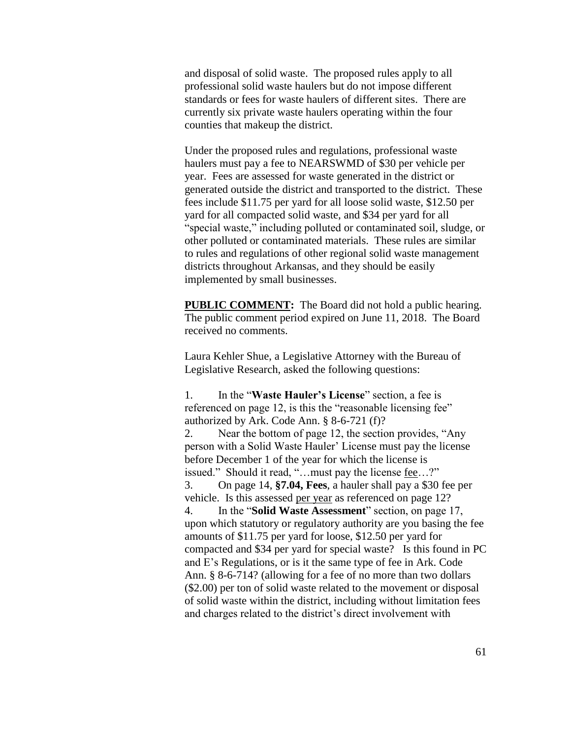and disposal of solid waste. The proposed rules apply to all professional solid waste haulers but do not impose different standards or fees for waste haulers of different sites. There are currently six private waste haulers operating within the four counties that makeup the district.

Under the proposed rules and regulations, professional waste haulers must pay a fee to NEARSWMD of $30 per vehicle per year. Fees are assessed for waste generated in the district or generated outside the district and transported to the district. These fees include $11.75 per yard for all loose solid waste, $12.50 per yard for all compacted solid waste, and $34 per yard for all "special waste," including polluted or contaminated soil, sludge, or other polluted or contaminated materials. These rules are similar to rules and regulations of other regional solid waste management districts throughout Arkansas, and they should be easily implemented by small businesses.

**PUBLIC COMMENT:** The Board did not hold a public hearing. The public comment period expired on June 11, 2018. The Board received no comments.

Laura Kehler Shue, a Legislative Attorney with the Bureau of Legislative Research, asked the following questions:

1. In the "**Waste Hauler's License**" section, a fee is referenced on page 12, is this the "reasonable licensing fee" authorized by Ark. Code Ann. § 8-6-721 (f)?
2. Near the bottom of page 12, the section provides, "Any person with a Solid Waste Hauler' License must pay the license before December 1 of the year for which the license is issued." Should it read, "…must pay the license <u>fee</u>…?"
3. On page 14, **§7.04, Fees**, a hauler shall pay a $30 fee per vehicle. Is this assessed <u>per year</u> as referenced on page 12?
4. In the "**Solid Waste Assessment**" section, on page 17, upon which statutory or regulatory authority are you basing the fee amounts of $11.75 per yard for loose, $12.50 per yard for compacted and $34 per yard for special waste? Is this found in PC and E's Regulations, or is it the same type of fee in Ark. Code Ann. § 8-6-714? (allowing for a fee of no more than two dollars ($2.00) per ton of solid waste related to the movement or disposal of solid waste within the district, including without limitation fees and charges related to the district's direct involvement with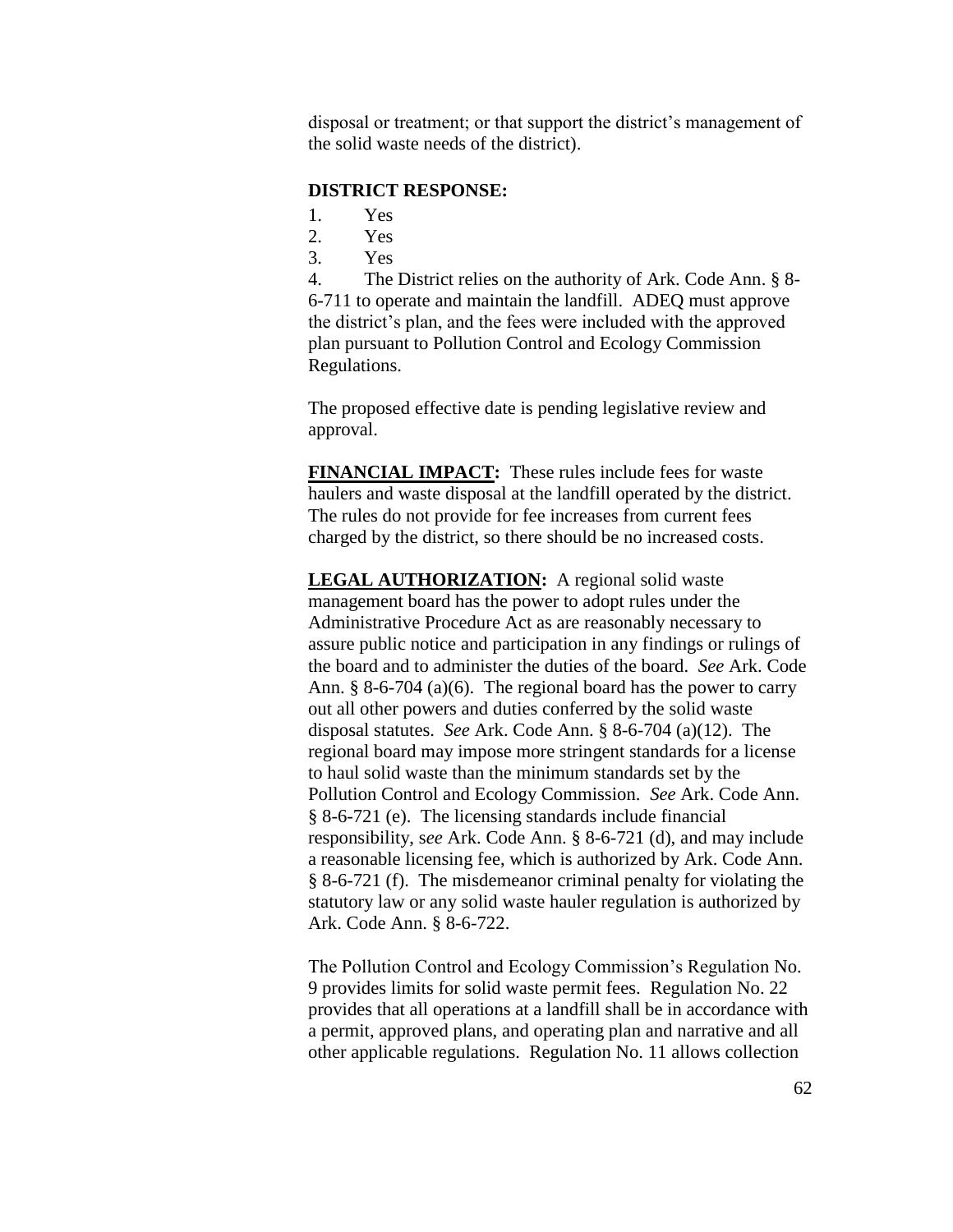disposal or treatment; or that support the district's management of the solid waste needs of the district).

**DISTRICT RESPONSE:**

1. Yes
2. Yes
3. Yes
4. The District relies on the authority of Ark. Code Ann. § 8-6-711 to operate and maintain the landfill. ADEQ must approve the district's plan, and the fees were included with the approved plan pursuant to Pollution Control and Ecology Commission Regulations.

The proposed effective date is pending legislative review and approval.

**FINANCIAL IMPACT:** These rules include fees for waste haulers and waste disposal at the landfill operated by the district. The rules do not provide for fee increases from current fees charged by the district, so there should be no increased costs.

**LEGAL AUTHORIZATION:** A regional solid waste management board has the power to adopt rules under the Administrative Procedure Act as are reasonably necessary to assure public notice and participation in any findings or rulings of the board and to administer the duties of the board. *See* Ark. Code Ann. § 8-6-704 (a)(6). The regional board has the power to carry out all other powers and duties conferred by the solid waste disposal statutes. *See* Ark. Code Ann. § 8-6-704 (a)(12). The regional board may impose more stringent standards for a license to haul solid waste than the minimum standards set by the Pollution Control and Ecology Commission. *See* Ark. Code Ann. § 8-6-721 (e). The licensing standards include financial responsibility, *see* Ark. Code Ann. § 8-6-721 (d), and may include a reasonable licensing fee, which is authorized by Ark. Code Ann. § 8-6-721 (f). The misdemeanor criminal penalty for violating the statutory law or any solid waste hauler regulation is authorized by Ark. Code Ann. § 8-6-722.

The Pollution Control and Ecology Commission's Regulation No. 9 provides limits for solid waste permit fees. Regulation No. 22 provides that all operations at a landfill shall be in accordance with a permit, approved plans, and operating plan and narrative and all other applicable regulations. Regulation No. 11 allows collection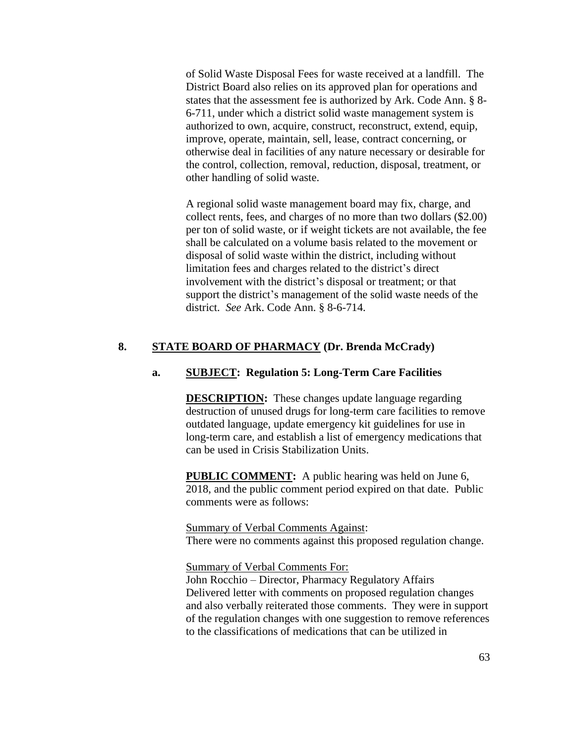of Solid Waste Disposal Fees for waste received at a landfill. The District Board also relies on its approved plan for operations and states that the assessment fee is authorized by Ark. Code Ann. § 8-6-711, under which a district solid waste management system is authorized to own, acquire, construct, reconstruct, extend, equip, improve, operate, maintain, sell, lease, contract concerning, or otherwise deal in facilities of any nature necessary or desirable for the control, collection, removal, reduction, disposal, treatment, or other handling of solid waste.

A regional solid waste management board may fix, charge, and collect rents, fees, and charges of no more than two dollars ($2.00) per ton of solid waste, or if weight tickets are not available, the fee shall be calculated on a volume basis related to the movement or disposal of solid waste within the district, including without limitation fees and charges related to the district's direct involvement with the district's disposal or treatment; or that support the district's management of the solid waste needs of the district. *See* Ark. Code Ann. § 8-6-714.

## 8. **STATE BOARD OF PHARMACY** (Dr. Brenda McCrady)

### a. **SUBJECT: Regulation 5: Long-Term Care Facilities**

**DESCRIPTION:** These changes update language regarding destruction of unused drugs for long-term care facilities to remove outdated language, update emergency kit guidelines for use in long-term care, and establish a list of emergency medications that can be used in Crisis Stabilization Units.

**PUBLIC COMMENT:** A public hearing was held on June 6, 2018, and the public comment period expired on that date. Public comments were as follows:

Summary of Verbal Comments Against:
There were no comments against this proposed regulation change.

Summary of Verbal Comments For:
John Rocchio – Director, Pharmacy Regulatory Affairs
Delivered letter with comments on proposed regulation changes and also verbally reiterated those comments. They were in support of the regulation changes with one suggestion to remove references to the classifications of medications that can be utilized in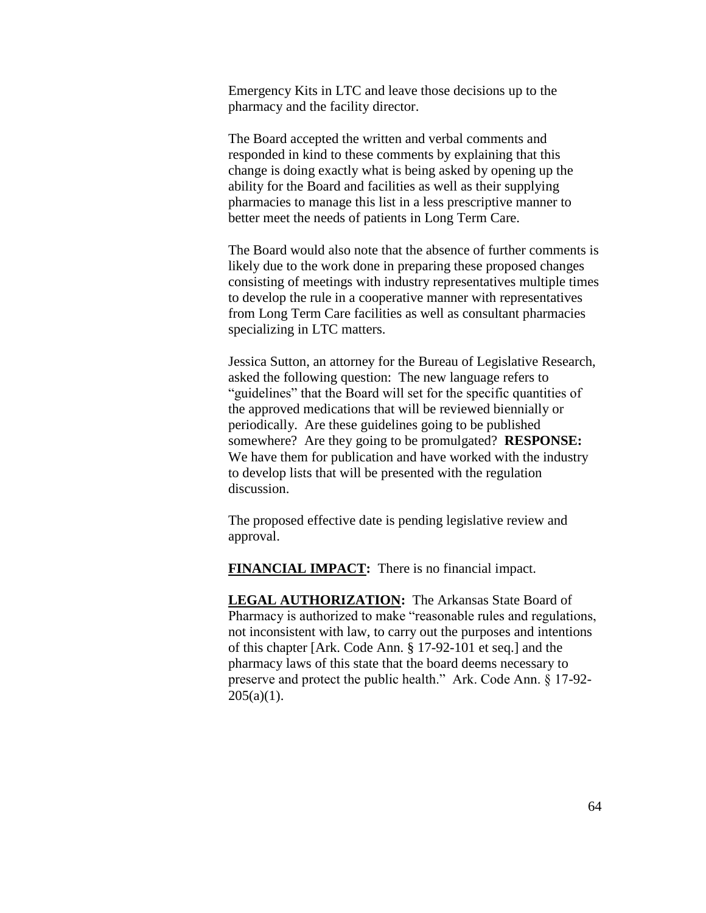Emergency Kits in LTC and leave those decisions up to the pharmacy and the facility director.

The Board accepted the written and verbal comments and responded in kind to these comments by explaining that this change is doing exactly what is being asked by opening up the ability for the Board and facilities as well as their supplying pharmacies to manage this list in a less prescriptive manner to better meet the needs of patients in Long Term Care.

The Board would also note that the absence of further comments is likely due to the work done in preparing these proposed changes consisting of meetings with industry representatives multiple times to develop the rule in a cooperative manner with representatives from Long Term Care facilities as well as consultant pharmacies specializing in LTC matters.

Jessica Sutton, an attorney for the Bureau of Legislative Research, asked the following question: The new language refers to "guidelines" that the Board will set for the specific quantities of the approved medications that will be reviewed biennially or periodically. Are these guidelines going to be published somewhere? Are they going to be promulgated? **RESPONSE:** We have them for publication and have worked with the industry to develop lists that will be presented with the regulation discussion.

The proposed effective date is pending legislative review and approval.

**FINANCIAL IMPACT:** There is no financial impact.

**LEGAL AUTHORIZATION:** The Arkansas State Board of Pharmacy is authorized to make "reasonable rules and regulations, not inconsistent with law, to carry out the purposes and intentions of this chapter [Ark. Code Ann. § 17-92-101 et seq.] and the pharmacy laws of this state that the board deems necessary to preserve and protect the public health." Ark. Code Ann. § 17-92-205(a)(1).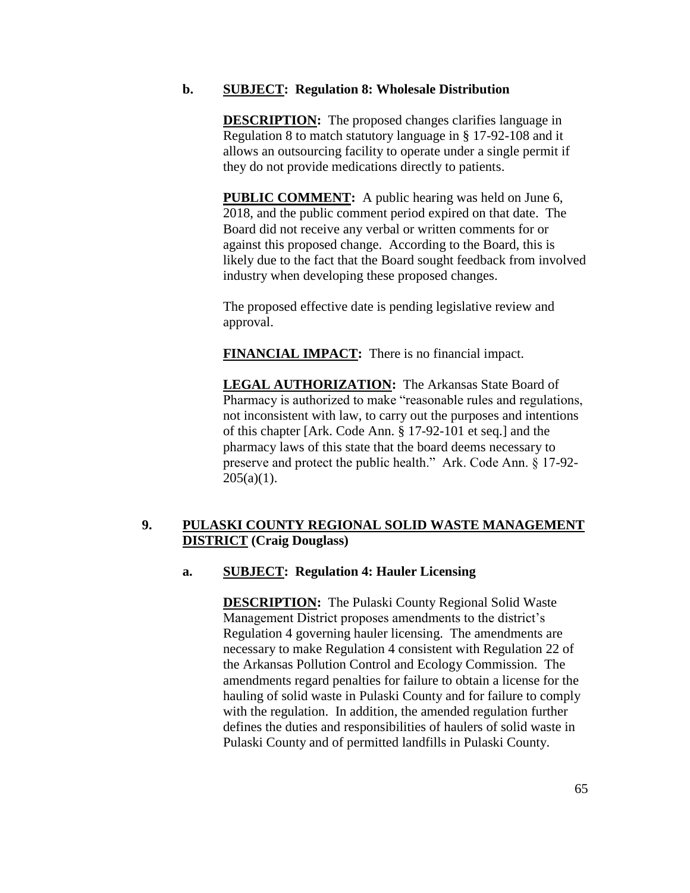**b. SUBJECT: Regulation 8: Wholesale Distribution**

**DESCRIPTION:** The proposed changes clarifies language in Regulation 8 to match statutory language in § 17-92-108 and it allows an outsourcing facility to operate under a single permit if they do not provide medications directly to patients.

**PUBLIC COMMENT:** A public hearing was held on June 6, 2018, and the public comment period expired on that date. The Board did not receive any verbal or written comments for or against this proposed change. According to the Board, this is likely due to the fact that the Board sought feedback from involved industry when developing these proposed changes.

The proposed effective date is pending legislative review and approval.

**FINANCIAL IMPACT:** There is no financial impact.

**LEGAL AUTHORIZATION:** The Arkansas State Board of Pharmacy is authorized to make "reasonable rules and regulations, not inconsistent with law, to carry out the purposes and intentions of this chapter [Ark. Code Ann. § 17-92-101 et seq.] and the pharmacy laws of this state that the board deems necessary to preserve and protect the public health." Ark. Code Ann. § 17-92-205(a)(1).

## 9. PULASKI COUNTY REGIONAL SOLID WASTE MANAGEMENT DISTRICT (Craig Douglass)

**a. SUBJECT: Regulation 4: Hauler Licensing**

**DESCRIPTION:** The Pulaski County Regional Solid Waste Management District proposes amendments to the district's Regulation 4 governing hauler licensing. The amendments are necessary to make Regulation 4 consistent with Regulation 22 of the Arkansas Pollution Control and Ecology Commission. The amendments regard penalties for failure to obtain a license for the hauling of solid waste in Pulaski County and for failure to comply with the regulation. In addition, the amended regulation further defines the duties and responsibilities of haulers of solid waste in Pulaski County and of permitted landfills in Pulaski County.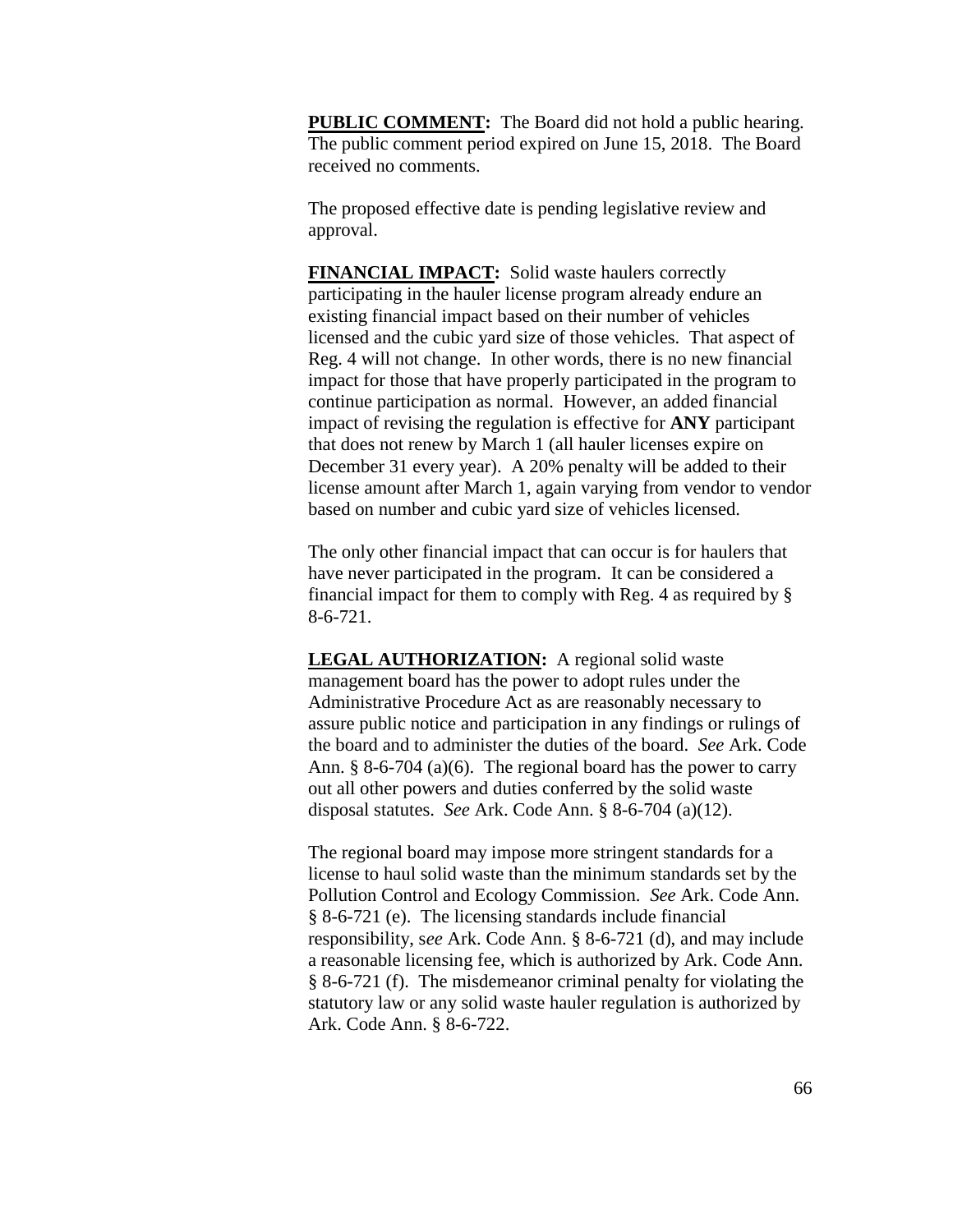**PUBLIC COMMENT:** The Board did not hold a public hearing. The public comment period expired on June 15, 2018. The Board received no comments.

The proposed effective date is pending legislative review and approval.

**FINANCIAL IMPACT:** Solid waste haulers correctly participating in the hauler license program already endure an existing financial impact based on their number of vehicles licensed and the cubic yard size of those vehicles. That aspect of Reg. 4 will not change. In other words, there is no new financial impact for those that have properly participated in the program to continue participation as normal. However, an added financial impact of revising the regulation is effective for **ANY** participant that does not renew by March 1 (all hauler licenses expire on December 31 every year). A 20% penalty will be added to their license amount after March 1, again varying from vendor to vendor based on number and cubic yard size of vehicles licensed.

The only other financial impact that can occur is for haulers that have never participated in the program. It can be considered a financial impact for them to comply with Reg. 4 as required by § 8-6-721.

**LEGAL AUTHORIZATION:** A regional solid waste management board has the power to adopt rules under the Administrative Procedure Act as are reasonably necessary to assure public notice and participation in any findings or rulings of the board and to administer the duties of the board. *See* Ark. Code Ann. § 8-6-704 (a)(6). The regional board has the power to carry out all other powers and duties conferred by the solid waste disposal statutes. *See* Ark. Code Ann. § 8-6-704 (a)(12).

The regional board may impose more stringent standards for a license to haul solid waste than the minimum standards set by the Pollution Control and Ecology Commission. *See* Ark. Code Ann. § 8-6-721 (e). The licensing standards include financial responsibility, s*ee* Ark. Code Ann. § 8-6-721 (d), and may include a reasonable licensing fee, which is authorized by Ark. Code Ann. § 8-6-721 (f). The misdemeanor criminal penalty for violating the statutory law or any solid waste hauler regulation is authorized by Ark. Code Ann. § 8-6-722.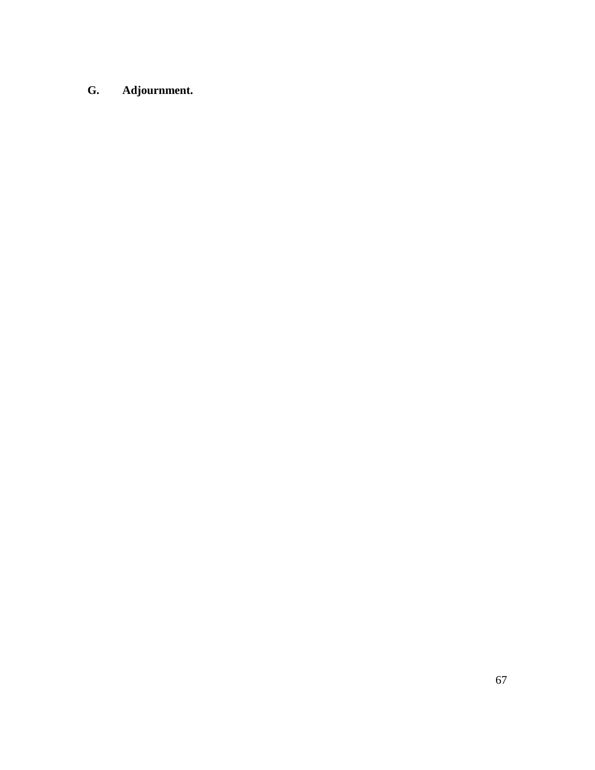**G. Adjournment.**